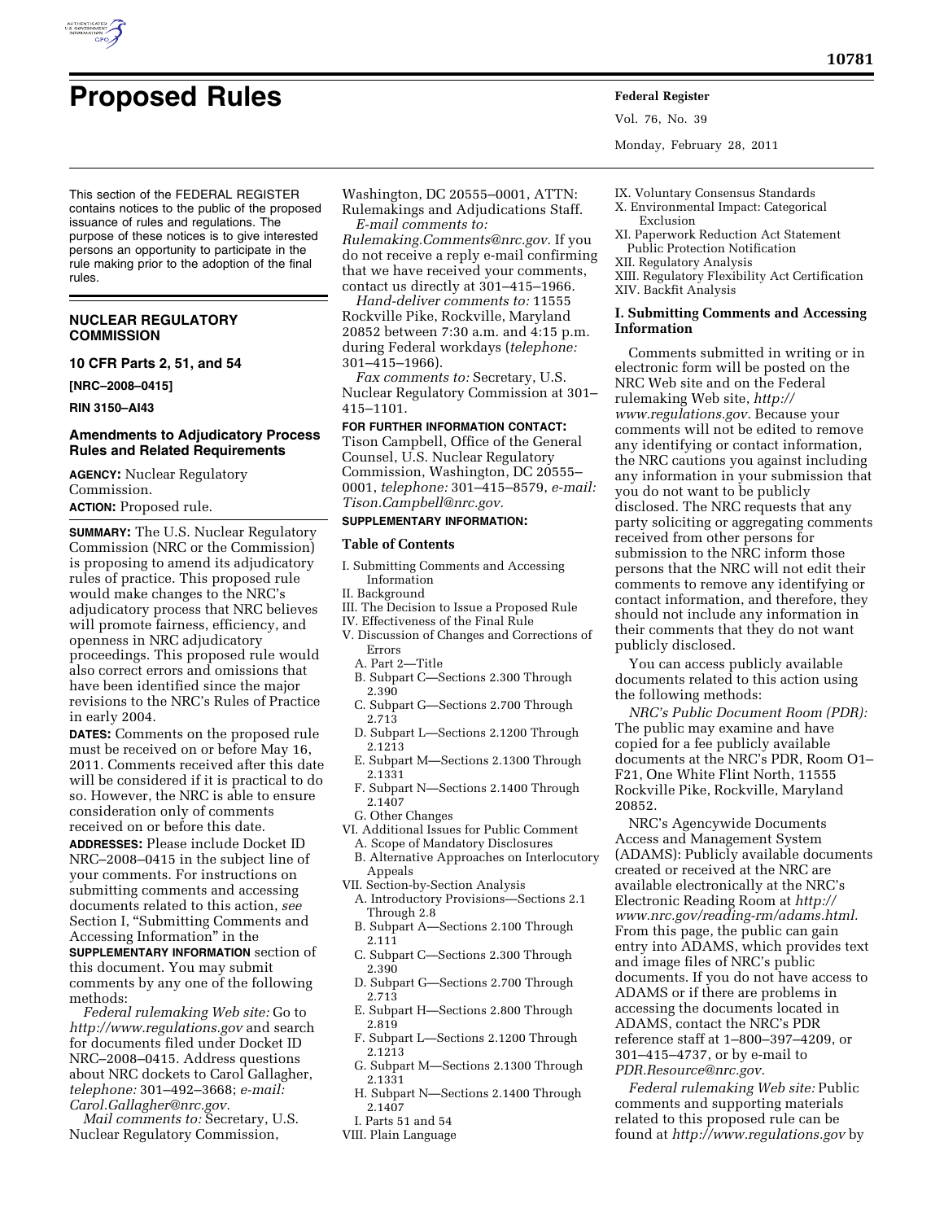# Proposed Rules

This section of the FEDERAL REGISTER contains notices to the public of the proposed issuance of rules and regulations. The purpose of these notices is to give interested persons an opportunity to participate in the rule making prior to the adoption of the final rules.

## NUCLEAR REGULATORY COMMISSION

**10 CFR Parts 2, 51, and 54**

**[NRC–2008–0415]**

**RIN 3150–AI43**

### Amendments to Adjudicatory Process Rules and Related Requirements

**AGENCY:** Nuclear Regulatory Commission.

**ACTION:** Proposed rule.

**SUMMARY:** The U.S. Nuclear Regulatory Commission (NRC or the Commission) is proposing to amend its adjudicatory rules of practice. This proposed rule would make changes to the NRC's adjudicatory process that NRC believes will promote fairness, efficiency, and openness in NRC adjudicatory proceedings. This proposed rule would also correct errors and omissions that have been identified since the major revisions to the NRC's Rules of Practice in early 2004.

**DATES:** Comments on the proposed rule must be received on or before May 16, 2011. Comments received after this date will be considered if it is practical to do so. However, the NRC is able to ensure consideration only of comments received on or before this date.

**ADDRESSES:** Please include Docket ID NRC–2008–0415 in the subject line of your comments. For instructions on submitting comments and accessing documents related to this action, *see* Section I, "Submitting Comments and Accessing Information" in the **SUPPLEMENTARY INFORMATION** section of this document. You may submit comments by any one of the following methods:

*Federal rulemaking Web site:* Go to *http://www.regulations.gov* and search for documents filed under Docket ID NRC–2008–0415. Address questions about NRC dockets to Carol Gallagher, *telephone:* 301–492–3668; *e-mail: Carol.Gallagher@nrc.gov.*

*Mail comments to:* Secretary, U.S. Nuclear Regulatory Commission, Washington, DC 20555–0001, ATTN: Rulemakings and Adjudications Staff.

*E-mail comments to: Rulemaking.Comments@nrc.gov.* If you do not receive a reply e-mail confirming that we have received your comments, contact us directly at 301–415–1966.

*Hand-deliver comments to:* 11555 Rockville Pike, Rockville, Maryland 20852 between 7:30 a.m. and 4:15 p.m. during Federal workdays (*telephone:* 301–415–1966).

*Fax comments to:* Secretary, U.S. Nuclear Regulatory Commission at 301–415–1101.

**FOR FURTHER INFORMATION CONTACT:** Tison Campbell, Office of the General Counsel, U.S. Nuclear Regulatory Commission, Washington, DC 20555–0001, *telephone:* 301–415–8579, *e-mail: Tison.Campbell@nrc.gov.*

**SUPPLEMENTARY INFORMATION:**

#### Table of Contents

- I. Submitting Comments and Accessing Information
- II. Background
- III. The Decision to Issue a Proposed Rule
- IV. Effectiveness of the Final Rule
- V. Discussion of Changes and Corrections of Errors
  - A. Part 2—Title
  - B. Subpart C—Sections 2.300 Through 2.390
  - C. Subpart G—Sections 2.700 Through 2.713
  - D. Subpart L—Sections 2.1200 Through 2.1213
  - E. Subpart M—Sections 2.1300 Through 2.1331
  - F. Subpart N—Sections 2.1400 Through 2.1407
  - G. Other Changes
- VI. Additional Issues for Public Comment
  - A. Scope of Mandatory Disclosures
  - B. Alternative Approaches on Interlocutory Appeals
- VII. Section-by-Section Analysis
  - A. Introductory Provisions—Sections 2.1 Through 2.8
  - B. Subpart A—Sections 2.100 Through 2.111
  - C. Subpart C—Sections 2.300 Through 2.390
  - D. Subpart G—Sections 2.700 Through 2.713
  - E. Subpart H—Sections 2.800 Through 2.819
  - F. Subpart L—Sections 2.1200 Through 2.1213
  - G. Subpart M—Sections 2.1300 Through 2.1331
  - H. Subpart N—Sections 2.1400 Through 2.1407
  - I. Parts 51 and 54
- VIII. Plain Language
- IX. Voluntary Consensus Standards
- X. Environmental Impact: Categorical Exclusion
- XI. Paperwork Reduction Act Statement Public Protection Notification
- XII. Regulatory Analysis
- XIII. Regulatory Flexibility Act Certification
- XIV. Backfit Analysis

#### I. Submitting Comments and Accessing Information

Comments submitted in writing or in electronic form will be posted on the NRC Web site and on the Federal rulemaking Web site, *http://www.regulations.gov.* Because your comments will not be edited to remove any identifying or contact information, the NRC cautions you against including any information in your submission that you do not want to be publicly disclosed. The NRC requests that any party soliciting or aggregating comments received from other persons for submission to the NRC inform those persons that the NRC will not edit their comments to remove any identifying or contact information, and therefore, they should not include any information in their comments that they do not want publicly disclosed.

You can access publicly available documents related to this action using the following methods:

*NRC's Public Document Room (PDR):* The public may examine and have copied for a fee publicly available documents at the NRC's PDR, Room O1–F21, One White Flint North, 11555 Rockville Pike, Rockville, Maryland 20852.

NRC's Agencywide Documents Access and Management System (ADAMS): Publicly available documents created or received at the NRC are available electronically at the NRC's Electronic Reading Room at *http://www.nrc.gov/reading-rm/adams.html.* From this page, the public can gain entry into ADAMS, which provides text and image files of NRC's public documents. If you do not have access to ADAMS or if there are problems in accessing the documents located in ADAMS, contact the NRC's PDR reference staff at 1–800–397–4209, or 301–415–4737, or by e-mail to *PDR.Resource@nrc.gov.*

*Federal rulemaking Web site:* Public comments and supporting materials related to this proposed rule can be found at *http://www.regulations.gov* by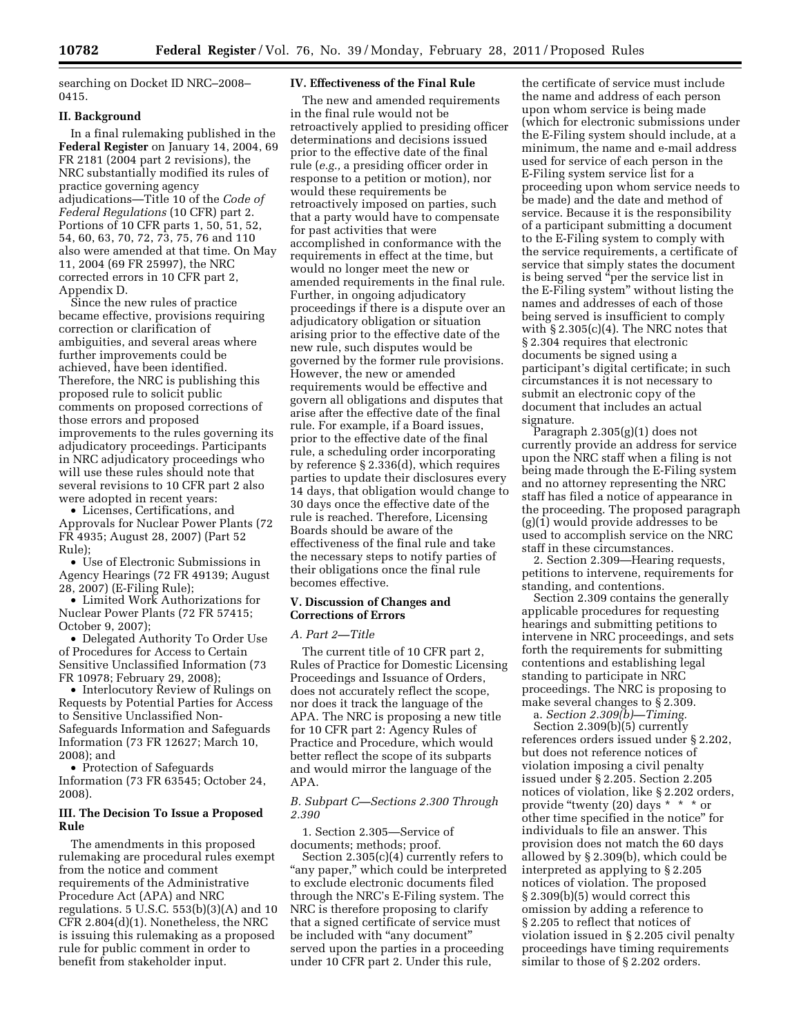searching on Docket ID NRC–2008–0415.

## II. Background

In a final rulemaking published in the **Federal Register** on January 14, 2004, 69 FR 2181 (2004 part 2 revisions), the NRC substantially modified its rules of practice governing agency adjudications—Title 10 of the *Code of Federal Regulations* (10 CFR) part 2. Portions of 10 CFR parts 1, 50, 51, 52, 54, 60, 63, 70, 72, 73, 75, 76 and 110 also were amended at that time. On May 11, 2004 (69 FR 25997), the NRC corrected errors in 10 CFR part 2, Appendix D.

Since the new rules of practice became effective, provisions requiring correction or clarification of ambiguities, and several areas where further improvements could be achieved, have been identified. Therefore, the NRC is publishing this proposed rule to solicit public comments on proposed corrections of those errors and proposed improvements to the rules governing its adjudicatory proceedings. Participants in NRC adjudicatory proceedings who will use these rules should note that several revisions to 10 CFR part 2 also were adopted in recent years:

- Licenses, Certifications, and Approvals for Nuclear Power Plants (72 FR 4935; August 28, 2007) (Part 52 Rule);
- Use of Electronic Submissions in Agency Hearings (72 FR 49139; August 28, 2007) (E-Filing Rule);
- Limited Work Authorizations for Nuclear Power Plants (72 FR 57415; October 9, 2007);
- Delegated Authority To Order Use of Procedures for Access to Certain Sensitive Unclassified Information (73 FR 10978; February 29, 2008);
- Interlocutory Review of Rulings on Requests by Potential Parties for Access to Sensitive Unclassified Non-Safeguards Information and Safeguards Information (73 FR 12627; March 10, 2008); and
- Protection of Safeguards Information (73 FR 63545; October 24, 2008).

## III. The Decision To Issue a Proposed Rule

The amendments in this proposed rulemaking are procedural rules exempt from the notice and comment requirements of the Administrative Procedure Act (APA) and NRC regulations. 5 U.S.C. 553(b)(3)(A) and 10 CFR 2.804(d)(1). Nonetheless, the NRC is issuing this rulemaking as a proposed rule for public comment in order to benefit from stakeholder input.

## IV. Effectiveness of the Final Rule

The new and amended requirements in the final rule would not be retroactively applied to presiding officer determinations and decisions issued prior to the effective date of the final rule (*e.g.,* a presiding officer order in response to a petition or motion), nor would these requirements be retroactively imposed on parties, such that a party would have to compensate for past activities that were accomplished in conformance with the requirements in effect at the time, but would no longer meet the new or amended requirements in the final rule. Further, in ongoing adjudicatory proceedings if there is a dispute over an adjudicatory obligation or situation arising prior to the effective date of the new rule, such disputes would be governed by the former rule provisions. However, the new or amended requirements would be effective and govern all obligations and disputes that arise after the effective date of the final rule. For example, if a Board issues, prior to the effective date of the final rule, a scheduling order incorporating by reference § 2.336(d), which requires parties to update their disclosures every 14 days, that obligation would change to 30 days once the effective date of the rule is reached. Therefore, Licensing Boards should be aware of the effectiveness of the final rule and take the necessary steps to notify parties of their obligations once the final rule becomes effective.

## V. Discussion of Changes and Corrections of Errors

### *A. Part 2—Title*

The current title of 10 CFR part 2, Rules of Practice for Domestic Licensing Proceedings and Issuance of Orders, does not accurately reflect the scope, nor does it track the language of the APA. The NRC is proposing a new title for 10 CFR part 2: Agency Rules of Practice and Procedure, which would better reflect the scope of its subparts and would mirror the language of the APA.

### *B. Subpart C—Sections 2.300 Through 2.390*

1. Section 2.305—Service of documents; methods; proof.

Section 2.305(c)(4) currently refers to "any paper," which could be interpreted to exclude electronic documents filed through the NRC's E-Filing system. The NRC is therefore proposing to clarify that a signed certificate of service must be included with "any document" served upon the parties in a proceeding under 10 CFR part 2. Under this rule, the certificate of service must include the name and address of each person upon whom service is being made (which for electronic submissions under the E-Filing system should include, at a minimum, the name and e-mail address used for service of each person in the E-Filing system service list for a proceeding upon whom service needs to be made) and the date and method of service. Because it is the responsibility of a participant submitting a document to the E-Filing system to comply with the service requirements, a certificate of service that simply states the document is being served "per the service list in the E-Filing system" without listing the names and addresses of each of those being served is insufficient to comply with § 2.305(c)(4). The NRC notes that § 2.304 requires that electronic documents be signed using a participant's digital certificate; in such circumstances it is not necessary to submit an electronic copy of the document that includes an actual signature.

Paragraph 2.305(g)(1) does not currently provide an address for service upon the NRC staff when a filing is not being made through the E-Filing system and no attorney representing the NRC staff has filed a notice of appearance in the proceeding. The proposed paragraph (g)(1) would provide addresses to be used to accomplish service on the NRC staff in these circumstances.

2. Section 2.309—Hearing requests, petitions to intervene, requirements for standing, and contentions.

Section 2.309 contains the generally applicable procedures for requesting hearings and submitting petitions to intervene in NRC proceedings, and sets forth the requirements for submitting contentions and establishing legal standing to participate in NRC proceedings. The NRC is proposing to make several changes to § 2.309.

a. *Section 2.309(b)—Timing.*

Section 2.309(b)(5) currently references orders issued under § 2.202, but does not reference notices of violation imposing a civil penalty issued under § 2.205. Section 2.205 notices of violation, like § 2.202 orders, provide "twenty (20) days * * * or other time specified in the notice" for individuals to file an answer. This provision does not match the 60 days allowed by § 2.309(b), which could be interpreted as applying to § 2.205 notices of violation. The proposed § 2.309(b)(5) would correct this omission by adding a reference to § 2.205 to reflect that notices of violation issued in § 2.205 civil penalty proceedings have timing requirements similar to those of § 2.202 orders.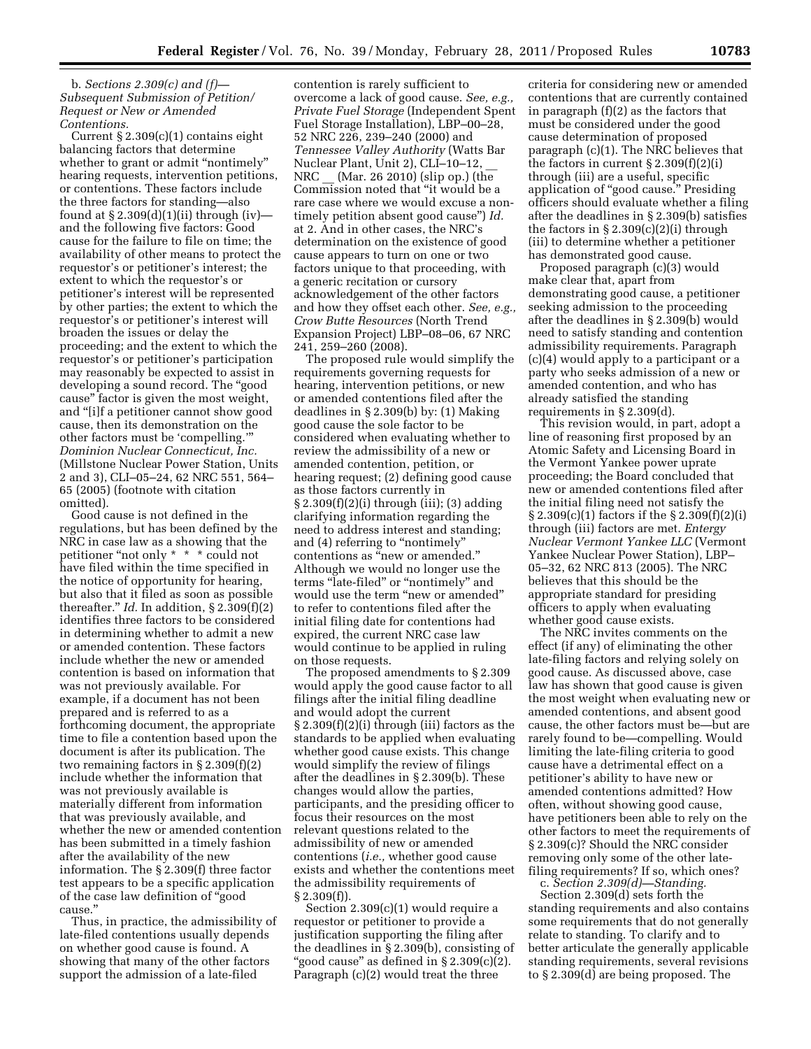b. *Sections 2.309(c) and (f)—Subsequent Submission of Petition/Request or New or Amended Contentions.*

Current § 2.309(c)(1) contains eight balancing factors that determine whether to grant or admit "nontimely" hearing requests, intervention petitions, or contentions. These factors include the three factors for standing—also found at § 2.309(d)(1)(ii) through (iv)—and the following five factors: Good cause for the failure to file on time; the availability of other means to protect the requestor's or petitioner's interest; the extent to which the requestor's or petitioner's interest will be represented by other parties; the extent to which the requestor's or petitioner's interest will broaden the issues or delay the proceeding; and the extent to which the requestor's or petitioner's participation may reasonably be expected to assist in developing a sound record. The "good cause" factor is given the most weight, and "[i]f a petitioner cannot show good cause, then its demonstration on the other factors must be 'compelling.'" *Dominion Nuclear Connecticut, Inc.* (Millstone Nuclear Power Station, Units 2 and 3), CLI–05–24, 62 NRC 551, 564–65 (2005) (footnote with citation omitted).

Good cause is not defined in the regulations, but has been defined by the NRC in case law as a showing that the petitioner "not only * * * could not have filed within the time specified in the notice of opportunity for hearing, but also that it filed as soon as possible thereafter." *Id.* In addition, § 2.309(f)(2) identifies three factors to be considered in determining whether to admit a new or amended contention. These factors include whether the new or amended contention is based on information that was not previously available. For example, if a document has not been prepared and is referred to as a forthcoming document, the appropriate time to file a contention based upon the document is after its publication. The two remaining factors in § 2.309(f)(2) include whether the information that was not previously available is materially different from information that was previously available, and whether the new or amended contention has been submitted in a timely fashion after the availability of the new information. The § 2.309(f) three factor test appears to be a specific application of the case law definition of "good cause."

Thus, in practice, the admissibility of late-filed contentions usually depends on whether good cause is found. A showing that many of the other factors support the admission of a late-filed contention is rarely sufficient to overcome a lack of good cause. *See, e.g., Private Fuel Storage* (Independent Spent Fuel Storage Installation), LBP–00–28, 52 NRC 226, 239–240 (2000) and *Tennessee Valley Authority* (Watts Bar Nuclear Plant, Unit 2), CLI–10–12, __ NRC __ (Mar. 26 2010) (slip op.) (the Commission noted that "it would be a rare case where we would excuse a non-timely petition absent good cause") *Id.* at 2. And in other cases, the NRC's determination on the existence of good cause appears to turn on one or two factors unique to that proceeding, with a generic recitation or cursory acknowledgement of the other factors and how they offset each other. *See, e.g., Crow Butte Resources* (North Trend Expansion Project) LBP–08–06, 67 NRC 241, 259–260 (2008).

The proposed rule would simplify the requirements governing requests for hearing, intervention petitions, or new or amended contentions filed after the deadlines in § 2.309(b) by: (1) Making good cause the sole factor to be considered when evaluating whether to review the admissibility of a new or amended contention, petition, or hearing request; (2) defining good cause as those factors currently in § 2.309(f)(2)(i) through (iii); (3) adding clarifying information regarding the need to address interest and standing; and (4) referring to "nontimely" contentions as "new or amended." Although we would no longer use the terms "late-filed" or "nontimely" and would use the term "new or amended" to refer to contentions filed after the initial filing date for contentions had expired, the current NRC case law would continue to be applied in ruling on those requests.

The proposed amendments to § 2.309 would apply the good cause factor to all filings after the initial filing deadline and would adopt the current § 2.309(f)(2)(i) through (iii) factors as the standards to be applied when evaluating whether good cause exists. This change would simplify the review of filings after the deadlines in § 2.309(b). These changes would allow the parties, participants, and the presiding officer to focus their resources on the most relevant questions related to the admissibility of new or amended contentions (*i.e.,* whether good cause exists and whether the contentions meet the admissibility requirements of § 2.309(f)).

Section 2.309(c)(1) would require a requestor or petitioner to provide a justification supporting the filing after the deadlines in § 2.309(b), consisting of "good cause" as defined in § 2.309(c)(2). Paragraph (c)(2) would treat the three criteria for considering new or amended contentions that are currently contained in paragraph (f)(2) as the factors that must be considered under the good cause determination of proposed paragraph (c)(1). The NRC believes that the factors in current § 2.309(f)(2)(i) through (iii) are a useful, specific application of "good cause." Presiding officers should evaluate whether a filing after the deadlines in § 2.309(b) satisfies the factors in § 2.309(c)(2)(i) through (iii) to determine whether a petitioner has demonstrated good cause.

Proposed paragraph (c)(3) would make clear that, apart from demonstrating good cause, a petitioner seeking admission to the proceeding after the deadlines in § 2.309(b) would need to satisfy standing and contention admissibility requirements. Paragraph (c)(4) would apply to a participant or a party who seeks admission of a new or amended contention, and who has already satisfied the standing requirements in § 2.309(d).

This revision would, in part, adopt a line of reasoning first proposed by an Atomic Safety and Licensing Board in the Vermont Yankee power uprate proceeding; the Board concluded that new or amended contentions filed after the initial filing need not satisfy the § 2.309(c)(1) factors if the § 2.309(f)(2)(i) through (iii) factors are met. *Entergy Nuclear Vermont Yankee LLC* (Vermont Yankee Nuclear Power Station), LBP–05–32, 62 NRC 813 (2005). The NRC believes that this should be the appropriate standard for presiding officers to apply when evaluating whether good cause exists.

The NRC invites comments on the effect (if any) of eliminating the other late-filing factors and relying solely on good cause. As discussed above, case law has shown that good cause is given the most weight when evaluating new or amended contentions, and absent good cause, the other factors must be—but are rarely found to be—compelling. Would limiting the late-filing criteria to good cause have a detrimental effect on a petitioner's ability to have new or amended contentions admitted? How often, without showing good cause, have petitioners been able to rely on the other factors to meet the requirements of § 2.309(c)? Should the NRC consider removing only some of the other late-filing requirements? If so, which ones?

c. *Section 2.309(d)—Standing.*

Section 2.309(d) sets forth the standing requirements and also contains some requirements that do not generally relate to standing. To clarify and to better articulate the generally applicable standing requirements, several revisions to § 2.309(d) are being proposed. The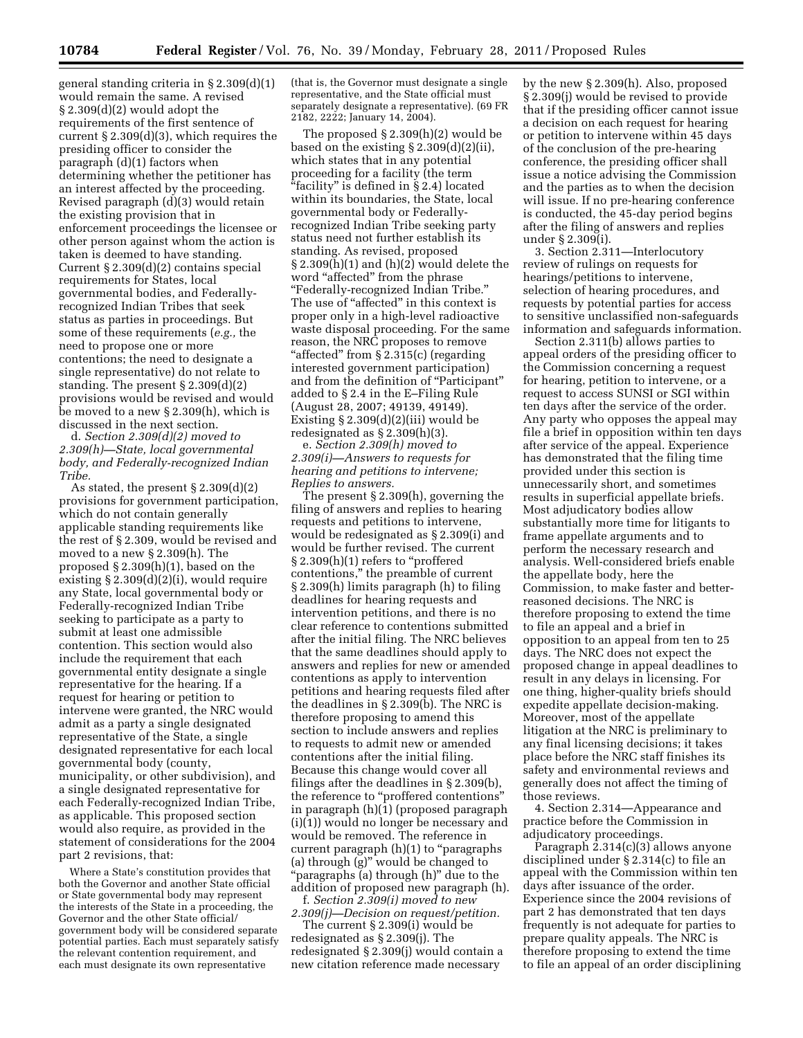general standing criteria in § 2.309(d)(1) would remain the same. A revised § 2.309(d)(2) would adopt the requirements of the first sentence of current § 2.309(d)(3), which requires the presiding officer to consider the paragraph (d)(1) factors when determining whether the petitioner has an interest affected by the proceeding. Revised paragraph (d)(3) would retain the existing provision that in enforcement proceedings the licensee or other person against whom the action is taken is deemed to have standing. Current § 2.309(d)(2) contains special requirements for States, local governmental bodies, and Federally-recognized Indian Tribes that seek status as parties in proceedings. But some of these requirements (*e.g.,* the need to propose one or more contentions; the need to designate a single representative) do not relate to standing. The present § 2.309(d)(2) provisions would be revised and would be moved to a new § 2.309(h), which is discussed in the next section.

d. *Section 2.309(d)(2) moved to 2.309(h)—State, local governmental body, and Federally-recognized Indian Tribe.*

As stated, the present § 2.309(d)(2) provisions for government participation, which do not contain generally applicable standing requirements like the rest of § 2.309, would be revised and moved to a new § 2.309(h). The proposed § 2.309(h)(1), based on the existing § 2.309(d)(2)(i), would require any State, local governmental body or Federally-recognized Indian Tribe seeking to participate as a party to submit at least one admissible contention. This section would also include the requirement that each governmental entity designate a single representative for the hearing. If a request for hearing or petition to intervene were granted, the NRC would admit as a party a single designated representative of the State, a single designated representative for each local governmental body (county, municipality, or other subdivision), and a single designated representative for each Federally-recognized Indian Tribe, as applicable. This proposed section would also require, as provided in the statement of considerations for the 2004 part 2 revisions, that:

> Where a State's constitution provides that both the Governor and another State official or State governmental body may represent the interests of the State in a proceeding, the Governor and the other State official/government body will be considered separate potential parties. Each must separately satisfy the relevant contention requirement, and each must designate its own representative (that is, the Governor must designate a single representative, and the State official must separately designate a representative). (69 FR 2182, 2222; January 14, 2004).

The proposed § 2.309(h)(2) would be based on the existing § 2.309(d)(2)(ii), which states that in any potential proceeding for a facility (the term "facility" is defined in § 2.4) located within its boundaries, the State, local governmental body or Federally-recognized Indian Tribe seeking party status need not further establish its standing. As revised, proposed § 2.309(h)(1) and (h)(2) would delete the word "affected" from the phrase "Federally-recognized Indian Tribe." The use of "affected" in this context is proper only in a high-level radioactive waste disposal proceeding. For the same reason, the NRC proposes to remove "affected" from § 2.315(c) (regarding interested government participation) and from the definition of "Participant" added to § 2.4 in the E–Filing Rule (August 28, 2007; 49139, 49149). Existing § 2.309(d)(2)(iii) would be redesignated as § 2.309(h)(3).

e. *Section 2.309(h) moved to 2.309(i)—Answers to requests for hearing and petitions to intervene; Replies to answers.*

The present § 2.309(h), governing the filing of answers and replies to hearing requests and petitions to intervene, would be redesignated as § 2.309(i) and would be further revised. The current § 2.309(h)(1) refers to "proffered contentions," the preamble of current § 2.309(h) limits paragraph (h) to filing deadlines for hearing requests and intervention petitions, and there is no clear reference to contentions submitted after the initial filing. The NRC believes that the same deadlines should apply to answers and replies for new or amended contentions as apply to intervention petitions and hearing requests filed after the deadlines in § 2.309(b). The NRC is therefore proposing to amend this section to include answers and replies to requests to admit new or amended contentions after the initial filing. Because this change would cover all filings after the deadlines in § 2.309(b), the reference to "proffered contentions" in paragraph (h)(1) (proposed paragraph (i)(1)) would no longer be necessary and would be removed. The reference in current paragraph (h)(1) to "paragraphs (a) through (g)" would be changed to "paragraphs (a) through (h)" due to the addition of proposed new paragraph (h).

f. *Section 2.309(i) moved to new 2.309(j)—Decision on request/petition.*

The current § 2.309(i) would be redesignated as § 2.309(j). The redesignated § 2.309(j) would contain a new citation reference made necessary by the new § 2.309(h). Also, proposed § 2.309(j) would be revised to provide that if the presiding officer cannot issue a decision on each request for hearing or petition to intervene within 45 days of the conclusion of the pre-hearing conference, the presiding officer shall issue a notice advising the Commission and the parties as to when the decision will issue. If no pre-hearing conference is conducted, the 45-day period begins after the filing of answers and replies under § 2.309(i).

3. Section 2.311—Interlocutory review of rulings on requests for hearings/petitions to intervene, selection of hearing procedures, and requests by potential parties for access to sensitive unclassified non-safeguards information and safeguards information.

Section 2.311(b) allows parties to appeal orders of the presiding officer to the Commission concerning a request for hearing, petition to intervene, or a request to access SUNSI or SGI within ten days after the service of the order. Any party who opposes the appeal may file a brief in opposition within ten days after service of the appeal. Experience has demonstrated that the filing time provided under this section is unnecessarily short, and sometimes results in superficial appellate briefs. Most adjudicatory bodies allow substantially more time for litigants to frame appellate arguments and to perform the necessary research and analysis. Well-considered briefs enable the appellate body, here the Commission, to make faster and better-reasoned decisions. The NRC is therefore proposing to extend the time to file an appeal and a brief in opposition to an appeal from ten to 25 days. The NRC does not expect the proposed change in appeal deadlines to result in any delays in licensing. For one thing, higher-quality briefs should expedite appellate decision-making. Moreover, most of the appellate litigation at the NRC is preliminary to any final licensing decisions; it takes place before the NRC staff finishes its safety and environmental reviews and generally does not affect the timing of those reviews.

4. Section 2.314—Appearance and practice before the Commission in adjudicatory proceedings.

Paragraph 2.314(c)(3) allows anyone disciplined under § 2.314(c) to file an appeal with the Commission within ten days after issuance of the order. Experience since the 2004 revisions of part 2 has demonstrated that ten days frequently is not adequate for parties to prepare quality appeals. The NRC is therefore proposing to extend the time to file an appeal of an order disciplining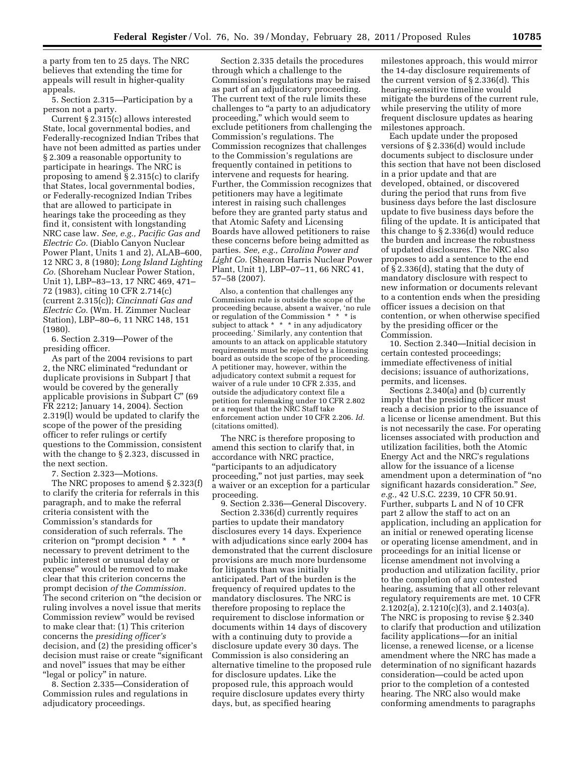a party from ten to 25 days. The NRC believes that extending the time for appeals will result in higher-quality appeals.

5. Section 2.315—Participation by a person not a party.

Current § 2.315(c) allows interested State, local governmental bodies, and Federally-recognized Indian Tribes that have not been admitted as parties under § 2.309 a reasonable opportunity to participate in hearings. The NRC is proposing to amend § 2.315(c) to clarify that States, local governmental bodies, or Federally-recognized Indian Tribes that are allowed to participate in hearings take the proceeding as they find it, consistent with longstanding NRC case law. *See, e.g., Pacific Gas and Electric Co.* (Diablo Canyon Nuclear Power Plant, Units 1 and 2), ALAB–600, 12 NRC 3, 8 (1980); *Long Island Lighting Co.* (Shoreham Nuclear Power Station, Unit 1), LBP–83–13, 17 NRC 469, 471–72 (1983), citing 10 CFR 2.714(c) (current 2.315(c)); *Cincinnati Gas and Electric Co.* (Wm. H. Zimmer Nuclear Station), LBP–80–6, 11 NRC 148, 151 (1980).

6. Section 2.319—Power of the presiding officer.

As part of the 2004 revisions to part 2, the NRC eliminated "redundant or duplicate provisions in Subpart J that would be covered by the generally applicable provisions in Subpart C" (69 FR 2212; January 14, 2004). Section 2.319(l) would be updated to clarify the scope of the power of the presiding officer to refer rulings or certify questions to the Commission, consistent with the change to § 2.323, discussed in the next section.

7. Section 2.323—Motions.

The NRC proposes to amend § 2.323(f) to clarify the criteria for referrals in this paragraph, and to make the referral criteria consistent with the Commission's standards for consideration of such referrals. The criterion on "prompt decision * * * necessary to prevent detriment to the public interest or unusual delay or expense" would be removed to make clear that this criterion concerns the prompt decision *of the Commission.* The second criterion on "the decision or ruling involves a novel issue that merits Commission review" would be revised to make clear that: (1) This criterion concerns the *presiding officer's* decision, and (2) the presiding officer's decision must raise or create "significant and novel" issues that may be either "legal or policy" in nature.

8. Section 2.335—Consideration of Commission rules and regulations in adjudicatory proceedings.

Section 2.335 details the procedures through which a challenge to the Commission's regulations may be raised as part of an adjudicatory proceeding. The current text of the rule limits these challenges to "a party to an adjudicatory proceeding," which would seem to exclude petitioners from challenging the Commission's regulations. The Commission recognizes that challenges to the Commission's regulations are frequently contained in petitions to intervene and requests for hearing. Further, the Commission recognizes that petitioners may have a legitimate interest in raising such challenges before they are granted party status and that Atomic Safety and Licensing Boards have allowed petitioners to raise these concerns before being admitted as parties. *See, e.g., Carolina Power and Light Co.* (Shearon Harris Nuclear Power Plant, Unit 1), LBP–07–11, 66 NRC 41, 57–58 (2007).

> Also, a contention that challenges any Commission rule is outside the scope of the proceeding because, absent a waiver, 'no rule or regulation of the Commission * * * is subject to attack * * * in any adjudicatory proceeding.' Similarly, any contention that amounts to an attack on applicable statutory requirements must be rejected by a licensing board as outside the scope of the proceeding. A petitioner may, however, within the adjudicatory context submit a request for waiver of a rule under 10 CFR 2.335, and outside the adjudicatory context file a petition for rulemaking under 10 CFR 2.802 or a request that the NRC Staff take enforcement action under 10 CFR 2.206. *Id.* (citations omitted).

The NRC is therefore proposing to amend this section to clarify that, in accordance with NRC practice, "participants to an adjudicatory proceeding," not just parties, may seek a waiver or an exception for a particular proceeding.

9. Section 2.336—General Discovery.

Section 2.336(d) currently requires parties to update their mandatory disclosures every 14 days. Experience with adjudications since early 2004 has demonstrated that the current disclosure provisions are much more burdensome for litigants than was initially anticipated. Part of the burden is the frequency of required updates to the mandatory disclosures. The NRC is therefore proposing to replace the requirement to disclose information or documents within 14 days of discovery with a continuing duty to provide a disclosure update every 30 days. The Commission is also considering an alternative timeline to the proposed rule for disclosure updates. Like the proposed rule, this approach would require disclosure updates every thirty days, but, as specified hearing milestones approach, this would mirror the 14-day disclosure requirements of the current version of § 2.336(d). This hearing-sensitive timeline would mitigate the burdens of the current rule, while preserving the utility of more frequent disclosure updates as hearing milestones approach.

Each update under the proposed versions of § 2.336(d) would include documents subject to disclosure under this section that have not been disclosed in a prior update and that are developed, obtained, or discovered during the period that runs from five business days before the last disclosure update to five business days before the filing of the update. It is anticipated that this change to § 2.336(d) would reduce the burden and increase the robustness of updated disclosures. The NRC also proposes to add a sentence to the end of § 2.336(d), stating that the duty of mandatory disclosure with respect to new information or documents relevant to a contention ends when the presiding officer issues a decision on that contention, or when otherwise specified by the presiding officer or the Commission.

10. Section 2.340—Initial decision in certain contested proceedings; immediate effectiveness of initial decisions; issuance of authorizations, permits, and licenses.

Sections 2.340(a) and (b) currently imply that the presiding officer must reach a decision prior to the issuance of a license or license amendment. But this is not necessarily the case. For operating licenses associated with production and utilization facilities, both the Atomic Energy Act and the NRC's regulations allow for the issuance of a license amendment upon a determination of "no significant hazards consideration." *See, e.g.,* 42 U.S.C. 2239, 10 CFR 50.91. Further, subparts L and N of 10 CFR part 2 allow the staff to act on an application, including an application for an initial or renewed operating license or operating license amendment, and in proceedings for an initial license or license amendment not involving a production and utilization facility, prior to the completion of any contested hearing, assuming that all other relevant regulatory requirements are met. 10 CFR 2.1202(a), 2.1210(c)(3), and 2.1403(a). The NRC is proposing to revise § 2.340 to clarify that production and utilization facility applications—for an initial license, a renewed license, or a license amendment where the NRC has made a determination of no significant hazards consideration—could be acted upon prior to the completion of a contested hearing. The NRC also would make conforming amendments to paragraphs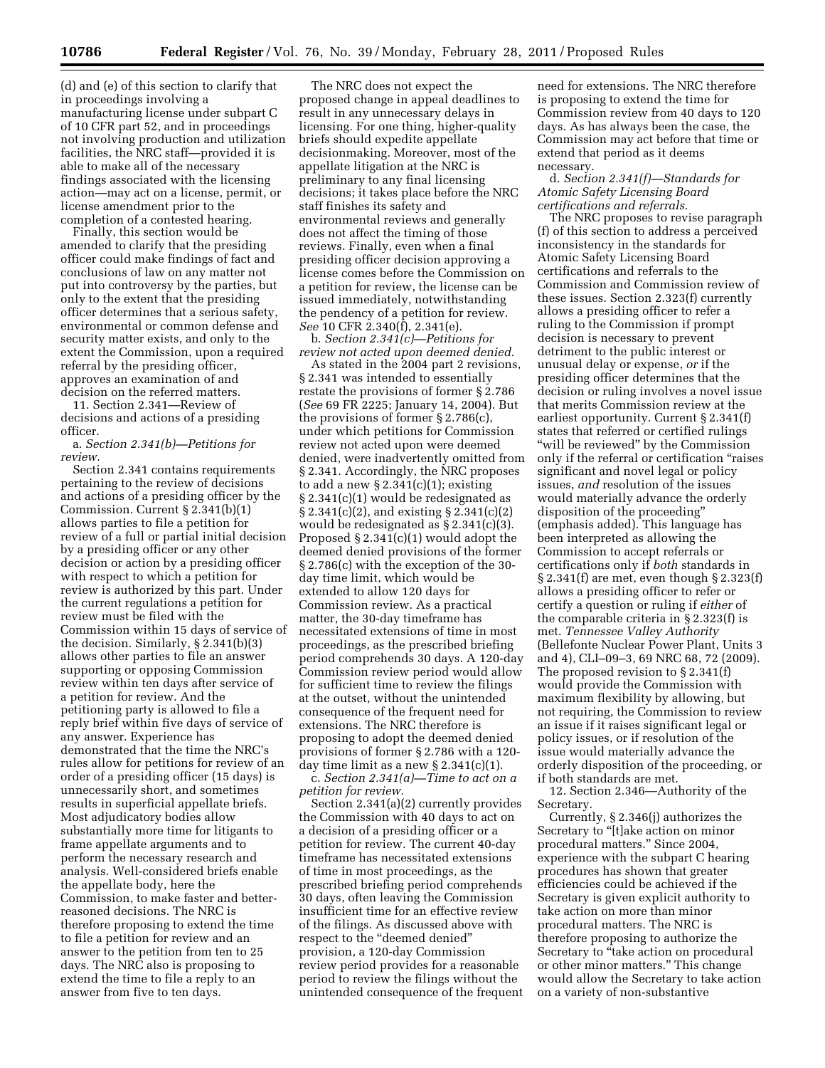(d) and (e) of this section to clarify that in proceedings involving a manufacturing license under subpart C of 10 CFR part 52, and in proceedings not involving production and utilization facilities, the NRC staff—provided it is able to make all of the necessary findings associated with the licensing action—may act on a license, permit, or license amendment prior to the completion of a contested hearing.

Finally, this section would be amended to clarify that the presiding officer could make findings of fact and conclusions of law on any matter not put into controversy by the parties, but only to the extent that the presiding officer determines that a serious safety, environmental or common defense and security matter exists, and only to the extent the Commission, upon a required referral by the presiding officer, approves an examination of and decision on the referred matters.

11. Section 2.341—Review of decisions and actions of a presiding officer.

a. *Section 2.341(b)—Petitions for review.*

Section 2.341 contains requirements pertaining to the review of decisions and actions of a presiding officer by the Commission. Current § 2.341(b)(1) allows parties to file a petition for review of a full or partial initial decision by a presiding officer or any other decision or action by a presiding officer with respect to which a petition for review is authorized by this part. Under the current regulations a petition for review must be filed with the Commission within 15 days of service of the decision. Similarly, § 2.341(b)(3) allows other parties to file an answer supporting or opposing Commission review within ten days after service of a petition for review. And the petitioning party is allowed to file a reply brief within five days of service of any answer. Experience has demonstrated that the time the NRC's rules allow for petitions for review of an order of a presiding officer (15 days) is unnecessarily short, and sometimes results in superficial appellate briefs. Most adjudicatory bodies allow substantially more time for litigants to frame appellate arguments and to perform the necessary research and analysis. Well-considered briefs enable the appellate body, here the Commission, to make faster and better-reasoned decisions. The NRC is therefore proposing to extend the time to file a petition for review and an answer to the petition from ten to 25 days. The NRC also is proposing to extend the time to file a reply to an answer from five to ten days.

The NRC does not expect the proposed change in appeal deadlines to result in any unnecessary delays in licensing. For one thing, higher-quality briefs should expedite appellate decisionmaking. Moreover, most of the appellate litigation at the NRC is preliminary to any final licensing decisions; it takes place before the NRC staff finishes its safety and environmental reviews and generally does not affect the timing of those reviews. Finally, even when a final presiding officer decision approving a license comes before the Commission on a petition for review, the license can be issued immediately, notwithstanding the pendency of a petition for review. *See* 10 CFR 2.340(f), 2.341(e).

b. *Section 2.341(c)—Petitions for review not acted upon deemed denied.*

As stated in the 2004 part 2 revisions, § 2.341 was intended to essentially restate the provisions of former § 2.786 (*See* 69 FR 2225; January 14, 2004). But the provisions of former § 2.786(c), under which petitions for Commission review not acted upon were deemed denied, were inadvertently omitted from § 2.341. Accordingly, the NRC proposes to add a new § 2.341(c)(1); existing § 2.341(c)(1) would be redesignated as § 2.341(c)(2), and existing § 2.341(c)(2) would be redesignated as § 2.341(c)(3). Proposed § 2.341(c)(1) would adopt the deemed denied provisions of the former § 2.786(c) with the exception of the 30-day time limit, which would be extended to allow 120 days for Commission review. As a practical matter, the 30-day timeframe has necessitated extensions of time in most proceedings, as the prescribed briefing period comprehends 30 days. A 120-day Commission review period would allow for sufficient time to review the filings at the outset, without the unintended consequence of the frequent need for extensions. The NRC therefore is proposing to adopt the deemed denied provisions of former § 2.786 with a 120-day time limit as a new § 2.341(c)(1).

c. *Section 2.341(a)—Time to act on a petition for review.*

Section 2.341(a)(2) currently provides the Commission with 40 days to act on a decision of a presiding officer or a petition for review. The current 40-day timeframe has necessitated extensions of time in most proceedings, as the prescribed briefing period comprehends 30 days, often leaving the Commission insufficient time for an effective review of the filings. As discussed above with respect to the "deemed denied" provision, a 120-day Commission review period provides for a reasonable period to review the filings without the unintended consequence of the frequent need for extensions. The NRC therefore is proposing to extend the time for Commission review from 40 days to 120 days. As has always been the case, the Commission may act before that time or extend that period as it deems necessary.

d. *Section 2.341(f)—Standards for Atomic Safety Licensing Board certifications and referrals.*

The NRC proposes to revise paragraph (f) of this section to address a perceived inconsistency in the standards for Atomic Safety Licensing Board certifications and referrals to the Commission and Commission review of these issues. Section 2.323(f) currently allows a presiding officer to refer a ruling to the Commission if prompt decision is necessary to prevent detriment to the public interest or unusual delay or expense, *or* if the presiding officer determines that the decision or ruling involves a novel issue that merits Commission review at the earliest opportunity. Current § 2.341(f) states that referred or certified rulings "will be reviewed" by the Commission only if the referral or certification "raises significant and novel legal or policy issues, *and* resolution of the issues would materially advance the orderly disposition of the proceeding" (emphasis added). This language has been interpreted as allowing the Commission to accept referrals or certifications only if *both* standards in § 2.341(f) are met, even though § 2.323(f) allows a presiding officer to refer or certify a question or ruling if *either* of the comparable criteria in § 2.323(f) is met. *Tennessee Valley Authority* (Bellefonte Nuclear Power Plant, Units 3 and 4), CLI–09–3, 69 NRC 68, 72 (2009). The proposed revision to § 2.341(f) would provide the Commission with maximum flexibility by allowing, but not requiring, the Commission to review an issue if it raises significant legal or policy issues, or if resolution of the issue would materially advance the orderly disposition of the proceeding, or if both standards are met.

12. Section 2.346—Authority of the Secretary.

Currently, § 2.346(j) authorizes the Secretary to "[t]ake action on minor procedural matters." Since 2004, experience with the subpart C hearing procedures has shown that greater efficiencies could be achieved if the Secretary is given explicit authority to take action on more than minor procedural matters. The NRC is therefore proposing to authorize the Secretary to "take action on procedural or other minor matters." This change would allow the Secretary to take action on a variety of non-substantive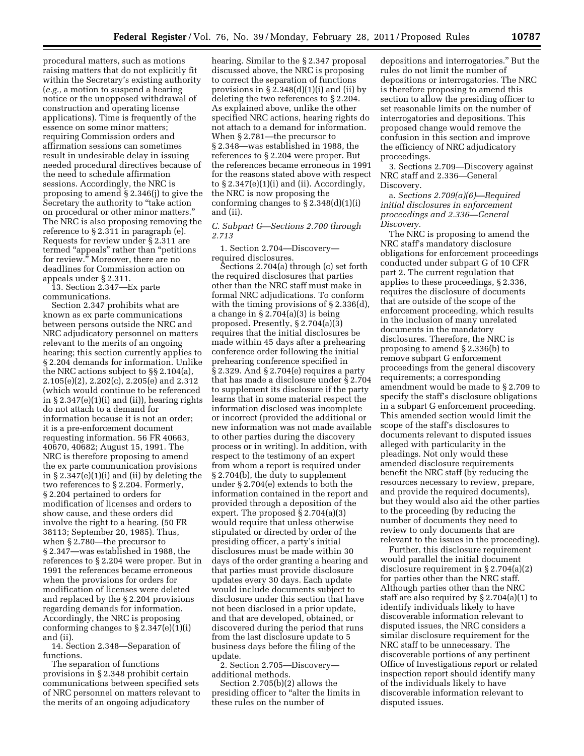procedural matters, such as motions raising matters that do not explicitly fit within the Secretary's existing authority (*e.g.,* a motion to suspend a hearing notice or the unopposed withdrawal of construction and operating license applications). Time is frequently of the essence on some minor matters; requiring Commission orders and affirmation sessions can sometimes result in undesirable delay in issuing needed procedural directives because of the need to schedule affirmation sessions. Accordingly, the NRC is proposing to amend § 2.346(j) to give the Secretary the authority to "take action on procedural or other minor matters." The NRC is also proposing removing the reference to § 2.311 in paragraph (e). Requests for review under § 2.311 are termed "appeals" rather than "petitions for review." Moreover, there are no deadlines for Commission action on appeals under § 2.311.

13. Section 2.347—Ex parte communications.

Section 2.347 prohibits what are known as ex parte communications between persons outside the NRC and NRC adjudicatory personnel on matters relevant to the merits of an ongoing hearing; this section currently applies to § 2.204 demands for information. Unlike the NRC actions subject to §§ 2.104(a), 2.105(e)(2), 2.202(c), 2.205(e) and 2.312 (which would continue to be referenced in § 2.347(e)(1)(i) and (ii)), hearing rights do not attach to a demand for information because it is not an order; it is a pre-enforcement document requesting information. 56 FR 40663, 40670, 40682; August 15, 1991. The NRC is therefore proposing to amend the ex parte communication provisions in § 2.347(e)(1)(i) and (ii) by deleting the two references to § 2.204. Formerly, § 2.204 pertained to orders for modification of licenses and orders to show cause, and these orders did involve the right to a hearing. (50 FR 38113; September 20, 1985). Thus, when § 2.780—the precursor to § 2.347—was established in 1988, the references to § 2.204 were proper. But in 1991 the references became erroneous when the provisions for orders for modification of licenses were deleted and replaced by the § 2.204 provisions regarding demands for information. Accordingly, the NRC is proposing conforming changes to § 2.347(e)(1)(i) and (ii).

14. Section 2.348—Separation of functions.

The separation of functions provisions in § 2.348 prohibit certain communications between specified sets of NRC personnel on matters relevant to the merits of an ongoing adjudicatory hearing. Similar to the § 2.347 proposal discussed above, the NRC is proposing to correct the separation of functions provisions in § 2.348(d)(1)(i) and (ii) by deleting the two references to § 2.204. As explained above, unlike the other specified NRC actions, hearing rights do not attach to a demand for information. When § 2.781—the precursor to § 2.348—was established in 1988, the references to § 2.204 were proper. But the references became erroneous in 1991 for the reasons stated above with respect to § 2.347(e)(1)(i) and (ii). Accordingly, the NRC is now proposing the conforming changes to § 2.348(d)(1)(i) and (ii).

### *C. Subpart G—Sections 2.700 through 2.713*

1. Section 2.704—Discovery—required disclosures.

Sections 2.704(a) through (c) set forth the required disclosures that parties other than the NRC staff must make in formal NRC adjudications. To conform with the timing provisions of § 2.336(d), a change in § 2.704(a)(3) is being proposed. Presently, § 2.704(a)(3) requires that the initial disclosures be made within 45 days after a prehearing conference order following the initial prehearing conference specified in § 2.329. And § 2.704(e) requires a party that has made a disclosure under § 2.704 to supplement its disclosure if the party learns that in some material respect the information disclosed was incomplete or incorrect (provided the additional or new information was not made available to other parties during the discovery process or in writing). In addition, with respect to the testimony of an expert from whom a report is required under § 2.704(b), the duty to supplement under § 2.704(e) extends to both the information contained in the report and provided through a deposition of the expert. The proposed § 2.704(a)(3) would require that unless otherwise stipulated or directed by order of the presiding officer, a party's initial disclosures must be made within 30 days of the order granting a hearing and that parties must provide disclosure updates every 30 days. Each update would include documents subject to disclosure under this section that have not been disclosed in a prior update, and that are developed, obtained, or discovered during the period that runs from the last disclosure update to 5 business days before the filing of the update.

2. Section 2.705—Discovery—additional methods.

Section 2.705(b)(2) allows the presiding officer to "alter the limits in these rules on the number of depositions and interrogatories." But the rules do not limit the number of depositions or interrogatories. The NRC is therefore proposing to amend this section to allow the presiding officer to set reasonable limits on the number of interrogatories and depositions. This proposed change would remove the confusion in this section and improve the efficiency of NRC adjudicatory proceedings.

3. Sections 2.709—Discovery against NRC staff and 2.336—General Discovery.

a. *Sections 2.709(a)(6)—Required initial disclosures in enforcement proceedings and 2.336—General Discovery.*

The NRC is proposing to amend the NRC staff's mandatory disclosure obligations for enforcement proceedings conducted under subpart G of 10 CFR part 2. The current regulation that applies to these proceedings, § 2.336, requires the disclosure of documents that are outside of the scope of the enforcement proceeding, which results in the inclusion of many unrelated documents in the mandatory disclosures. Therefore, the NRC is proposing to amend § 2.336(b) to remove subpart G enforcement proceedings from the general discovery requirements; a corresponding amendment would be made to § 2.709 to specify the staff's disclosure obligations in a subpart G enforcement proceeding. This amended section would limit the scope of the staff's disclosures to documents relevant to disputed issues alleged with particularity in the pleadings. Not only would these amended disclosure requirements benefit the NRC staff (by reducing the resources necessary to review, prepare, and provide the required documents), but they would also aid the other parties to the proceeding (by reducing the number of documents they need to review to only documents that are relevant to the issues in the proceeding).

Further, this disclosure requirement would parallel the initial document disclosure requirement in § 2.704(a)(2) for parties other than the NRC staff. Although parties other than the NRC staff are also required by § 2.704(a)(1) to identify individuals likely to have discoverable information relevant to disputed issues, the NRC considers a similar disclosure requirement for the NRC staff to be unnecessary. The discoverable portions of any pertinent Office of Investigations report or related inspection report should identify many of the individuals likely to have discoverable information relevant to disputed issues.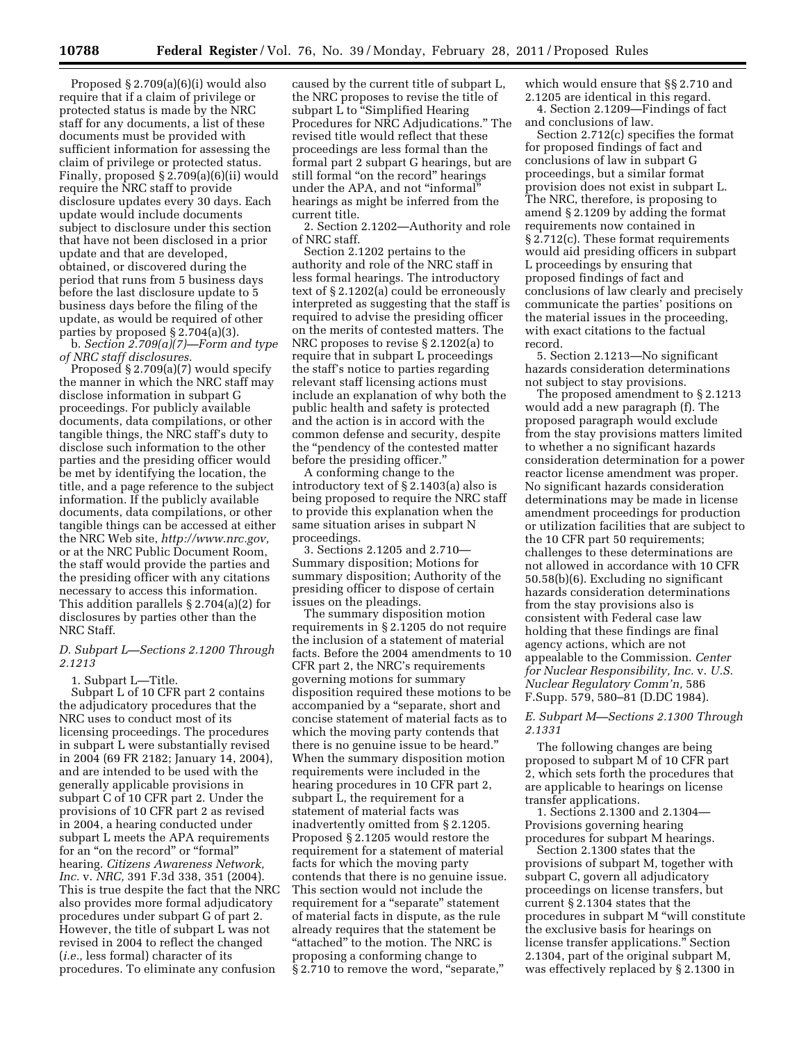Proposed § 2.709(a)(6)(i) would also require that if a claim of privilege or protected status is made by the NRC staff for any documents, a list of these documents must be provided with sufficient information for assessing the claim of privilege or protected status. Finally, proposed § 2.709(a)(6)(ii) would require the NRC staff to provide disclosure updates every 30 days. Each update would include documents subject to disclosure under this section that have not been disclosed in a prior update and that are developed, obtained, or discovered during the period that runs from 5 business days before the last disclosure update to 5 business days before the filing of the update, as would be required of other parties by proposed § 2.704(a)(3).

b. *Section 2.709(a)(7)—Form and type of NRC staff disclosures.*

Proposed § 2.709(a)(7) would specify the manner in which the NRC staff may disclose information in subpart G proceedings. For publicly available documents, data compilations, or other tangible things, the NRC staff's duty to disclose such information to the other parties and the presiding officer would be met by identifying the location, the title, and a page reference to the subject information. If the publicly available documents, data compilations, or other tangible things can be accessed at either the NRC Web site, *http://www.nrc.gov,* or at the NRC Public Document Room, the staff would provide the parties and the presiding officer with any citations necessary to access this information. This addition parallels § 2.704(a)(2) for disclosures by parties other than the NRC Staff.

*D. Subpart L—Sections 2.1200 Through 2.1213*

1. Subpart L—Title.

Subpart L of 10 CFR part 2 contains the adjudicatory procedures that the NRC uses to conduct most of its licensing proceedings. The procedures in subpart L were substantially revised in 2004 (69 FR 2182; January 14, 2004), and are intended to be used with the generally applicable provisions in subpart C of 10 CFR part 2. Under the provisions of 10 CFR part 2 as revised in 2004, a hearing conducted under subpart L meets the APA requirements for an "on the record" or "formal" hearing. *Citizens Awareness Network, Inc.* v. *NRC,* 391 F.3d 338, 351 (2004). This is true despite the fact that the NRC also provides more formal adjudicatory procedures under subpart G of part 2. However, the title of subpart L was not revised in 2004 to reflect the changed (*i.e.,* less formal) character of its procedures. To eliminate any confusion caused by the current title of subpart L, the NRC proposes to revise the title of subpart L to "Simplified Hearing Procedures for NRC Adjudications." The revised title would reflect that these proceedings are less formal than the formal part 2 subpart G hearings, but are still formal "on the record" hearings under the APA, and not "informal" hearings as might be inferred from the current title.

2. Section 2.1202—Authority and role of NRC staff.

Section 2.1202 pertains to the authority and role of the NRC staff in less formal hearings. The introductory text of § 2.1202(a) could be erroneously interpreted as suggesting that the staff is required to advise the presiding officer on the merits of contested matters. The NRC proposes to revise § 2.1202(a) to require that in subpart L proceedings the staff's notice to parties regarding relevant staff licensing actions must include an explanation of why both the public health and safety is protected and the action is in accord with the common defense and security, despite the "pendency of the contested matter before the presiding officer."

A conforming change to the introductory text of § 2.1403(a) also is being proposed to require the NRC staff to provide this explanation when the same situation arises in subpart N proceedings.

3. Sections 2.1205 and 2.710—Summary disposition; Motions for summary disposition; Authority of the presiding officer to dispose of certain issues on the pleadings.

The summary disposition motion requirements in § 2.1205 do not require the inclusion of a statement of material facts. Before the 2004 amendments to 10 CFR part 2, the NRC's requirements governing motions for summary disposition required these motions to be accompanied by a "separate, short and concise statement of material facts as to which the moving party contends that there is no genuine issue to be heard." When the summary disposition motion requirements were included in the hearing procedures in 10 CFR part 2, subpart L, the requirement for a statement of material facts was inadvertently omitted from § 2.1205. Proposed § 2.1205 would restore the requirement for a statement of material facts for which the moving party contends that there is no genuine issue. This section would not include the requirement for a "separate" statement of material facts in dispute, as the rule already requires that the statement be "attached" to the motion. The NRC is proposing a conforming change to § 2.710 to remove the word, "separate," which would ensure that §§ 2.710 and 2.1205 are identical in this regard.

4. Section 2.1209—Findings of fact and conclusions of law.

Section 2.712(c) specifies the format for proposed findings of fact and conclusions of law in subpart G proceedings, but a similar format provision does not exist in subpart L. The NRC, therefore, is proposing to amend § 2.1209 by adding the format requirements now contained in § 2.712(c). These format requirements would aid presiding officers in subpart L proceedings by ensuring that proposed findings of fact and conclusions of law clearly and precisely communicate the parties' positions on the material issues in the proceeding, with exact citations to the factual record.

5. Section 2.1213—No significant hazards consideration determinations not subject to stay provisions.

The proposed amendment to § 2.1213 would add a new paragraph (f). The proposed paragraph would exclude from the stay provisions matters limited to whether a no significant hazards consideration determination for a power reactor license amendment was proper. No significant hazards consideration determinations may be made in license amendment proceedings for production or utilization facilities that are subject to the 10 CFR part 50 requirements; challenges to these determinations are not allowed in accordance with 10 CFR 50.58(b)(6). Excluding no significant hazards consideration determinations from the stay provisions also is consistent with Federal case law holding that these findings are final agency actions, which are not appealable to the Commission. *Center for Nuclear Responsibility, Inc.* v. *U.S. Nuclear Regulatory Comm'n,* 586 F.Supp. 579, 580–81 (D.DC 1984).

*E. Subpart M—Sections 2.1300 Through 2.1331*

The following changes are being proposed to subpart M of 10 CFR part 2, which sets forth the procedures that are applicable to hearings on license transfer applications.

1. Sections 2.1300 and 2.1304—Provisions governing hearing procedures for subpart M hearings.

Section 2.1300 states that the provisions of subpart M, together with subpart C, govern all adjudicatory proceedings on license transfers, but current § 2.1304 states that the procedures in subpart M "will constitute the exclusive basis for hearings on license transfer applications." Section 2.1304, part of the original subpart M, was effectively replaced by § 2.1300 in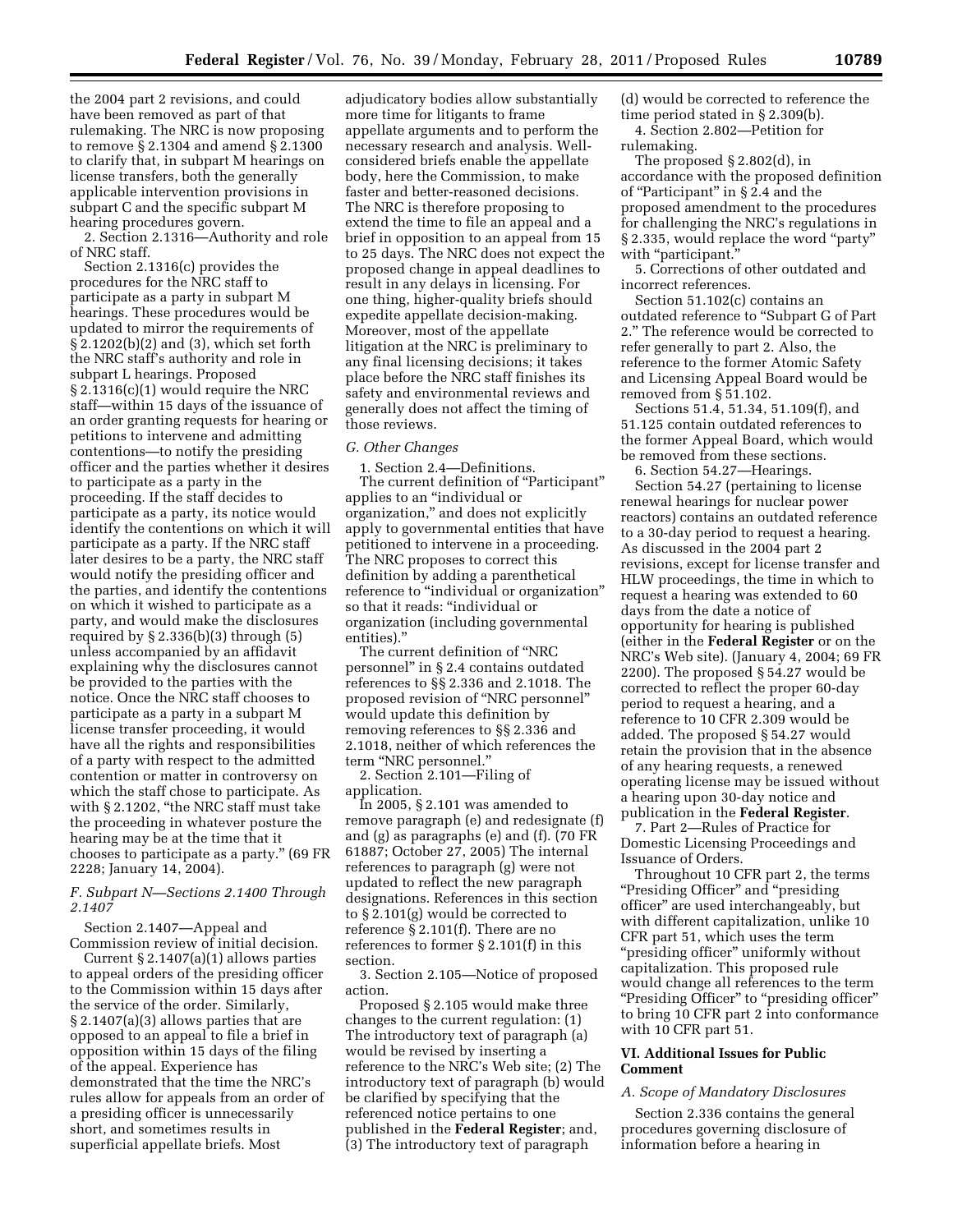the 2004 part 2 revisions, and could have been removed as part of that rulemaking. The NRC is now proposing to remove § 2.1304 and amend § 2.1300 to clarify that, in subpart M hearings on license transfers, both the generally applicable intervention provisions in subpart C and the specific subpart M hearing procedures govern.

2. Section 2.1316—Authority and role of NRC staff.

Section 2.1316(c) provides the procedures for the NRC staff to participate as a party in subpart M hearings. These procedures would be updated to mirror the requirements of § 2.1202(b)(2) and (3), which set forth the NRC staff's authority and role in subpart L hearings. Proposed § 2.1316(c)(1) would require the NRC staff—within 15 days of the issuance of an order granting requests for hearing or petitions to intervene and admitting contentions—to notify the presiding officer and the parties whether it desires to participate as a party in the proceeding. If the staff decides to participate as a party, its notice would identify the contentions on which it will participate as a party. If the NRC staff later desires to be a party, the NRC staff would notify the presiding officer and the parties, and identify the contentions on which it wished to participate as a party, and would make the disclosures required by § 2.336(b)(3) through (5) unless accompanied by an affidavit explaining why the disclosures cannot be provided to the parties with the notice. Once the NRC staff chooses to participate as a party in a subpart M license transfer proceeding, it would have all the rights and responsibilities of a party with respect to the admitted contention or matter in controversy on which the staff chose to participate. As with § 2.1202, "the NRC staff must take the proceeding in whatever posture the hearing may be at the time that it chooses to participate as a party." (69 FR 2228; January 14, 2004).

### *F. Subpart N—Sections 2.1400 Through 2.1407*

Section 2.1407—Appeal and Commission review of initial decision.

Current § 2.1407(a)(1) allows parties to appeal orders of the presiding officer to the Commission within 15 days after the service of the order. Similarly, § 2.1407(a)(3) allows parties that are opposed to an appeal to file a brief in opposition within 15 days of the filing of the appeal. Experience has demonstrated that the time the NRC's rules allow for appeals from an order of a presiding officer is unnecessarily short, and sometimes results in superficial appellate briefs. Most adjudicatory bodies allow substantially more time for litigants to frame appellate arguments and to perform the necessary research and analysis. Well-considered briefs enable the appellate body, here the Commission, to make faster and better-reasoned decisions. The NRC is therefore proposing to extend the time to file an appeal and a brief in opposition to an appeal from 15 to 25 days. The NRC does not expect the proposed change in appeal deadlines to result in any delays in licensing. For one thing, higher-quality briefs should expedite appellate decision-making. Moreover, most of the appellate litigation at the NRC is preliminary to any final licensing decisions; it takes place before the NRC staff finishes its safety and environmental reviews and generally does not affect the timing of those reviews.

### *G. Other Changes*

1. Section 2.4—Definitions.

The current definition of "Participant" applies to an "individual or organization," and does not explicitly apply to governmental entities that have petitioned to intervene in a proceeding. The NRC proposes to correct this definition by adding a parenthetical reference to "individual or organization" so that it reads: "individual or organization (including governmental entities)."

The current definition of "NRC personnel" in § 2.4 contains outdated references to §§ 2.336 and 2.1018. The proposed revision of "NRC personnel" would update this definition by removing references to §§ 2.336 and 2.1018, neither of which references the term "NRC personnel."

2. Section 2.101—Filing of application.

In 2005, § 2.101 was amended to remove paragraph (e) and redesignate (f) and (g) as paragraphs (e) and (f). (70 FR 61887; October 27, 2005) The internal references to paragraph (g) were not updated to reflect the new paragraph designations. References in this section to § 2.101(g) would be corrected to reference § 2.101(f). There are no references to former § 2.101(f) in this section.

3. Section 2.105—Notice of proposed action.

Proposed § 2.105 would make three changes to the current regulation: (1) The introductory text of paragraph (a) would be revised by inserting a reference to the NRC's Web site; (2) The introductory text of paragraph (b) would be clarified by specifying that the referenced notice pertains to one published in the **Federal Register**; and, (3) The introductory text of paragraph (d) would be corrected to reference the time period stated in § 2.309(b).

4. Section 2.802—Petition for rulemaking.

The proposed § 2.802(d), in accordance with the proposed definition of "Participant" in § 2.4 and the proposed amendment to the procedures for challenging the NRC's regulations in § 2.335, would replace the word "party" with "participant."

5. Corrections of other outdated and incorrect references.

Section 51.102(c) contains an outdated reference to "Subpart G of Part 2." The reference would be corrected to refer generally to part 2. Also, the reference to the former Atomic Safety and Licensing Appeal Board would be removed from § 51.102.

Sections 51.4, 51.34, 51.109(f), and 51.125 contain outdated references to the former Appeal Board, which would be removed from these sections.

6. Section 54.27—Hearings.

Section 54.27 (pertaining to license renewal hearings for nuclear power reactors) contains an outdated reference to a 30-day period to request a hearing. As discussed in the 2004 part 2 revisions, except for license transfer and HLW proceedings, the time in which to request a hearing was extended to 60 days from the date a notice of opportunity for hearing is published (either in the **Federal Register** or on the NRC's Web site). (January 4, 2004; 69 FR 2200). The proposed § 54.27 would be corrected to reflect the proper 60-day period to request a hearing, and a reference to 10 CFR 2.309 would be added. The proposed § 54.27 would retain the provision that in the absence of any hearing requests, a renewed operating license may be issued without a hearing upon 30-day notice and publication in the **Federal Register**.

7. Part 2—Rules of Practice for Domestic Licensing Proceedings and Issuance of Orders.

Throughout 10 CFR part 2, the terms "Presiding Officer" and "presiding officer" are used interchangeably, but with different capitalization, unlike 10 CFR part 51, which uses the term "presiding officer" uniformly without capitalization. This proposed rule would change all references to the term "Presiding Officer" to "presiding officer" to bring 10 CFR part 2 into conformance with 10 CFR part 51.

## VI. Additional Issues for Public Comment

### *A. Scope of Mandatory Disclosures*

Section 2.336 contains the general procedures governing disclosure of information before a hearing in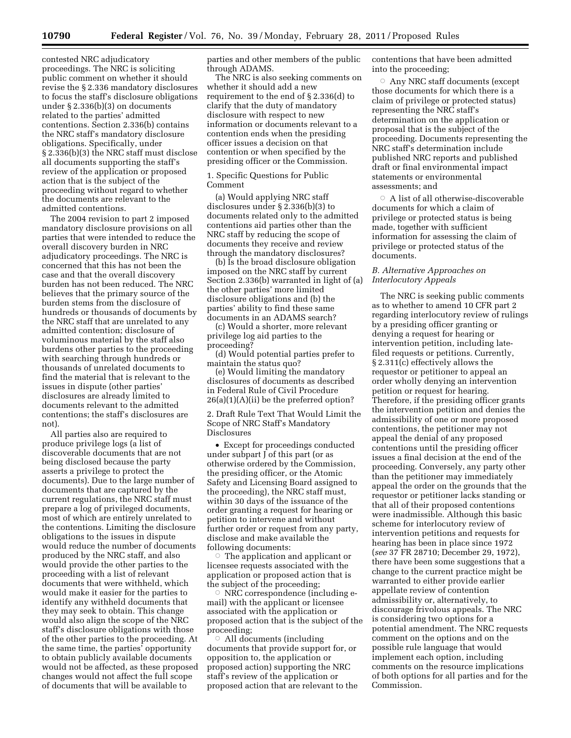contested NRC adjudicatory proceedings. The NRC is soliciting public comment on whether it should revise the § 2.336 mandatory disclosures to focus the staff's disclosure obligations under § 2.336(b)(3) on documents related to the parties' admitted contentions. Section 2.336(b) contains the NRC staff's mandatory disclosure obligations. Specifically, under § 2.336(b)(3) the NRC staff must disclose all documents supporting the staff's review of the application or proposed action that is the subject of the proceeding without regard to whether the documents are relevant to the admitted contentions.

The 2004 revision to part 2 imposed mandatory disclosure provisions on all parties that were intended to reduce the overall discovery burden in NRC adjudicatory proceedings. The NRC is concerned that this has not been the case and that the overall discovery burden has not been reduced. The NRC believes that the primary source of the burden stems from the disclosure of hundreds or thousands of documents by the NRC staff that are unrelated to any admitted contention; disclosure of voluminous material by the staff also burdens other parties to the proceeding with searching through hundreds or thousands of unrelated documents to find the material that is relevant to the issues in dispute (other parties' disclosures are already limited to documents relevant to the admitted contentions; the staff's disclosures are not).

All parties also are required to produce privilege logs (a list of discoverable documents that are not being disclosed because the party asserts a privilege to protect the documents). Due to the large number of documents that are captured by the current regulations, the NRC staff must prepare a log of privileged documents, most of which are entirely unrelated to the contentions. Limiting the disclosure obligations to the issues in dispute would reduce the number of documents produced by the NRC staff, and also would provide the other parties to the proceeding with a list of relevant documents that were withheld, which would make it easier for the parties to identify any withheld documents that they may seek to obtain. This change would also align the scope of the NRC staff's disclosure obligations with those of the other parties to the proceeding. At the same time, the parties' opportunity to obtain publicly available documents would not be affected, as these proposed changes would not affect the full scope of documents that will be available to parties and other members of the public through ADAMS.

The NRC is also seeking comments on whether it should add a new requirement to the end of § 2.336(d) to clarify that the duty of mandatory disclosure with respect to new information or documents relevant to a contention ends when the presiding officer issues a decision on that contention or when specified by the presiding officer or the Commission.

1. Specific Questions for Public Comment

(a) Would applying NRC staff disclosures under § 2.336(b)(3) to documents related only to the admitted contentions aid parties other than the NRC staff by reducing the scope of documents they receive and review through the mandatory disclosures?

(b) Is the broad disclosure obligation imposed on the NRC staff by current Section 2.336(b) warranted in light of (a) the other parties' more limited disclosure obligations and (b) the parties' ability to find these same documents in an ADAMS search?

(c) Would a shorter, more relevant privilege log aid parties to the proceeding?

(d) Would potential parties prefer to maintain the status quo?

(e) Would limiting the mandatory disclosures of documents as described in Federal Rule of Civil Procedure 26(a)(1)(A)(ii) be the preferred option?

2. Draft Rule Text That Would Limit the Scope of NRC Staff's Mandatory Disclosures

- Except for proceedings conducted under subpart J of this part (or as otherwise ordered by the Commission, the presiding officer, or the Atomic Safety and Licensing Board assigned to the proceeding), the NRC staff must, within 30 days of the issuance of the order granting a request for hearing or petition to intervene and without further order or request from any party, disclose and make available the following documents:
  - The application and applicant or licensee requests associated with the application or proposed action that is the subject of the proceeding;
  - NRC correspondence (including e-mail) with the applicant or licensee associated with the application or proposed action that is the subject of the proceeding;
  - All documents (including documents that provide support for, or opposition to, the application or proposed action) supporting the NRC staff's review of the application or proposed action that are relevant to the contentions that have been admitted into the proceeding;
  - Any NRC staff documents (except those documents for which there is a claim of privilege or protected status) representing the NRC staff's determination on the application or proposal that is the subject of the proceeding. Documents representing the NRC staff's determination include published NRC reports and published draft or final environmental impact statements or environmental assessments; and
  - A list of all otherwise-discoverable documents for which a claim of privilege or protected status is being made, together with sufficient information for assessing the claim of privilege or protected status of the documents.

### *B. Alternative Approaches on Interlocutory Appeals*

The NRC is seeking public comments as to whether to amend 10 CFR part 2 regarding interlocutory review of rulings by a presiding officer granting or denying a request for hearing or intervention petition, including late-filed requests or petitions. Currently, § 2.311(c) effectively allows the requestor or petitioner to appeal an order wholly denying an intervention petition or request for hearing. Therefore, if the presiding officer grants the intervention petition and denies the admissibility of one or more proposed contentions, the petitioner may not appeal the denial of any proposed contentions until the presiding officer issues a final decision at the end of the proceeding. Conversely, any party other than the petitioner may immediately appeal the order on the grounds that the requestor or petitioner lacks standing or that all of their proposed contentions were inadmissible. Although this basic scheme for interlocutory review of intervention petitions and requests for hearing has been in place since 1972 (*see* 37 FR 28710; December 29, 1972), there have been some suggestions that a change to the current practice might be warranted to either provide earlier appellate review of contention admissibility or, alternatively, to discourage frivolous appeals. The NRC is considering two options for a potential amendment. The NRC requests comment on the options and on the possible rule language that would implement each option, including comments on the resource implications of both options for all parties and for the Commission.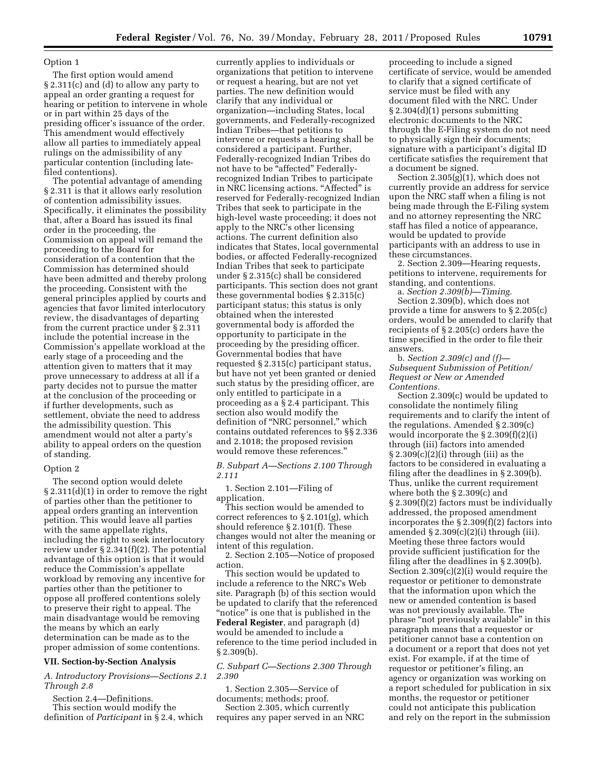Option 1

The first option would amend § 2.311(c) and (d) to allow any party to appeal an order granting a request for hearing or petition to intervene in whole or in part within 25 days of the presiding officer's issuance of the order. This amendment would effectively allow all parties to immediately appeal rulings on the admissibility of any particular contention (including late-filed contentions).

The potential advantage of amending § 2.311 is that it allows early resolution of contention admissibility issues. Specifically, it eliminates the possibility that, after a Board has issued its final order in the proceeding, the Commission on appeal will remand the proceeding to the Board for consideration of a contention that the Commission has determined should have been admitted and thereby prolong the proceeding. Consistent with the general principles applied by courts and agencies that favor limited interlocutory review, the disadvantages of departing from the current practice under § 2.311 include the potential increase in the Commission's appellate workload at the early stage of a proceeding and the attention given to matters that it may prove unnecessary to address at all if a party decides not to pursue the matter at the conclusion of the proceeding or if further developments, such as settlement, obviate the need to address the admissibility question. This amendment would not alter a party's ability to appeal orders on the question of standing.

Option 2

The second option would delete § 2.311(d)(1) in order to remove the right of parties other than the petitioner to appeal orders granting an intervention petition. This would leave all parties with the same appellate rights, including the right to seek interlocutory review under § 2.341(f)(2). The potential advantage of this option is that it would reduce the Commission's appellate workload by removing any incentive for parties other than the petitioner to oppose all proffered contentions solely to preserve their right to appeal. The main disadvantage would be removing the means by which an early determination can be made as to the proper admission of some contentions.

## VII. Section-by-Section Analysis

### *A. Introductory Provisions—Sections 2.1 Through 2.8*

Section 2.4—Definitions.

This section would modify the definition of *Participant* in § 2.4, which currently applies to individuals or organizations that petition to intervene or request a hearing, but are not yet parties. The new definition would clarify that any individual or organization—including States, local governments, and Federally-recognized Indian Tribes—that petitions to intervene or requests a hearing shall be considered a participant. Further, Federally-recognized Indian Tribes do not have to be "affected" Federally-recognized Indian Tribes to participate in NRC licensing actions. "Affected" is reserved for Federally-recognized Indian Tribes that seek to participate in the high-level waste proceeding; it does not apply to the NRC's other licensing actions. The current definition also indicates that States, local governmental bodies, or affected Federally-recognized Indian Tribes that seek to participate under § 2.315(c) shall be considered participants. This section does not grant these governmental bodies § 2.315(c) participant status; this status is only obtained when the interested governmental body is afforded the opportunity to participate in the proceeding by the presiding officer. Governmental bodies that have requested § 2.315(c) participant status, but have not yet been granted or denied such status by the presiding officer, are only entitled to participate in a proceeding as a § 2.4 participant. This section also would modify the definition of "NRC personnel," which contains outdated references to §§ 2.336 and 2.1018; the proposed revision would remove these references."

### *B. Subpart A—Sections 2.100 Through 2.111*

1. Section 2.101—Filing of application.

This section would be amended to correct references to § 2.101(g), which should reference § 2.101(f). These changes would not alter the meaning or intent of this regulation.

2. Section 2.105—Notice of proposed action.

This section would be updated to include a reference to the NRC's Web site. Paragraph (b) of this section would be updated to clarify that the referenced "notice" is one that is published in the **Federal Register**, and paragraph (d) would be amended to include a reference to the time period included in § 2.309(b).

### *C. Subpart C—Sections 2.300 Through 2.390*

1. Section 2.305—Service of documents; methods; proof.

Section 2.305, which currently requires any paper served in an NRC proceeding to include a signed certificate of service, would be amended to clarify that a signed certificate of service must be filed with any document filed with the NRC. Under § 2.304(d)(1) persons submitting electronic documents to the NRC through the E-Filing system do not need to physically sign their documents; signature with a participant's digital ID certificate satisfies the requirement that a document be signed.

Section 2.305(g)(1), which does not currently provide an address for service upon the NRC staff when a filing is not being made through the E-Filing system and no attorney representing the NRC staff has filed a notice of appearance, would be updated to provide participants with an address to use in these circumstances.

2. Section 2.309—Hearing requests, petitions to intervene, requirements for standing, and contentions.

a. *Section 2.309(b)—Timing.*

Section 2.309(b), which does not provide a time for answers to § 2.205(c) orders, would be amended to clarify that recipients of § 2.205(c) orders have the time specified in the order to file their answers.

b. *Section 2.309(c) and (f)—Subsequent Submission of Petition/Request or New or Amended Contentions.*

Section 2.309(c) would be updated to consolidate the nontimely filing requirements and to clarify the intent of the regulations. Amended § 2.309(c) would incorporate the § 2.309(f)(2)(i) through (iii) factors into amended § 2.309(c)(2)(i) through (iii) as the factors to be considered in evaluating a filing after the deadlines in § 2.309(b). Thus, unlike the current requirement where both the § 2.309(c) and § 2.309(f)(2) factors must be individually addressed, the proposed amendment incorporates the § 2.309(f)(2) factors into amended § 2.309(c)(2)(i) through (iii). Meeting these three factors would provide sufficient justification for the filing after the deadlines in § 2.309(b). Section 2.309(c)(2)(i) would require the requestor or petitioner to demonstrate that the information upon which the new or amended contention is based was not previously available. The phrase "not previously available" in this paragraph means that a requestor or petitioner cannot base a contention on a document or a report that does not yet exist. For example, if at the time of requestor or petitioner's filing, an agency or organization was working on a report scheduled for publication in six months, the requestor or petitioner could not anticipate this publication and rely on the report in the submission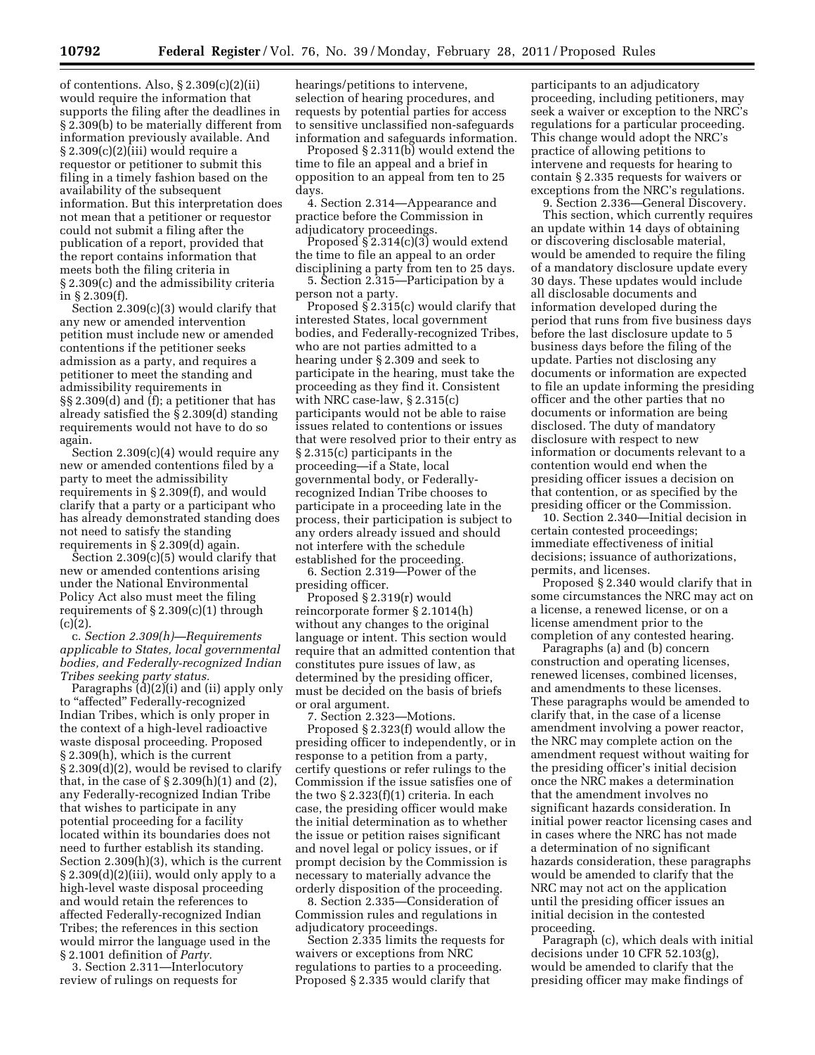of contentions. Also, § 2.309(c)(2)(ii) would require the information that supports the filing after the deadlines in § 2.309(b) to be materially different from information previously available. And § 2.309(c)(2)(iii) would require a requestor or petitioner to submit this filing in a timely fashion based on the availability of the subsequent information. But this interpretation does not mean that a petitioner or requestor could not submit a filing after the publication of a report, provided that the report contains information that meets both the filing criteria in § 2.309(c) and the admissibility criteria in § 2.309(f).

Section 2.309(c)(3) would clarify that any new or amended intervention petition must include new or amended contentions if the petitioner seeks admission as a party, and requires a petitioner to meet the standing and admissibility requirements in §§ 2.309(d) and (f); a petitioner that has already satisfied the § 2.309(d) standing requirements would not have to do so again.

Section 2.309(c)(4) would require any new or amended contentions filed by a party to meet the admissibility requirements in § 2.309(f), and would clarify that a party or a participant who has already demonstrated standing does not need to satisfy the standing requirements in § 2.309(d) again.

Section 2.309(c)(5) would clarify that new or amended contentions arising under the National Environmental Policy Act also must meet the filing requirements of § 2.309(c)(1) through (c)(2).

c. *Section 2.309(h)—Requirements applicable to States, local governmental bodies, and Federally-recognized Indian Tribes seeking party status.*

Paragraphs (d)(2)(i) and (ii) apply only to "affected" Federally-recognized Indian Tribes, which is only proper in the context of a high-level radioactive waste disposal proceeding. Proposed § 2.309(h), which is the current § 2.309(d)(2), would be revised to clarify that, in the case of § 2.309(h)(1) and (2), any Federally-recognized Indian Tribe that wishes to participate in any potential proceeding for a facility located within its boundaries does not need to further establish its standing. Section 2.309(h)(3), which is the current § 2.309(d)(2)(iii), would only apply to a high-level waste disposal proceeding and would retain the references to affected Federally-recognized Indian Tribes; the references in this section would mirror the language used in the § 2.1001 definition of *Party.*

3. Section 2.311—Interlocutory review of rulings on requests for hearings/petitions to intervene, selection of hearing procedures, and requests by potential parties for access to sensitive unclassified non-safeguards information and safeguards information.

Proposed § 2.311(b) would extend the time to file an appeal and a brief in opposition to an appeal from ten to 25 days.

4. Section 2.314—Appearance and practice before the Commission in adjudicatory proceedings.

Proposed § 2.314(c)(3) would extend the time to file an appeal to an order disciplining a party from ten to 25 days.

5. Section 2.315—Participation by a person not a party.

Proposed § 2.315(c) would clarify that interested States, local government bodies, and Federally-recognized Tribes, who are not parties admitted to a hearing under § 2.309 and seek to participate in the hearing, must take the proceeding as they find it. Consistent with NRC case-law, § 2.315(c) participants would not be able to raise issues related to contentions or issues that were resolved prior to their entry as § 2.315(c) participants in the proceeding—if a State, local governmental body, or Federally-recognized Indian Tribe chooses to participate in a proceeding late in the process, their participation is subject to any orders already issued and should not interfere with the schedule established for the proceeding.

6. Section 2.319—Power of the presiding officer.

Proposed § 2.319(r) would reincorporate former § 2.1014(h) without any changes to the original language or intent. This section would require that an admitted contention that constitutes pure issues of law, as determined by the presiding officer, must be decided on the basis of briefs or oral argument.

7. Section 2.323—Motions.

Proposed § 2.323(f) would allow the presiding officer to independently, or in response to a petition from a party, certify questions or refer rulings to the Commission if the issue satisfies one of the two § 2.323(f)(1) criteria. In each case, the presiding officer would make the initial determination as to whether the issue or petition raises significant and novel legal or policy issues, or if prompt decision by the Commission is necessary to materially advance the orderly disposition of the proceeding.

8. Section 2.335—Consideration of Commission rules and regulations in adjudicatory proceedings.

Section 2.335 limits the requests for waivers or exceptions from NRC regulations to parties to a proceeding. Proposed § 2.335 would clarify that participants to an adjudicatory proceeding, including petitioners, may seek a waiver or exception to the NRC's regulations for a particular proceeding. This change would adopt the NRC's practice of allowing petitions to intervene and requests for hearing to contain § 2.335 requests for waivers or exceptions from the NRC's regulations.

9. Section 2.336—General Discovery.

This section, which currently requires an update within 14 days of obtaining or discovering disclosable material, would be amended to require the filing of a mandatory disclosure update every 30 days. These updates would include all disclosable documents and information developed during the period that runs from five business days before the last disclosure update to 5 business days before the filing of the update. Parties not disclosing any documents or information are expected to file an update informing the presiding officer and the other parties that no documents or information are being disclosed. The duty of mandatory disclosure with respect to new information or documents relevant to a contention would end when the presiding officer issues a decision on that contention, or as specified by the presiding officer or the Commission.

10. Section 2.340—Initial decision in certain contested proceedings; immediate effectiveness of initial decisions; issuance of authorizations, permits, and licenses.

Proposed § 2.340 would clarify that in some circumstances the NRC may act on a license, a renewed license, or on a license amendment prior to the completion of any contested hearing.

Paragraphs (a) and (b) concern construction and operating licenses, renewed licenses, combined licenses, and amendments to these licenses. These paragraphs would be amended to clarify that, in the case of a license amendment involving a power reactor, the NRC may complete action on the amendment request without waiting for the presiding officer's initial decision once the NRC makes a determination that the amendment involves no significant hazards consideration. In initial power reactor licensing cases and in cases where the NRC has not made a determination of no significant hazards consideration, these paragraphs would be amended to clarify that the NRC may not act on the application until the presiding officer issues an initial decision in the contested proceeding.

Paragraph (c), which deals with initial decisions under 10 CFR 52.103(g), would be amended to clarify that the presiding officer may make findings of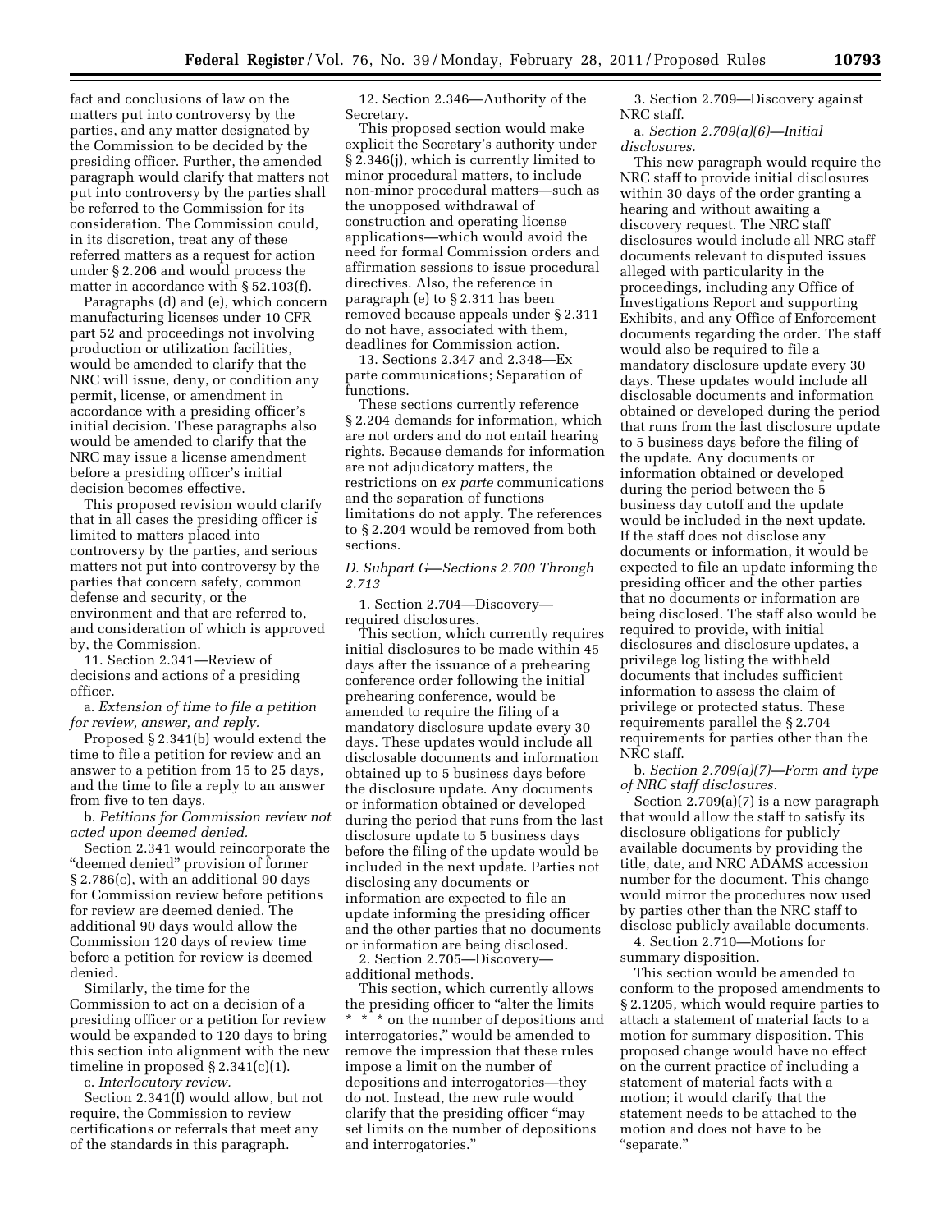fact and conclusions of law on the matters put into controversy by the parties, and any matter designated by the Commission to be decided by the presiding officer. Further, the amended paragraph would clarify that matters not put into controversy by the parties shall be referred to the Commission for its consideration. The Commission could, in its discretion, treat any of these referred matters as a request for action under § 2.206 and would process the matter in accordance with § 52.103(f).

Paragraphs (d) and (e), which concern manufacturing licenses under 10 CFR part 52 and proceedings not involving production or utilization facilities, would be amended to clarify that the NRC will issue, deny, or condition any permit, license, or amendment in accordance with a presiding officer's initial decision. These paragraphs also would be amended to clarify that the NRC may issue a license amendment before a presiding officer's initial decision becomes effective.

This proposed revision would clarify that in all cases the presiding officer is limited to matters placed into controversy by the parties, and serious matters not put into controversy by the parties that concern safety, common defense and security, or the environment and that are referred to, and consideration of which is approved by, the Commission.

11. Section 2.341—Review of decisions and actions of a presiding officer.

a. *Extension of time to file a petition for review, answer, and reply.*

Proposed § 2.341(b) would extend the time to file a petition for review and an answer to a petition from 15 to 25 days, and the time to file a reply to an answer from five to ten days.

b. *Petitions for Commission review not acted upon deemed denied.*

Section 2.341 would reincorporate the "deemed denied" provision of former § 2.786(c), with an additional 90 days for Commission review before petitions for review are deemed denied. The additional 90 days would allow the Commission 120 days of review time before a petition for review is deemed denied.

Similarly, the time for the Commission to act on a decision of a presiding officer or a petition for review would be expanded to 120 days to bring this section into alignment with the new timeline in proposed § 2.341(c)(1).

c. *Interlocutory review.*

Section 2.341(f) would allow, but not require, the Commission to review certifications or referrals that meet any of the standards in this paragraph.

12. Section 2.346—Authority of the Secretary.

This proposed section would make explicit the Secretary's authority under § 2.346(j), which is currently limited to minor procedural matters, to include non-minor procedural matters—such as the unopposed withdrawal of construction and operating license applications—which would avoid the need for formal Commission orders and affirmation sessions to issue procedural directives. Also, the reference in paragraph (e) to § 2.311 has been removed because appeals under § 2.311 do not have, associated with them, deadlines for Commission action.

13. Sections 2.347 and 2.348—Ex parte communications; Separation of functions.

These sections currently reference § 2.204 demands for information, which are not orders and do not entail hearing rights. Because demands for information are not adjudicatory matters, the restrictions on *ex parte* communications and the separation of functions limitations do not apply. The references to § 2.204 would be removed from both sections.

*D. Subpart G—Sections 2.700 Through 2.713*

1. Section 2.704—Discovery—required disclosures.

This section, which currently requires initial disclosures to be made within 45 days after the issuance of a prehearing conference order following the initial prehearing conference, would be amended to require the filing of a mandatory disclosure update every 30 days. These updates would include all disclosable documents and information obtained up to 5 business days before the disclosure update. Any documents or information obtained or developed during the period that runs from the last disclosure update to 5 business days before the filing of the update would be included in the next update. Parties not disclosing any documents or information are expected to file an update informing the presiding officer and the other parties that no documents or information are being disclosed.

2. Section 2.705—Discovery—additional methods.

This section, which currently allows the presiding officer to "alter the limits * * * on the number of depositions and interrogatories," would be amended to remove the impression that these rules impose a limit on the number of depositions and interrogatories—they do not. Instead, the new rule would clarify that the presiding officer "may set limits on the number of depositions and interrogatories."

3. Section 2.709—Discovery against NRC staff.

a. *Section 2.709(a)(6)—Initial disclosures.*

This new paragraph would require the NRC staff to provide initial disclosures within 30 days of the order granting a hearing and without awaiting a discovery request. The NRC staff disclosures would include all NRC staff documents relevant to disputed issues alleged with particularity in the proceedings, including any Office of Investigations Report and supporting Exhibits, and any Office of Enforcement documents regarding the order. The staff would also be required to file a mandatory disclosure update every 30 days. These updates would include all disclosable documents and information obtained or developed during the period that runs from the last disclosure update to 5 business days before the filing of the update. Any documents or information obtained or developed during the period between the 5 business day cutoff and the update would be included in the next update. If the staff does not disclose any documents or information, it would be expected to file an update informing the presiding officer and the other parties that no documents or information are being disclosed. The staff also would be required to provide, with initial disclosures and disclosure updates, a privilege log listing the withheld documents that includes sufficient information to assess the claim of privilege or protected status. These requirements parallel the § 2.704 requirements for parties other than the NRC staff.

b. *Section 2.709(a)(7)—Form and type of NRC staff disclosures.*

Section 2.709(a)(7) is a new paragraph that would allow the staff to satisfy its disclosure obligations for publicly available documents by providing the title, date, and NRC ADAMS accession number for the document. This change would mirror the procedures now used by parties other than the NRC staff to disclose publicly available documents.

4. Section 2.710—Motions for summary disposition.

This section would be amended to conform to the proposed amendments to § 2.1205, which would require parties to attach a statement of material facts to a motion for summary disposition. This proposed change would have no effect on the current practice of including a statement of material facts with a motion; it would clarify that the statement needs to be attached to the motion and does not have to be "separate."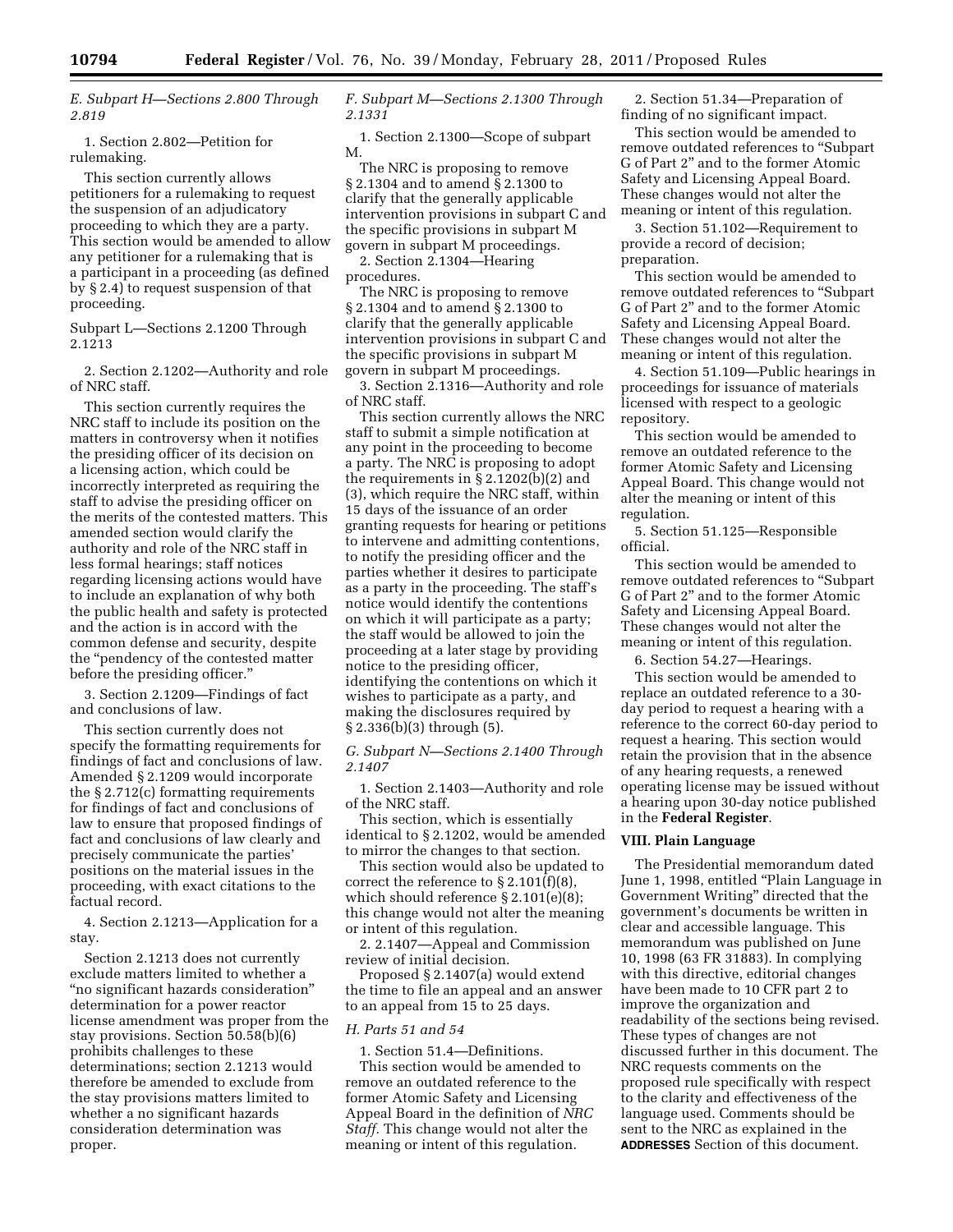### E. Subpart H—Sections 2.800 Through 2.819

1. Section 2.802—Petition for rulemaking.

This section currently allows petitioners for a rulemaking to request the suspension of an adjudicatory proceeding to which they are a party. This section would be amended to allow any petitioner for a rulemaking that is a participant in a proceeding (as defined by § 2.4) to request suspension of that proceeding.

Subpart L—Sections 2.1200 Through 2.1213

2. Section 2.1202—Authority and role of NRC staff.

This section currently requires the NRC staff to include its position on the matters in controversy when it notifies the presiding officer of its decision on a licensing action, which could be incorrectly interpreted as requiring the staff to advise the presiding officer on the merits of the contested matters. This amended section would clarify the authority and role of the NRC staff in less formal hearings; staff notices regarding licensing actions would have to include an explanation of why both the public health and safety is protected and the action is in accord with the common defense and security, despite the "pendency of the contested matter before the presiding officer."

3. Section 2.1209—Findings of fact and conclusions of law.

This section currently does not specify the formatting requirements for findings of fact and conclusions of law. Amended § 2.1209 would incorporate the § 2.712(c) formatting requirements for findings of fact and conclusions of law to ensure that proposed findings of fact and conclusions of law clearly and precisely communicate the parties' positions on the material issues in the proceeding, with exact citations to the factual record.

4. Section 2.1213—Application for a stay.

Section 2.1213 does not currently exclude matters limited to whether a "no significant hazards consideration" determination for a power reactor license amendment was proper from the stay provisions. Section 50.58(b)(6) prohibits challenges to these determinations; section 2.1213 would therefore be amended to exclude from the stay provisions matters limited to whether a no significant hazards consideration determination was proper.

### F. Subpart M—Sections 2.1300 Through 2.1331

1. Section 2.1300—Scope of subpart M.

The NRC is proposing to remove § 2.1304 and to amend § 2.1300 to clarify that the generally applicable intervention provisions in subpart C and the specific provisions in subpart M govern in subpart M proceedings.

2. Section 2.1304—Hearing procedures.

The NRC is proposing to remove § 2.1304 and to amend § 2.1300 to clarify that the generally applicable intervention provisions in subpart C and the specific provisions in subpart M govern in subpart M proceedings.

3. Section 2.1316—Authority and role of NRC staff.

This section currently allows the NRC staff to submit a simple notification at any point in the proceeding to become a party. The NRC is proposing to adopt the requirements in § 2.1202(b)(2) and (3), which require the NRC staff, within 15 days of the issuance of an order granting requests for hearing or petitions to intervene and admitting contentions, to notify the presiding officer and the parties whether it desires to participate as a party in the proceeding. The staff's notice would identify the contentions on which it will participate as a party; the staff would be allowed to join the proceeding at a later stage by providing notice to the presiding officer, identifying the contentions on which it wishes to participate as a party, and making the disclosures required by § 2.336(b)(3) through (5).

### G. Subpart N—Sections 2.1400 Through 2.1407

1. Section 2.1403—Authority and role of the NRC staff.

This section, which is essentially identical to § 2.1202, would be amended to mirror the changes to that section.

This section would also be updated to correct the reference to § 2.101(f)(8), which should reference § 2.101(e)(8); this change would not alter the meaning or intent of this regulation.

2. 2.1407—Appeal and Commission review of initial decision.

Proposed § 2.1407(a) would extend the time to file an appeal and an answer to an appeal from 15 to 25 days.

### H. Parts 51 and 54

1. Section 51.4—Definitions.

This section would be amended to remove an outdated reference to the former Atomic Safety and Licensing Appeal Board in the definition of *NRC Staff*. This change would not alter the meaning or intent of this regulation.

2. Section 51.34—Preparation of finding of no significant impact.

This section would be amended to remove outdated references to "Subpart G of Part 2" and to the former Atomic Safety and Licensing Appeal Board. These changes would not alter the meaning or intent of this regulation.

3. Section 51.102—Requirement to provide a record of decision; preparation.

This section would be amended to remove outdated references to "Subpart G of Part 2" and to the former Atomic Safety and Licensing Appeal Board. These changes would not alter the meaning or intent of this regulation.

4. Section 51.109—Public hearings in proceedings for issuance of materials licensed with respect to a geologic repository.

This section would be amended to remove an outdated reference to the former Atomic Safety and Licensing Appeal Board. This change would not alter the meaning or intent of this regulation.

5. Section 51.125—Responsible official.

This section would be amended to remove outdated references to "Subpart G of Part 2" and to the former Atomic Safety and Licensing Appeal Board. These changes would not alter the meaning or intent of this regulation.

6. Section 54.27—Hearings.

This section would be amended to replace an outdated reference to a 30-day period to request a hearing with a reference to the correct 60-day period to request a hearing. This section would retain the provision that in the absence of any hearing requests, a renewed operating license may be issued without a hearing upon 30-day notice published in the **Federal Register**.

## VIII. Plain Language

The Presidential memorandum dated June 1, 1998, entitled "Plain Language in Government Writing" directed that the government's documents be written in clear and accessible language. This memorandum was published on June 10, 1998 (63 FR 31883). In complying with this directive, editorial changes have been made to 10 CFR part 2 to improve the organization and readability of the sections being revised. These types of changes are not discussed further in this document. The NRC requests comments on the proposed rule specifically with respect to the clarity and effectiveness of the language used. Comments should be sent to the NRC as explained in the **ADDRESSES** Section of this document.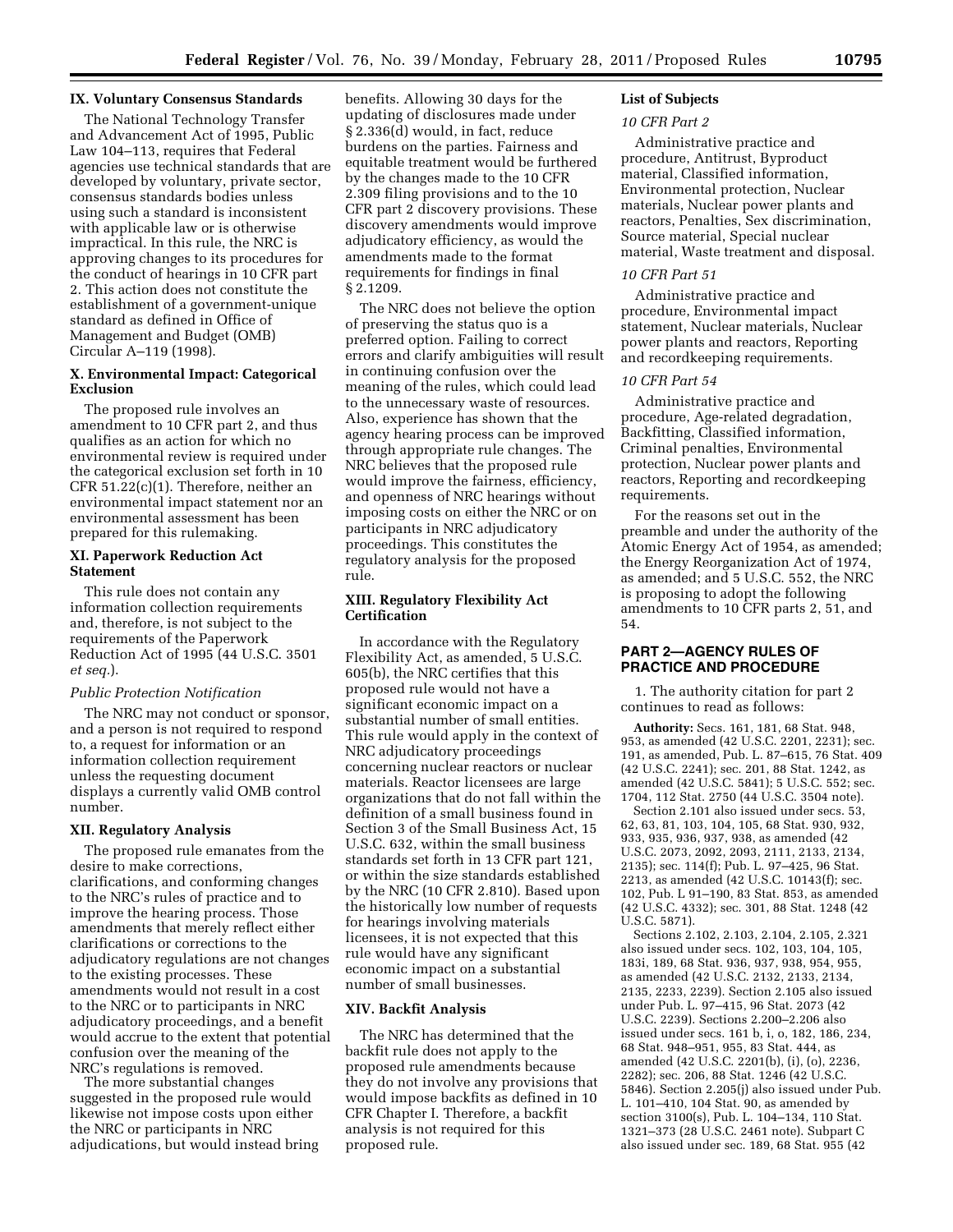## IX. Voluntary Consensus Standards

The National Technology Transfer and Advancement Act of 1995, Public Law 104–113, requires that Federal agencies use technical standards that are developed by voluntary, private sector, consensus standards bodies unless using such a standard is inconsistent with applicable law or is otherwise impractical. In this rule, the NRC is approving changes to its procedures for the conduct of hearings in 10 CFR part 2. This action does not constitute the establishment of a government-unique standard as defined in Office of Management and Budget (OMB) Circular A–119 (1998).

## X. Environmental Impact: Categorical Exclusion

The proposed rule involves an amendment to 10 CFR part 2, and thus qualifies as an action for which no environmental review is required under the categorical exclusion set forth in 10 CFR 51.22(c)(1). Therefore, neither an environmental impact statement nor an environmental assessment has been prepared for this rulemaking.

## XI. Paperwork Reduction Act Statement

This rule does not contain any information collection requirements and, therefore, is not subject to the requirements of the Paperwork Reduction Act of 1995 (44 U.S.C. 3501 *et seq.*).

### *Public Protection Notification*

The NRC may not conduct or sponsor, and a person is not required to respond to, a request for information or an information collection requirement unless the requesting document displays a currently valid OMB control number.

## XII. Regulatory Analysis

The proposed rule emanates from the desire to make corrections, clarifications, and conforming changes to the NRC's rules of practice and to improve the hearing process. Those amendments that merely reflect either clarifications or corrections to the adjudicatory regulations are not changes to the existing processes. These amendments would not result in a cost to the NRC or to participants in NRC adjudicatory proceedings, and a benefit would accrue to the extent that potential confusion over the meaning of the NRC's regulations is removed.

The more substantial changes suggested in the proposed rule would likewise not impose costs upon either the NRC or participants in NRC adjudications, but would instead bring benefits. Allowing 30 days for the updating of disclosures made under § 2.336(d) would, in fact, reduce burdens on the parties. Fairness and equitable treatment would be furthered by the changes made to the 10 CFR 2.309 filing provisions and to the 10 CFR part 2 discovery provisions. These discovery amendments would improve adjudicatory efficiency, as would the amendments made to the format requirements for findings in final § 2.1209.

The NRC does not believe the option of preserving the status quo is a preferred option. Failing to correct errors and clarify ambiguities will result in continuing confusion over the meaning of the rules, which could lead to the unnecessary waste of resources. Also, experience has shown that the agency hearing process can be improved through appropriate rule changes. The NRC believes that the proposed rule would improve the fairness, efficiency, and openness of NRC hearings without imposing costs on either the NRC or on participants in NRC adjudicatory proceedings. This constitutes the regulatory analysis for the proposed rule.

## XIII. Regulatory Flexibility Act Certification

In accordance with the Regulatory Flexibility Act, as amended, 5 U.S.C. 605(b), the NRC certifies that this proposed rule would not have a significant economic impact on a substantial number of small entities. This rule would apply in the context of NRC adjudicatory proceedings concerning nuclear reactors or nuclear materials. Reactor licensees are large organizations that do not fall within the definition of a small business found in Section 3 of the Small Business Act, 15 U.S.C. 632, within the small business standards set forth in 13 CFR part 121, or within the size standards established by the NRC (10 CFR 2.810). Based upon the historically low number of requests for hearings involving materials licensees, it is not expected that this rule would have any significant economic impact on a substantial number of small businesses.

## XIV. Backfit Analysis

The NRC has determined that the backfit rule does not apply to the proposed rule amendments because they do not involve any provisions that would impose backfits as defined in 10 CFR Chapter I. Therefore, a backfit analysis is not required for this proposed rule.

## List of Subjects

### *10 CFR Part 2*

Administrative practice and procedure, Antitrust, Byproduct material, Classified information, Environmental protection, Nuclear materials, Nuclear power plants and reactors, Penalties, Sex discrimination, Source material, Special nuclear material, Waste treatment and disposal.

### *10 CFR Part 51*

Administrative practice and procedure, Environmental impact statement, Nuclear materials, Nuclear power plants and reactors, Reporting and recordkeeping requirements.

### *10 CFR Part 54*

Administrative practice and procedure, Age-related degradation, Backfitting, Classified information, Criminal penalties, Environmental protection, Nuclear power plants and reactors, Reporting and recordkeeping requirements.

For the reasons set out in the preamble and under the authority of the Atomic Energy Act of 1954, as amended; the Energy Reorganization Act of 1974, as amended; and 5 U.S.C. 552, the NRC is proposing to adopt the following amendments to 10 CFR parts 2, 51, and 54.

## PART 2—AGENCY RULES OF PRACTICE AND PROCEDURE

1. The authority citation for part 2 continues to read as follows:

**Authority:** Secs. 161, 181, 68 Stat. 948, 953, as amended (42 U.S.C. 2201, 2231); sec. 191, as amended, Pub. L. 87–615, 76 Stat. 409 (42 U.S.C. 2241); sec. 201, 88 Stat. 1242, as amended (42 U.S.C. 5841); 5 U.S.C. 552; sec. 1704, 112 Stat. 2750 (44 U.S.C. 3504 note).

Section 2.101 also issued under secs. 53, 62, 63, 81, 103, 104, 105, 68 Stat. 930, 932, 933, 935, 936, 937, 938, as amended (42 U.S.C. 2073, 2092, 2093, 2111, 2133, 2134, 2135); sec. 114(f); Pub. L. 97–425, 96 Stat. 2213, as amended (42 U.S.C. 10143(f); sec. 102, Pub. L 91–190, 83 Stat. 853, as amended (42 U.S.C. 4332); sec. 301, 88 Stat. 1248 (42 U.S.C. 5871).

Sections 2.102, 2.103, 2.104, 2.105, 2.321 also issued under secs. 102, 103, 104, 105, 183i, 189, 68 Stat. 936, 937, 938, 954, 955, as amended (42 U.S.C. 2132, 2133, 2134, 2135, 2233, 2239). Section 2.105 also issued under Pub. L. 97–415, 96 Stat. 2073 (42 U.S.C. 2239). Sections 2.200–2.206 also issued under secs. 161 b, i, o, 182, 186, 234, 68 Stat. 948–951, 955, 83 Stat. 444, as amended (42 U.S.C. 2201(b), (i), (o), 2236, 2282); sec. 206, 88 Stat. 1246 (42 U.S.C. 5846). Section 2.205(j) also issued under Pub. L. 101–410, 104 Stat. 90, as amended by section 3100(s), Pub. L. 104–134, 110 Stat. 1321–373 (28 U.S.C. 2461 note). Subpart C also issued under sec. 189, 68 Stat. 955 (42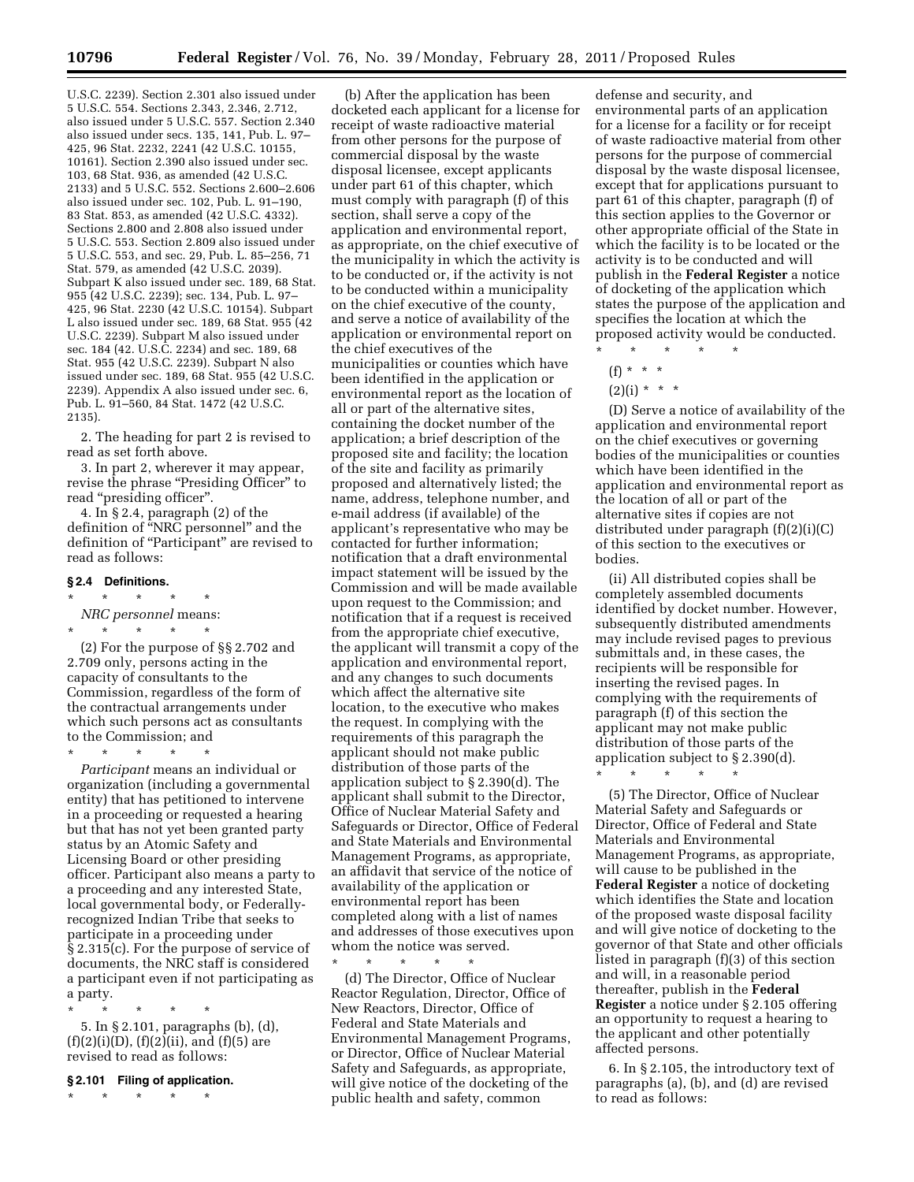U.S.C. 2239). Section 2.301 also issued under 5 U.S.C. 554. Sections 2.343, 2.346, 2.712, also issued under 5 U.S.C. 557. Section 2.340 also issued under secs. 135, 141, Pub. L. 97–425, 96 Stat. 2232, 2241 (42 U.S.C. 10155, 10161). Section 2.390 also issued under sec. 103, 68 Stat. 936, as amended (42 U.S.C. 2133) and 5 U.S.C. 552. Sections 2.600–2.606 also issued under sec. 102, Pub. L. 91–190, 83 Stat. 853, as amended (42 U.S.C. 4332). Sections 2.800 and 2.808 also issued under 5 U.S.C. 553. Section 2.809 also issued under 5 U.S.C. 553, and sec. 29, Pub. L. 85–256, 71 Stat. 579, as amended (42 U.S.C. 2039). Subpart K also issued under sec. 189, 68 Stat. 955 (42 U.S.C. 2239); sec. 134, Pub. L. 97–425, 96 Stat. 2230 (42 U.S.C. 10154). Subpart L also issued under sec. 189, 68 Stat. 955 (42 U.S.C. 2239). Subpart M also issued under sec. 184 (42. U.S.C. 2234) and sec. 189, 68 Stat. 955 (42 U.S.C. 2239). Subpart N also issued under sec. 189, 68 Stat. 955 (42 U.S.C. 2239). Appendix A also issued under sec. 6, Pub. L. 91–560, 84 Stat. 1472 (42 U.S.C. 2135).

2. The heading for part 2 is revised to read as set forth above.

3. In part 2, wherever it may appear, revise the phrase "Presiding Officer" to read "presiding officer".

4. In § 2.4, paragraph (2) of the definition of "NRC personnel" and the definition of "Participant" are revised to read as follows:

### § 2.4 Definitions.

\* \* \* \* \*

*NRC personnel* means:

\* \* \* \* \*

(2) For the purpose of §§ 2.702 and 2.709 only, persons acting in the capacity of consultants to the Commission, regardless of the form of the contractual arrangements under which such persons act as consultants to the Commission; and

\* \* \* \* \*

*Participant* means an individual or organization (including a governmental entity) that has petitioned to intervene in a proceeding or requested a hearing but that has not yet been granted party status by an Atomic Safety and Licensing Board or other presiding officer. Participant also means a party to a proceeding and any interested State, local governmental body, or Federally-recognized Indian Tribe that seeks to participate in a proceeding under § 2.315(c). For the purpose of service of documents, the NRC staff is considered a participant even if not participating as a party.

\* \* \* \* \*

5. In § 2.101, paragraphs (b), (d), (f)(2)(i)(D), (f)(2)(ii), and (f)(5) are revised to read as follows:

### § 2.101 Filing of application.

\* \* \* \* \*

(b) After the application has been docketed each applicant for a license for receipt of waste radioactive material from other persons for the purpose of commercial disposal by the waste disposal licensee, except applicants under part 61 of this chapter, which must comply with paragraph (f) of this section, shall serve a copy of the application and environmental report, as appropriate, on the chief executive of the municipality in which the activity is to be conducted or, if the activity is not to be conducted within a municipality on the chief executive of the county, and serve a notice of availability of the application or environmental report on the chief executives of the municipalities or counties which have been identified in the application or environmental report as the location of all or part of the alternative sites, containing the docket number of the application; a brief description of the proposed site and facility; the location of the site and facility as primarily proposed and alternatively listed; the name, address, telephone number, and e-mail address (if available) of the applicant's representative who may be contacted for further information; notification that a draft environmental impact statement will be issued by the Commission and will be made available upon request to the Commission; and notification that if a request is received from the appropriate chief executive, the applicant will transmit a copy of the application and environmental report, and any changes to such documents which affect the alternative site location, to the executive who makes the request. In complying with the requirements of this paragraph the applicant should not make public distribution of those parts of the application subject to § 2.390(d). The applicant shall submit to the Director, Office of Nuclear Material Safety and Safeguards or Director, Office of Federal and State Materials and Environmental Management Programs, as appropriate, an affidavit that service of the notice of availability of the application or environmental report has been completed along with a list of names and addresses of those executives upon whom the notice was served.

\* \* \* \* \*

(d) The Director, Office of Nuclear Reactor Regulation, Director, Office of New Reactors, Director, Office of Federal and State Materials and Environmental Management Programs, or Director, Office of Nuclear Material Safety and Safeguards, as appropriate, will give notice of the docketing of the public health and safety, common defense and security, and environmental parts of an application for a license for a facility or for receipt of waste radioactive material from other persons for the purpose of commercial disposal by the waste disposal licensee, except that for applications pursuant to part 61 of this chapter, paragraph (f) of this section applies to the Governor or other appropriate official of the State in which the facility is to be located or the activity is to be conducted and will publish in the **Federal Register** a notice of docketing of the application which states the purpose of the application and specifies the location at which the proposed activity would be conducted.

\* \* \* \* \*

(f) \* \* \*

(2)(i) \* \* \*

(D) Serve a notice of availability of the application and environmental report on the chief executives or governing bodies of the municipalities or counties which have been identified in the application and environmental report as the location of all or part of the alternative sites if copies are not distributed under paragraph (f)(2)(i)(C) of this section to the executives or bodies.

(ii) All distributed copies shall be completely assembled documents identified by docket number. However, subsequently distributed amendments may include revised pages to previous submittals and, in these cases, the recipients will be responsible for inserting the revised pages. In complying with the requirements of paragraph (f) of this section the applicant may not make public distribution of those parts of the application subject to § 2.390(d).

\* \* \* \* \*

(5) The Director, Office of Nuclear Material Safety and Safeguards or Director, Office of Federal and State Materials and Environmental Management Programs, as appropriate, will cause to be published in the **Federal Register** a notice of docketing which identifies the State and location of the proposed waste disposal facility and will give notice of docketing to the governor of that State and other officials listed in paragraph (f)(3) of this section and will, in a reasonable period thereafter, publish in the **Federal Register** a notice under § 2.105 offering an opportunity to request a hearing to the applicant and other potentially affected persons.

6. In § 2.105, the introductory text of paragraphs (a), (b), and (d) are revised to read as follows: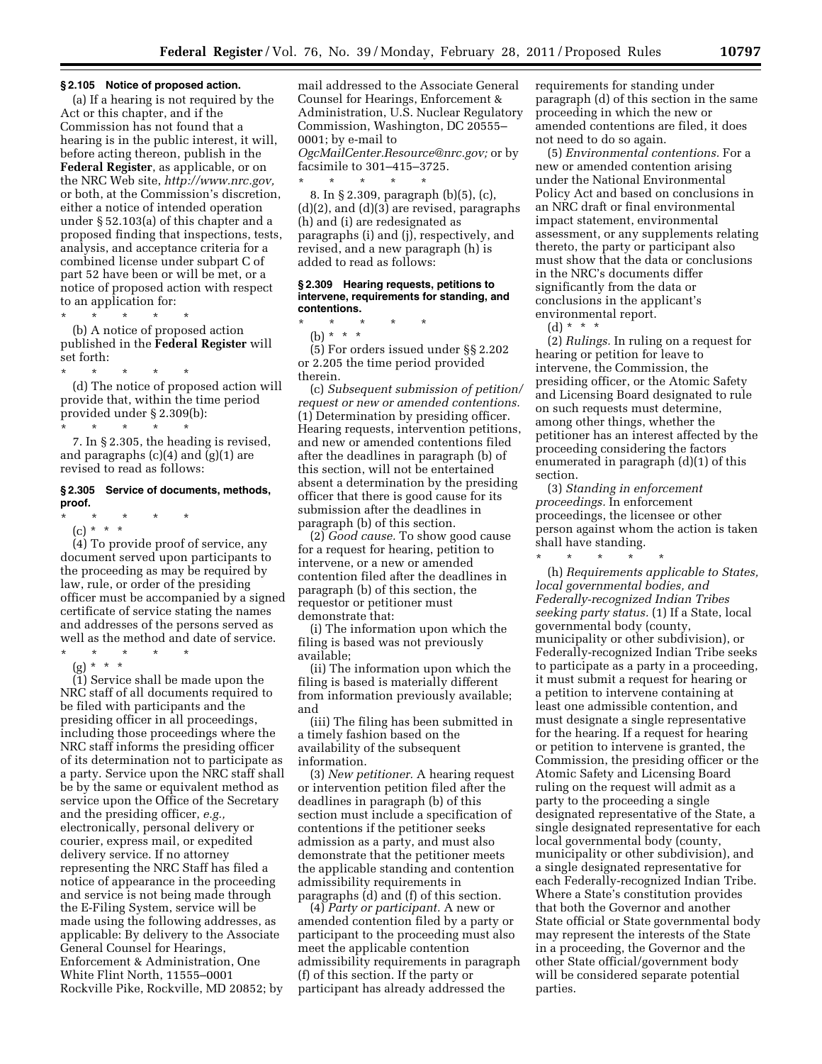**§ 2.105 Notice of proposed action.**

(a) If a hearing is not required by the Act or this chapter, and if the Commission has not found that a hearing is in the public interest, it will, before acting thereon, publish in the **Federal Register**, as applicable, or on the NRC Web site, *http://www.nrc.gov,* or both, at the Commission's discretion, either a notice of intended operation under § 52.103(a) of this chapter and a proposed finding that inspections, tests, analysis, and acceptance criteria for a combined license under subpart C of part 52 have been or will be met, or a notice of proposed action with respect to an application for:

\* \* \* \* \*

(b) A notice of proposed action published in the **Federal Register** will set forth:

\* \* \* \* \*

(d) The notice of proposed action will provide that, within the time period provided under § 2.309(b):

\* \* \* \* \*

7. In § 2.305, the heading is revised, and paragraphs (c)(4) and (g)(1) are revised to read as follows:

**§ 2.305 Service of documents, methods, proof.**

\* \* \* \* \*

(c) \* \* \*

(4) To provide proof of service, any document served upon participants to the proceeding as may be required by law, rule, or order of the presiding officer must be accompanied by a signed certificate of service stating the names and addresses of the persons served as well as the method and date of service.

\* \* \* \* \*

(g) \* \* \*

(1) Service shall be made upon the NRC staff of all documents required to be filed with participants and the presiding officer in all proceedings, including those proceedings where the NRC staff informs the presiding officer of its determination not to participate as a party. Service upon the NRC staff shall be by the same or equivalent method as service upon the Office of the Secretary and the presiding officer, *e.g.,* electronically, personal delivery or courier, express mail, or expedited delivery service. If no attorney representing the NRC Staff has filed a notice of appearance in the proceeding and service is not being made through the E-Filing System, service will be made using the following addresses, as applicable: By delivery to the Associate General Counsel for Hearings, Enforcement & Administration, One White Flint North, 11555–0001 Rockville Pike, Rockville, MD 20852; by mail addressed to the Associate General Counsel for Hearings, Enforcement & Administration, U.S. Nuclear Regulatory Commission, Washington, DC 20555–0001; by e-mail to *OgcMailCenter.Resource@nrc.gov;* or by facsimile to 301–415–3725.

\* \* \* \* \*

8. In § 2.309, paragraph (b)(5), (c), (d)(2), and (d)(3) are revised, paragraphs (h) and (i) are redesignated as paragraphs (i) and (j), respectively, and revised, and a new paragraph (h) is added to read as follows:

**§ 2.309 Hearing requests, petitions to intervene, requirements for standing, and contentions.**

\* \* \* \* \*

(b) \* \* \*

(5) For orders issued under §§ 2.202 or 2.205 the time period provided therein.

(c) *Subsequent submission of petition/ request or new or amended contentions.* (1) Determination by presiding officer. Hearing requests, intervention petitions, and new or amended contentions filed after the deadlines in paragraph (b) of this section, will not be entertained absent a determination by the presiding officer that there is good cause for its submission after the deadlines in paragraph (b) of this section.

(2) *Good cause.* To show good cause for a request for hearing, petition to intervene, or a new or amended contention filed after the deadlines in paragraph (b) of this section, the requestor or petitioner must demonstrate that:

(i) The information upon which the filing is based was not previously available;

(ii) The information upon which the filing is based is materially different from information previously available; and

(iii) The filing has been submitted in a timely fashion based on the availability of the subsequent information.

(3) *New petitioner.* A hearing request or intervention petition filed after the deadlines in paragraph (b) of this section must include a specification of contentions if the petitioner seeks admission as a party, and must also demonstrate that the petitioner meets the applicable standing and contention admissibility requirements in paragraphs (d) and (f) of this section.

(4) *Party or participant.* A new or amended contention filed by a party or participant to the proceeding must also meet the applicable contention admissibility requirements in paragraph (f) of this section. If the party or participant has already addressed the requirements for standing under paragraph (d) of this section in the same proceeding in which the new or amended contentions are filed, it does not need to do so again.

(5) *Environmental contentions.* For a new or amended contention arising under the National Environmental Policy Act and based on conclusions in an NRC draft or final environmental impact statement, environmental assessment, or any supplements relating thereto, the party or participant also must show that the data or conclusions in the NRC's documents differ significantly from the data or conclusions in the applicant's environmental report.

(d) \* \* \*

(2) *Rulings.* In ruling on a request for hearing or petition for leave to intervene, the Commission, the presiding officer, or the Atomic Safety and Licensing Board designated to rule on such requests must determine, among other things, whether the petitioner has an interest affected by the proceeding considering the factors enumerated in paragraph (d)(1) of this section.

(3) *Standing in enforcement proceedings.* In enforcement proceedings, the licensee or other person against whom the action is taken shall have standing.

\* \* \* \* \*

(h) *Requirements applicable to States, local governmental bodies, and Federally-recognized Indian Tribes seeking party status.* (1) If a State, local governmental body (county, municipality or other subdivision), or Federally-recognized Indian Tribe seeks to participate as a party in a proceeding, it must submit a request for hearing or a petition to intervene containing at least one admissible contention, and must designate a single representative for the hearing. If a request for hearing or petition to intervene is granted, the Commission, the presiding officer or the Atomic Safety and Licensing Board ruling on the request will admit as a party to the proceeding a single designated representative of the State, a single designated representative for each local governmental body (county, municipality or other subdivision), and a single designated representative for each Federally-recognized Indian Tribe. Where a State's constitution provides that both the Governor and another State official or State governmental body may represent the interests of the State in a proceeding, the Governor and the other State official/government body will be considered separate potential parties.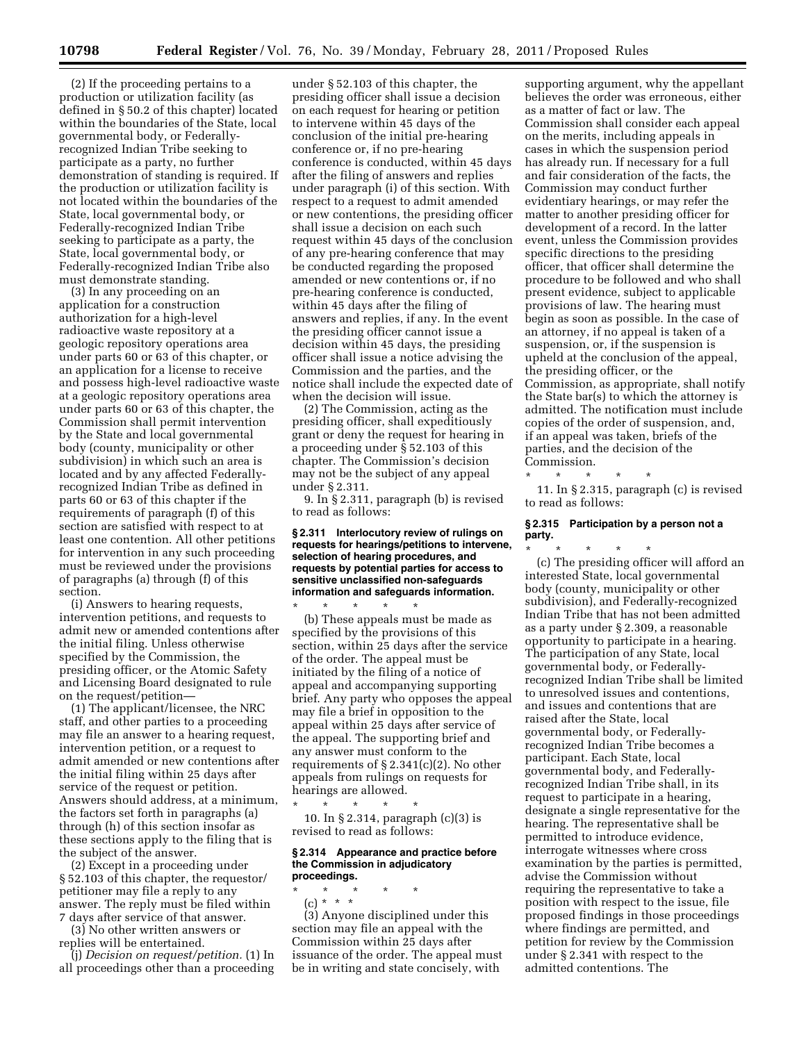(2) If the proceeding pertains to a production or utilization facility (as defined in § 50.2 of this chapter) located within the boundaries of the State, local governmental body, or Federally-recognized Indian Tribe seeking to participate as a party, no further demonstration of standing is required. If the production or utilization facility is not located within the boundaries of the State, local governmental body, or Federally-recognized Indian Tribe seeking to participate as a party, the State, local governmental body, or Federally-recognized Indian Tribe also must demonstrate standing.

(3) In any proceeding on an application for a construction authorization for a high-level radioactive waste repository at a geologic repository operations area under parts 60 or 63 of this chapter, or an application for a license to receive and possess high-level radioactive waste at a geologic repository operations area under parts 60 or 63 of this chapter, the Commission shall permit intervention by the State and local governmental body (county, municipality or other subdivision) in which such an area is located and by any affected Federally-recognized Indian Tribe as defined in parts 60 or 63 of this chapter if the requirements of paragraph (f) of this section are satisfied with respect to at least one contention. All other petitions for intervention in any such proceeding must be reviewed under the provisions of paragraphs (a) through (f) of this section.

(i) Answers to hearing requests, intervention petitions, and requests to admit new or amended contentions after the initial filing. Unless otherwise specified by the Commission, the presiding officer, or the Atomic Safety and Licensing Board designated to rule on the request/petition—

(1) The applicant/licensee, the NRC staff, and other parties to a proceeding may file an answer to a hearing request, intervention petition, or a request to admit amended or new contentions after the initial filing within 25 days after service of the request or petition. Answers should address, at a minimum, the factors set forth in paragraphs (a) through (h) of this section insofar as these sections apply to the filing that is the subject of the answer.

(2) Except in a proceeding under § 52.103 of this chapter, the requestor/petitioner may file a reply to any answer. The reply must be filed within 7 days after service of that answer.

(3) No other written answers or replies will be entertained.

(j) *Decision on request/petition.* (1) In all proceedings other than a proceeding under § 52.103 of this chapter, the presiding officer shall issue a decision on each request for hearing or petition to intervene within 45 days of the conclusion of the initial pre-hearing conference or, if no pre-hearing conference is conducted, within 45 days after the filing of answers and replies under paragraph (i) of this section. With respect to a request to admit amended or new contentions, the presiding officer shall issue a decision on each such request within 45 days of the conclusion of any pre-hearing conference that may be conducted regarding the proposed amended or new contentions or, if no pre-hearing conference is conducted, within 45 days after the filing of answers and replies, if any. In the event the presiding officer cannot issue a decision within 45 days, the presiding officer shall issue a notice advising the Commission and the parties, and the notice shall include the expected date of when the decision will issue.

(2) The Commission, acting as the presiding officer, shall expeditiously grant or deny the request for hearing in a proceeding under § 52.103 of this chapter. The Commission's decision may not be the subject of any appeal under § 2.311.

9. In § 2.311, paragraph (b) is revised to read as follows:

**§ 2.311 Interlocutory review of rulings on requests for hearings/petitions to intervene, selection of hearing procedures, and requests by potential parties for access to sensitive unclassified non-safeguards information and safeguards information.**

\* \* \* \* \*

(b) These appeals must be made as specified by the provisions of this section, within 25 days after the service of the order. The appeal must be initiated by the filing of a notice of appeal and accompanying supporting brief. Any party who opposes the appeal may file a brief in opposition to the appeal within 25 days after service of the appeal. The supporting brief and any answer must conform to the requirements of § 2.341(c)(2). No other appeals from rulings on requests for hearings are allowed.

\* \* \* \* \*

10. In § 2.314, paragraph (c)(3) is revised to read as follows:

**§ 2.314 Appearance and practice before the Commission in adjudicatory proceedings.**

\* \* \* \* \*

(c) \* \* \*

(3) Anyone disciplined under this section may file an appeal with the Commission within 25 days after issuance of the order. The appeal must be in writing and state concisely, with supporting argument, why the appellant believes the order was erroneous, either as a matter of fact or law. The Commission shall consider each appeal on the merits, including appeals in cases in which the suspension period has already run. If necessary for a full and fair consideration of the facts, the Commission may conduct further evidentiary hearings, or may refer the matter to another presiding officer for development of a record. In the latter event, unless the Commission provides specific directions to the presiding officer, that officer shall determine the procedure to be followed and who shall present evidence, subject to applicable provisions of law. The hearing must begin as soon as possible. In the case of an attorney, if no appeal is taken of a suspension, or, if the suspension is upheld at the conclusion of the appeal, the presiding officer, or the Commission, as appropriate, shall notify the State bar(s) to which the attorney is admitted. The notification must include copies of the order of suspension, and, if an appeal was taken, briefs of the parties, and the decision of the Commission.

\* \* \* \* \*

11. In § 2.315, paragraph (c) is revised to read as follows:

**§ 2.315 Participation by a person not a party.**

\* \* \* \* \*

(c) The presiding officer will afford an interested State, local governmental body (county, municipality or other subdivision), and Federally-recognized Indian Tribe that has not been admitted as a party under § 2.309, a reasonable opportunity to participate in a hearing. The participation of any State, local governmental body, or Federally-recognized Indian Tribe shall be limited to unresolved issues and contentions, and issues and contentions that are raised after the State, local governmental body, or Federally-recognized Indian Tribe becomes a participant. Each State, local governmental body, and Federally-recognized Indian Tribe shall, in its request to participate in a hearing, designate a single representative for the hearing. The representative shall be permitted to introduce evidence, interrogate witnesses where cross examination by the parties is permitted, advise the Commission without requiring the representative to take a position with respect to the issue, file proposed findings in those proceedings where findings are permitted, and petition for review by the Commission under § 2.341 with respect to the admitted contentions. The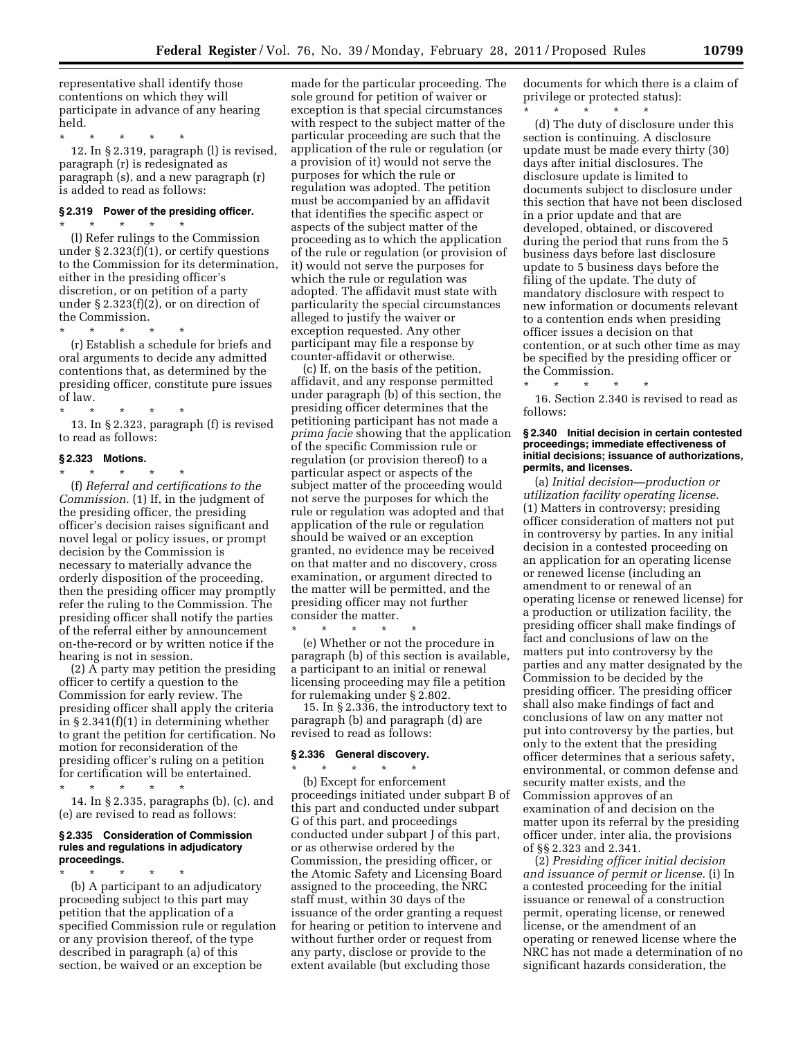representative shall identify those contentions on which they will participate in advance of any hearing held.

\* \* \* \* \*

12. In § 2.319, paragraph (l) is revised, paragraph (r) is redesignated as paragraph (s), and a new paragraph (r) is added to read as follows:

### § 2.319 Power of the presiding officer.

\* \* \* \* \*

(l) Refer rulings to the Commission under § 2.323(f)(1), or certify questions to the Commission for its determination, either in the presiding officer's discretion, or on petition of a party under § 2.323(f)(2), or on direction of the Commission.

\* \* \* \* \*

(r) Establish a schedule for briefs and oral arguments to decide any admitted contentions that, as determined by the presiding officer, constitute pure issues of law.

\* \* \* \* \*

13. In § 2.323, paragraph (f) is revised to read as follows:

### § 2.323 Motions.

\* \* \* \* \*

(f) *Referral and certifications to the Commission.* (1) If, in the judgment of the presiding officer, the presiding officer's decision raises significant and novel legal or policy issues, or prompt decision by the Commission is necessary to materially advance the orderly disposition of the proceeding, then the presiding officer may promptly refer the ruling to the Commission. The presiding officer shall notify the parties of the referral either by announcement on-the-record or by written notice if the hearing is not in session.

(2) A party may petition the presiding officer to certify a question to the Commission for early review. The presiding officer shall apply the criteria in § 2.341(f)(1) in determining whether to grant the petition for certification. No motion for reconsideration of the presiding officer's ruling on a petition for certification will be entertained.

\* \* \* \* \*

14. In § 2.335, paragraphs (b), (c), and (e) are revised to read as follows:

### § 2.335 Consideration of Commission rules and regulations in adjudicatory proceedings.

\* \* \* \* \*

(b) A participant to an adjudicatory proceeding subject to this part may petition that the application of a specified Commission rule or regulation or any provision thereof, of the type described in paragraph (a) of this section, be waived or an exception be made for the particular proceeding. The sole ground for petition of waiver or exception is that special circumstances with respect to the subject matter of the particular proceeding are such that the application of the rule or regulation (or a provision of it) would not serve the purposes for which the rule or regulation was adopted. The petition must be accompanied by an affidavit that identifies the specific aspect or aspects of the subject matter of the proceeding as to which the application of the rule or regulation (or provision of it) would not serve the purposes for which the rule or regulation was adopted. The affidavit must state with particularity the special circumstances alleged to justify the waiver or exception requested. Any other participant may file a response by counter-affidavit or otherwise.

(c) If, on the basis of the petition, affidavit, and any response permitted under paragraph (b) of this section, the presiding officer determines that the petitioning participant has not made a *prima facie* showing that the application of the specific Commission rule or regulation (or provision thereof) to a particular aspect or aspects of the subject matter of the proceeding would not serve the purposes for which the rule or regulation was adopted and that application of the rule or regulation should be waived or an exception granted, no evidence may be received on that matter and no discovery, cross examination, or argument directed to the matter will be permitted, and the presiding officer may not further consider the matter.

\* \* \* \* \*

(e) Whether or not the procedure in paragraph (b) of this section is available, a participant to an initial or renewal licensing proceeding may file a petition for rulemaking under § 2.802.

15. In § 2.336, the introductory text to paragraph (b) and paragraph (d) are revised to read as follows:

### § 2.336 General discovery.

\* \* \* \* \*

(b) Except for enforcement proceedings initiated under subpart B of this part and conducted under subpart G of this part, and proceedings conducted under subpart J of this part, or as otherwise ordered by the Commission, the presiding officer, or the Atomic Safety and Licensing Board assigned to the proceeding, the NRC staff must, within 30 days of the issuance of the order granting a request for hearing or petition to intervene and without further order or request from any party, disclose or provide to the extent available (but excluding those documents for which there is a claim of privilege or protected status):

\* \* \* \* \*

(d) The duty of disclosure under this section is continuing. A disclosure update must be made every thirty (30) days after initial disclosures. The disclosure update is limited to documents subject to disclosure under this section that have not been disclosed in a prior update and that are developed, obtained, or discovered during the period that runs from the 5 business days before last disclosure update to 5 business days before the filing of the update. The duty of mandatory disclosure with respect to new information or documents relevant to a contention ends when presiding officer issues a decision on that contention, or at such other time as may be specified by the presiding officer or the Commission.

\* \* \* \* \*

16. Section 2.340 is revised to read as follows:

### § 2.340 Initial decision in certain contested proceedings; immediate effectiveness of initial decisions; issuance of authorizations, permits, and licenses.

(a) *Initial decision—production or utilization facility operating license.* (1) Matters in controversy; presiding officer consideration of matters not put in controversy by parties. In any initial decision in a contested proceeding on an application for an operating license or renewed license (including an amendment to or renewal of an operating license or renewed license) for a production or utilization facility, the presiding officer shall make findings of fact and conclusions of law on the matters put into controversy by the parties and any matter designated by the Commission to be decided by the presiding officer. The presiding officer shall also make findings of fact and conclusions of law on any matter not put into controversy by the parties, but only to the extent that the presiding officer determines that a serious safety, environmental, or common defense and security matter exists, and the Commission approves of an examination of and decision on the matter upon its referral by the presiding officer under, inter alia, the provisions of §§ 2.323 and 2.341.

(2) *Presiding officer initial decision and issuance of permit or license.* (i) In a contested proceeding for the initial issuance or renewal of a construction permit, operating license, or renewed license, or the amendment of an operating or renewed license where the NRC has not made a determination of no significant hazards consideration, the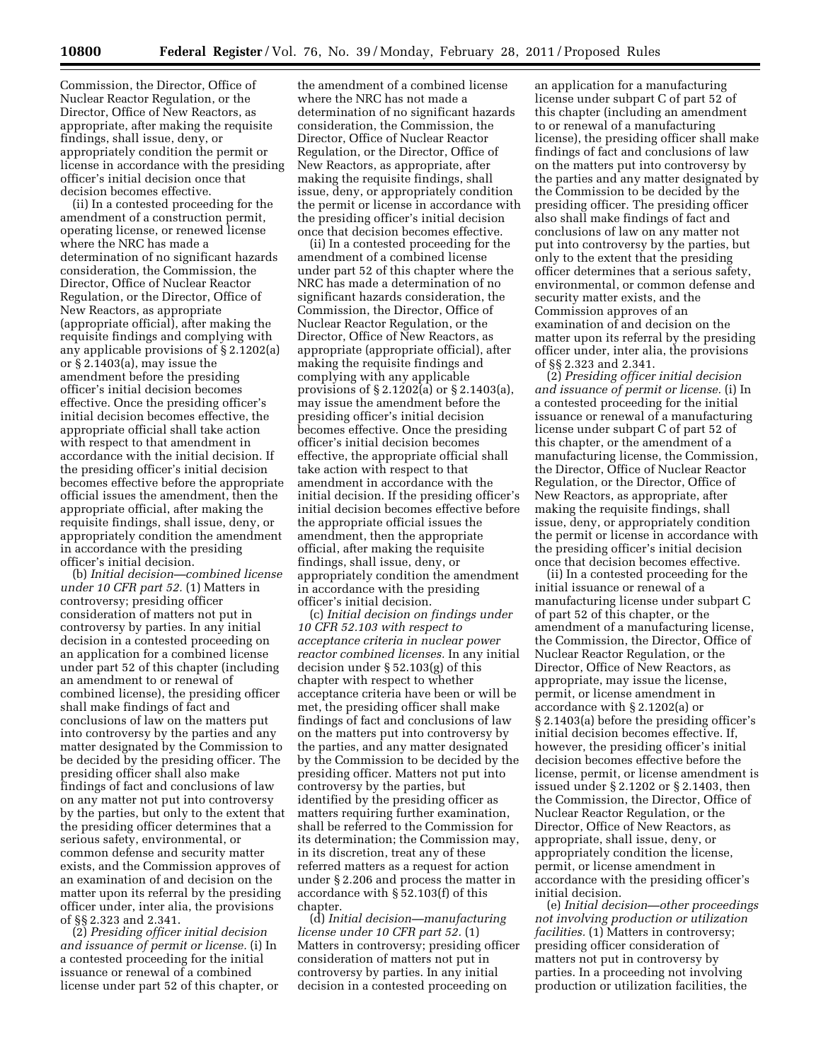Commission, the Director, Office of Nuclear Reactor Regulation, or the Director, Office of New Reactors, as appropriate, after making the requisite findings, shall issue, deny, or appropriately condition the permit or license in accordance with the presiding officer's initial decision once that decision becomes effective.

(ii) In a contested proceeding for the amendment of a construction permit, operating license, or renewed license where the NRC has made a determination of no significant hazards consideration, the Commission, the Director, Office of Nuclear Reactor Regulation, or the Director, Office of New Reactors, as appropriate (appropriate official), after making the requisite findings and complying with any applicable provisions of § 2.1202(a) or § 2.1403(a), may issue the amendment before the presiding officer's initial decision becomes effective. Once the presiding officer's initial decision becomes effective, the appropriate official shall take action with respect to that amendment in accordance with the initial decision. If the presiding officer's initial decision becomes effective before the appropriate official issues the amendment, then the appropriate official, after making the requisite findings, shall issue, deny, or appropriately condition the amendment in accordance with the presiding officer's initial decision.

(b) *Initial decision—combined license under 10 CFR part 52.* (1) Matters in controversy; presiding officer consideration of matters not put in controversy by parties. In any initial decision in a contested proceeding on an application for a combined license under part 52 of this chapter (including an amendment to or renewal of combined license), the presiding officer shall make findings of fact and conclusions of law on the matters put into controversy by the parties and any matter designated by the Commission to be decided by the presiding officer. The presiding officer shall also make findings of fact and conclusions of law on any matter not put into controversy by the parties, but only to the extent that the presiding officer determines that a serious safety, environmental, or common defense and security matter exists, and the Commission approves of an examination of and decision on the matter upon its referral by the presiding officer under, inter alia, the provisions of §§ 2.323 and 2.341.

(2) *Presiding officer initial decision and issuance of permit or license.* (i) In a contested proceeding for the initial issuance or renewal of a combined license under part 52 of this chapter, or the amendment of a combined license where the NRC has not made a determination of no significant hazards consideration, the Commission, the Director, Office of Nuclear Reactor Regulation, or the Director, Office of New Reactors, as appropriate, after making the requisite findings, shall issue, deny, or appropriately condition the permit or license in accordance with the presiding officer's initial decision once that decision becomes effective.

(ii) In a contested proceeding for the amendment of a combined license under part 52 of this chapter where the NRC has made a determination of no significant hazards consideration, the Commission, the Director, Office of Nuclear Reactor Regulation, or the Director, Office of New Reactors, as appropriate (appropriate official), after making the requisite findings and complying with any applicable provisions of § 2.1202(a) or § 2.1403(a), may issue the amendment before the presiding officer's initial decision becomes effective. Once the presiding officer's initial decision becomes effective, the appropriate official shall take action with respect to that amendment in accordance with the initial decision. If the presiding officer's initial decision becomes effective before the appropriate official issues the amendment, then the appropriate official, after making the requisite findings, shall issue, deny, or appropriately condition the amendment in accordance with the presiding officer's initial decision.

(c) *Initial decision on findings under 10 CFR 52.103 with respect to acceptance criteria in nuclear power reactor combined licenses.* In any initial decision under § 52.103(g) of this chapter with respect to whether acceptance criteria have been or will be met, the presiding officer shall make findings of fact and conclusions of law on the matters put into controversy by the parties, and any matter designated by the Commission to be decided by the presiding officer. Matters not put into controversy by the parties, but identified by the presiding officer as matters requiring further examination, shall be referred to the Commission for its determination; the Commission may, in its discretion, treat any of these referred matters as a request for action under § 2.206 and process the matter in accordance with § 52.103(f) of this chapter.

(d) *Initial decision—manufacturing license under 10 CFR part 52.* (1) Matters in controversy; presiding officer consideration of matters not put in controversy by parties. In any initial decision in a contested proceeding on an application for a manufacturing license under subpart C of part 52 of this chapter (including an amendment to or renewal of a manufacturing license), the presiding officer shall make findings of fact and conclusions of law on the matters put into controversy by the parties and any matter designated by the Commission to be decided by the presiding officer. The presiding officer also shall make findings of fact and conclusions of law on any matter not put into controversy by the parties, but only to the extent that the presiding officer determines that a serious safety, environmental, or common defense and security matter exists, and the Commission approves of an examination of and decision on the matter upon its referral by the presiding officer under, inter alia, the provisions of §§ 2.323 and 2.341.

(2) *Presiding officer initial decision and issuance of permit or license.* (i) In a contested proceeding for the initial issuance or renewal of a manufacturing license under subpart C of part 52 of this chapter, or the amendment of a manufacturing license, the Commission, the Director, Office of Nuclear Reactor Regulation, or the Director, Office of New Reactors, as appropriate, after making the requisite findings, shall issue, deny, or appropriately condition the permit or license in accordance with the presiding officer's initial decision once that decision becomes effective.

(ii) In a contested proceeding for the initial issuance or renewal of a manufacturing license under subpart C of part 52 of this chapter, or the amendment of a manufacturing license, the Commission, the Director, Office of Nuclear Reactor Regulation, or the Director, Office of New Reactors, as appropriate, may issue the license, permit, or license amendment in accordance with § 2.1202(a) or § 2.1403(a) before the presiding officer's initial decision becomes effective. If, however, the presiding officer's initial decision becomes effective before the license, permit, or license amendment is issued under § 2.1202 or § 2.1403, then the Commission, the Director, Office of Nuclear Reactor Regulation, or the Director, Office of New Reactors, as appropriate, shall issue, deny, or appropriately condition the license, permit, or license amendment in accordance with the presiding officer's initial decision.

(e) *Initial decision—other proceedings not involving production or utilization facilities.* (1) Matters in controversy; presiding officer consideration of matters not put in controversy by parties. In a proceeding not involving production or utilization facilities, the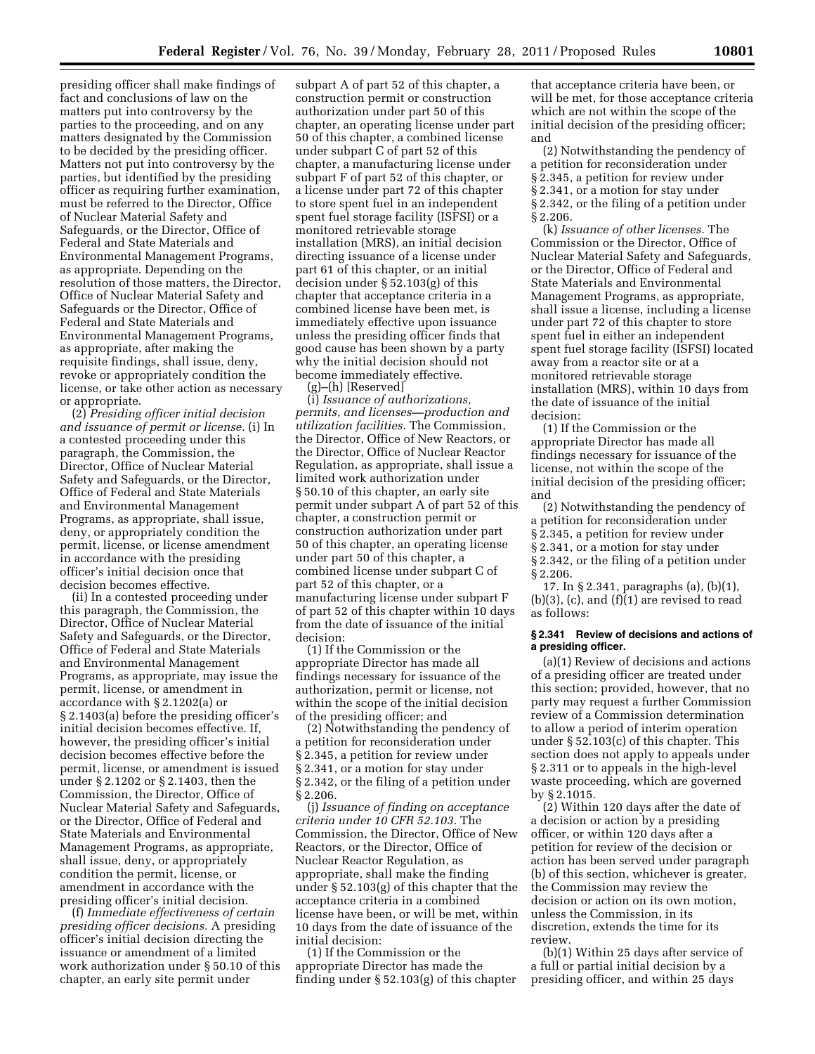presiding officer shall make findings of fact and conclusions of law on the matters put into controversy by the parties to the proceeding, and on any matters designated by the Commission to be decided by the presiding officer. Matters not put into controversy by the parties, but identified by the presiding officer as requiring further examination, must be referred to the Director, Office of Nuclear Material Safety and Safeguards, or the Director, Office of Federal and State Materials and Environmental Management Programs, as appropriate. Depending on the resolution of those matters, the Director, Office of Nuclear Material Safety and Safeguards or the Director, Office of Federal and State Materials and Environmental Management Programs, as appropriate, after making the requisite findings, shall issue, deny, revoke or appropriately condition the license, or take other action as necessary or appropriate.

(2) *Presiding officer initial decision and issuance of permit or license.* (i) In a contested proceeding under this paragraph, the Commission, the Director, Office of Nuclear Material Safety and Safeguards, or the Director, Office of Federal and State Materials and Environmental Management Programs, as appropriate, shall issue, deny, or appropriately condition the permit, license, or license amendment in accordance with the presiding officer's initial decision once that decision becomes effective.

(ii) In a contested proceeding under this paragraph, the Commission, the Director, Office of Nuclear Material Safety and Safeguards, or the Director, Office of Federal and State Materials and Environmental Management Programs, as appropriate, may issue the permit, license, or amendment in accordance with § 2.1202(a) or § 2.1403(a) before the presiding officer's initial decision becomes effective. If, however, the presiding officer's initial decision becomes effective before the permit, license, or amendment is issued under § 2.1202 or § 2.1403, then the Commission, the Director, Office of Nuclear Material Safety and Safeguards, or the Director, Office of Federal and State Materials and Environmental Management Programs, as appropriate, shall issue, deny, or appropriately condition the permit, license, or amendment in accordance with the presiding officer's initial decision.

(f) *Immediate effectiveness of certain presiding officer decisions.* A presiding officer's initial decision directing the issuance or amendment of a limited work authorization under § 50.10 of this chapter, an early site permit under subpart A of part 52 of this chapter, a construction permit or construction authorization under part 50 of this chapter, an operating license under part 50 of this chapter, a combined license under subpart C of part 52 of this chapter, a manufacturing license under subpart F of part 52 of this chapter, or a license under part 72 of this chapter to store spent fuel in an independent spent fuel storage facility (ISFSI) or a monitored retrievable storage installation (MRS), an initial decision directing issuance of a license under part 61 of this chapter, or an initial decision under § 52.103(g) of this chapter that acceptance criteria in a combined license have been met, is immediately effective upon issuance unless the presiding officer finds that good cause has been shown by a party why the initial decision should not become immediately effective.

(g)–(h) [Reserved]

(i) *Issuance of authorizations, permits, and licenses—production and utilization facilities.* The Commission, the Director, Office of New Reactors, or the Director, Office of Nuclear Reactor Regulation, as appropriate, shall issue a limited work authorization under § 50.10 of this chapter, an early site permit under subpart A of part 52 of this chapter, a construction permit or construction authorization under part 50 of this chapter, an operating license under part 50 of this chapter, a combined license under subpart C of part 52 of this chapter, or a manufacturing license under subpart F of part 52 of this chapter within 10 days from the date of issuance of the initial decision:

(1) If the Commission or the appropriate Director has made all findings necessary for issuance of the authorization, permit or license, not within the scope of the initial decision of the presiding officer; and

(2) Notwithstanding the pendency of a petition for reconsideration under § 2.345, a petition for review under § 2.341, or a motion for stay under § 2.342, or the filing of a petition under § 2.206.

(j) *Issuance of finding on acceptance criteria under 10 CFR 52.103.* The Commission, the Director, Office of New Reactors, or the Director, Office of Nuclear Reactor Regulation, as appropriate, shall make the finding under § 52.103(g) of this chapter that the acceptance criteria in a combined license have been, or will be met, within 10 days from the date of issuance of the initial decision:

(1) If the Commission or the appropriate Director has made the finding under § 52.103(g) of this chapter that acceptance criteria have been, or will be met, for those acceptance criteria which are not within the scope of the initial decision of the presiding officer; and

(2) Notwithstanding the pendency of a petition for reconsideration under § 2.345, a petition for review under § 2.341, or a motion for stay under § 2.342, or the filing of a petition under § 2.206.

(k) *Issuance of other licenses.* The Commission or the Director, Office of Nuclear Material Safety and Safeguards, or the Director, Office of Federal and State Materials and Environmental Management Programs, as appropriate, shall issue a license, including a license under part 72 of this chapter to store spent fuel in either an independent spent fuel storage facility (ISFSI) located away from a reactor site or at a monitored retrievable storage installation (MRS), within 10 days from the date of issuance of the initial decision:

(1) If the Commission or the appropriate Director has made all findings necessary for issuance of the license, not within the scope of the initial decision of the presiding officer; and

(2) Notwithstanding the pendency of a petition for reconsideration under § 2.345, a petition for review under § 2.341, or a motion for stay under § 2.342, or the filing of a petition under § 2.206.

17. In § 2.341, paragraphs (a), (b)(1), (b)(3), (c), and (f)(1) are revised to read as follows:

**§ 2.341 Review of decisions and actions of a presiding officer.**

(a)(1) Review of decisions and actions of a presiding officer are treated under this section; provided, however, that no party may request a further Commission review of a Commission determination to allow a period of interim operation under § 52.103(c) of this chapter. This section does not apply to appeals under § 2.311 or to appeals in the high-level waste proceeding, which are governed by § 2.1015.

(2) Within 120 days after the date of a decision or action by a presiding officer, or within 120 days after a petition for review of the decision or action has been served under paragraph (b) of this section, whichever is greater, the Commission may review the decision or action on its own motion, unless the Commission, in its discretion, extends the time for its review.

(b)(1) Within 25 days after service of a full or partial initial decision by a presiding officer, and within 25 days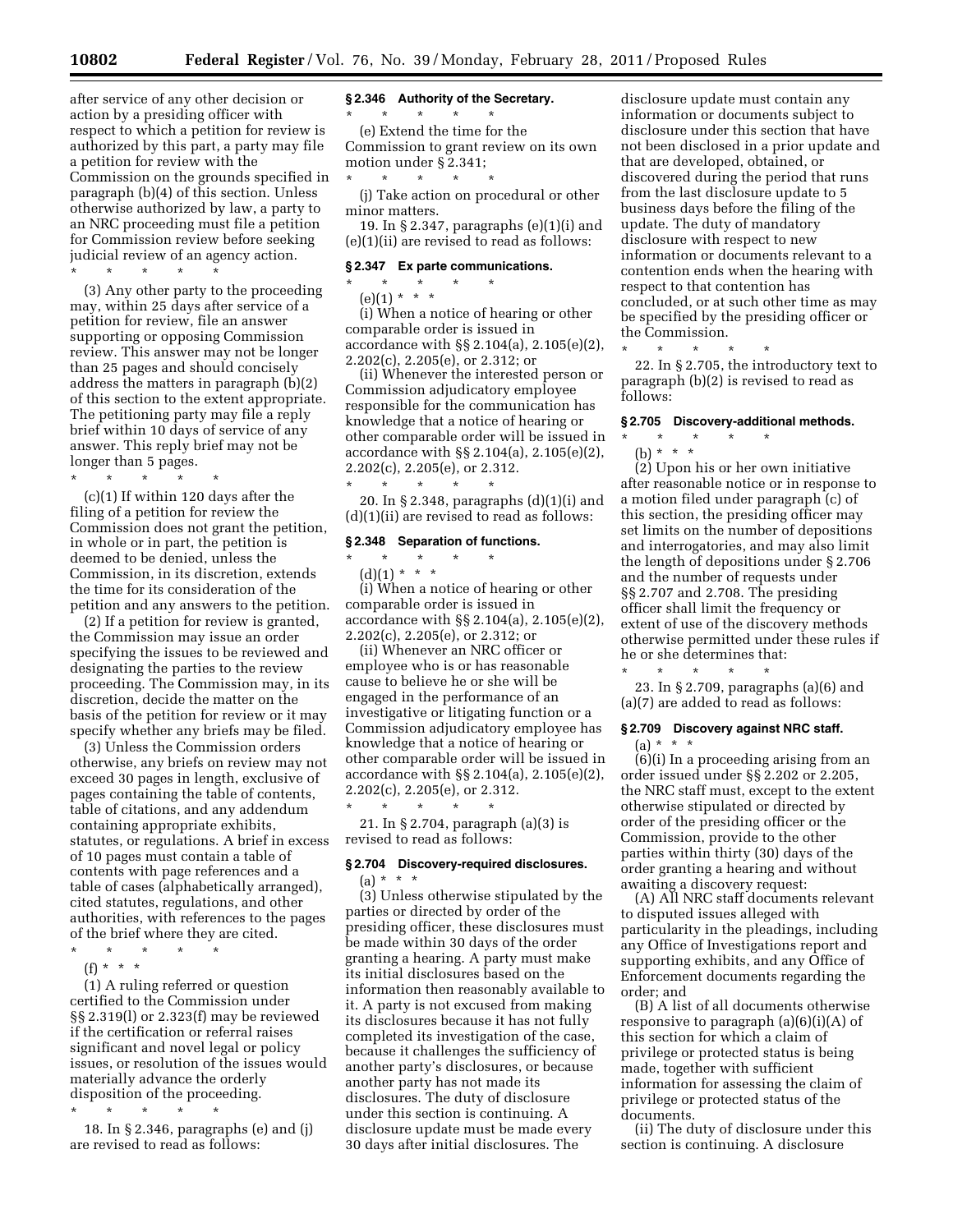after service of any other decision or action by a presiding officer with respect to which a petition for review is authorized by this part, a party may file a petition for review with the Commission on the grounds specified in paragraph (b)(4) of this section. Unless otherwise authorized by law, a party to an NRC proceeding must file a petition for Commission review before seeking judicial review of an agency action.

\* \* \* \* \*

(3) Any other party to the proceeding may, within 25 days after service of a petition for review, file an answer supporting or opposing Commission review. This answer may not be longer than 25 pages and should concisely address the matters in paragraph (b)(2) of this section to the extent appropriate. The petitioning party may file a reply brief within 10 days of service of any answer. This reply brief may not be longer than 5 pages.

\* \* \* \* \*

(c)(1) If within 120 days after the filing of a petition for review the Commission does not grant the petition, in whole or in part, the petition is deemed to be denied, unless the Commission, in its discretion, extends the time for its consideration of the petition and any answers to the petition.

(2) If a petition for review is granted, the Commission may issue an order specifying the issues to be reviewed and designating the parties to the review proceeding. The Commission may, in its discretion, decide the matter on the basis of the petition for review or it may specify whether any briefs may be filed.

(3) Unless the Commission orders otherwise, any briefs on review may not exceed 30 pages in length, exclusive of pages containing the table of contents, table of citations, and any addendum containing appropriate exhibits, statutes, or regulations. A brief in excess of 10 pages must contain a table of contents with page references and a table of cases (alphabetically arranged), cited statutes, regulations, and other authorities, with references to the pages of the brief where they are cited.

\* \* \* \* \*

(f) \* \* \*

(1) A ruling referred or question certified to the Commission under §§ 2.319(l) or 2.323(f) may be reviewed if the certification or referral raises significant and novel legal or policy issues, or resolution of the issues would materially advance the orderly disposition of the proceeding.

\* \* \* \* \*

18. In § 2.346, paragraphs (e) and (j) are revised to read as follows:

### § 2.346 Authority of the Secretary.

\* \* \* \* \*

(e) Extend the time for the Commission to grant review on its own motion under § 2.341;

\* \* \* \* \*

(j) Take action on procedural or other minor matters.

19. In § 2.347, paragraphs (e)(1)(i) and (e)(1)(ii) are revised to read as follows:

### § 2.347 Ex parte communications.

\* \* \* \* \*

(e)(1) \* \* \*

(i) When a notice of hearing or other comparable order is issued in accordance with §§ 2.104(a), 2.105(e)(2), 2.202(c), 2.205(e), or 2.312; or

(ii) Whenever the interested person or Commission adjudicatory employee responsible for the communication has knowledge that a notice of hearing or other comparable order will be issued in accordance with §§ 2.104(a), 2.105(e)(2), 2.202(c), 2.205(e), or 2.312.

\* \* \* \* \*

20. In § 2.348, paragraphs (d)(1)(i) and (d)(1)(ii) are revised to read as follows:

### § 2.348 Separation of functions.

\* \* \* \* \*

(d)(1) \* \* \*

(i) When a notice of hearing or other comparable order is issued in accordance with §§ 2.104(a), 2.105(e)(2), 2.202(c), 2.205(e), or 2.312; or

(ii) Whenever an NRC officer or employee who is or has reasonable cause to believe he or she will be engaged in the performance of an investigative or litigating function or a Commission adjudicatory employee has knowledge that a notice of hearing or other comparable order will be issued in accordance with §§ 2.104(a), 2.105(e)(2), 2.202(c), 2.205(e), or 2.312.

\* \* \* \* \*

21. In § 2.704, paragraph (a)(3) is revised to read as follows:

### § 2.704 Discovery-required disclosures.

(a) \* \* \*

(3) Unless otherwise stipulated by the parties or directed by order of the presiding officer, these disclosures must be made within 30 days of the order granting a hearing. A party must make its initial disclosures based on the information then reasonably available to it. A party is not excused from making its disclosures because it has not fully completed its investigation of the case, because it challenges the sufficiency of another party's disclosures, or because another party has not made its disclosures. The duty of disclosure under this section is continuing. A disclosure update must be made every 30 days after initial disclosures. The disclosure update must contain any information or documents subject to disclosure under this section that have not been disclosed in a prior update and that are developed, obtained, or discovered during the period that runs from the last disclosure update to 5 business days before the filing of the update. The duty of mandatory disclosure with respect to new information or documents relevant to a contention ends when the hearing with respect to that contention has concluded, or at such other time as may be specified by the presiding officer or the Commission.

\* \* \* \* \*

22. In § 2.705, the introductory text to paragraph (b)(2) is revised to read as follows:

### § 2.705 Discovery-additional methods.

\* \* \* \* \*

(b) \* \* \*

(2) Upon his or her own initiative after reasonable notice or in response to a motion filed under paragraph (c) of this section, the presiding officer may set limits on the number of depositions and interrogatories, and may also limit the length of depositions under § 2.706 and the number of requests under §§ 2.707 and 2.708. The presiding officer shall limit the frequency or extent of use of the discovery methods otherwise permitted under these rules if he or she determines that:

\* \* \* \* \*

23. In § 2.709, paragraphs (a)(6) and (a)(7) are added to read as follows:

### § 2.709 Discovery against NRC staff.

(a) \* \* \*

(6)(i) In a proceeding arising from an order issued under §§ 2.202 or 2.205, the NRC staff must, except to the extent otherwise stipulated or directed by order of the presiding officer or the Commission, provide to the other parties within thirty (30) days of the order granting a hearing and without awaiting a discovery request:

(A) All NRC staff documents relevant to disputed issues alleged with particularity in the pleadings, including any Office of Investigations report and supporting exhibits, and any Office of Enforcement documents regarding the order; and

(B) A list of all documents otherwise responsive to paragraph (a)(6)(i)(A) of this section for which a claim of privilege or protected status is being made, together with sufficient information for assessing the claim of privilege or protected status of the documents.

(ii) The duty of disclosure under this section is continuing. A disclosure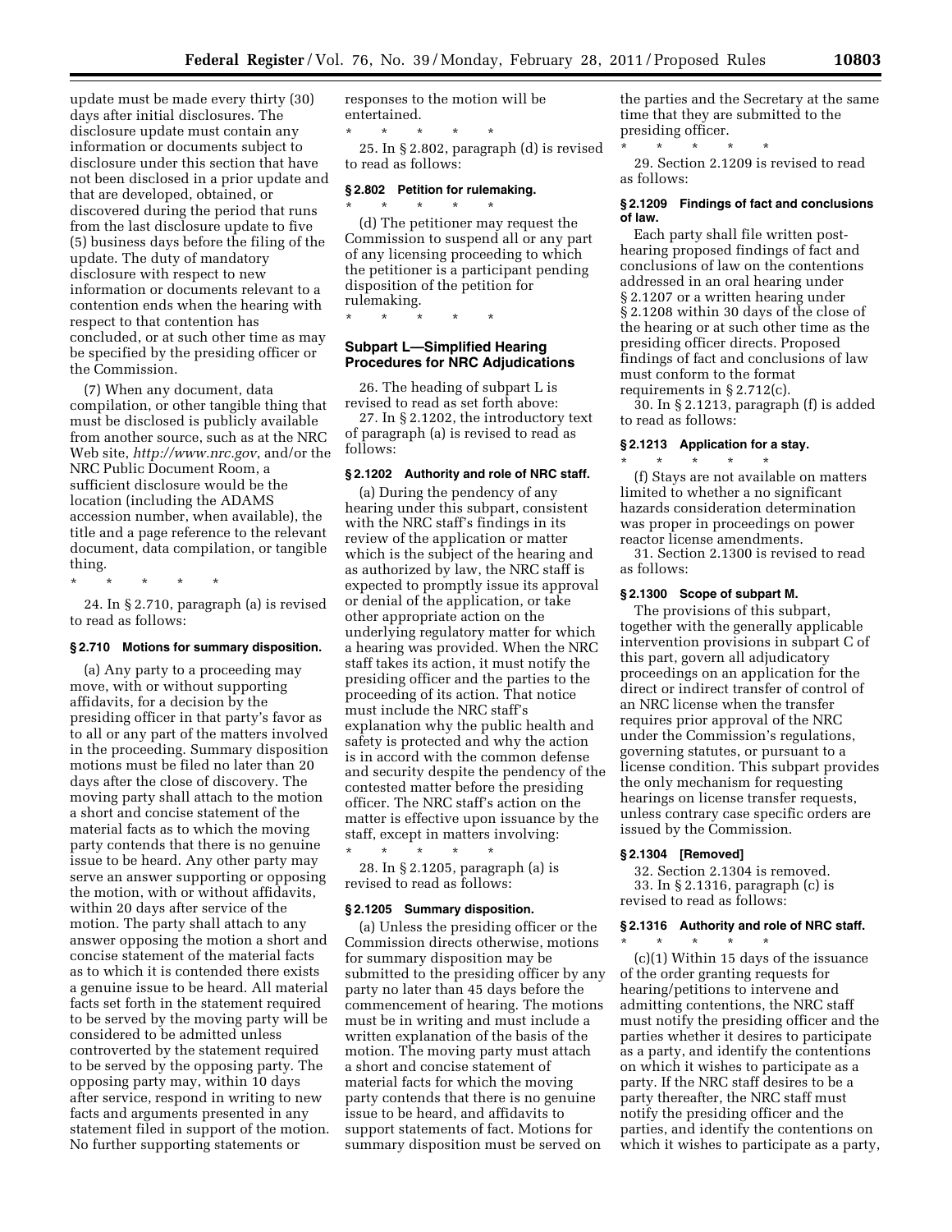update must be made every thirty (30) days after initial disclosures. The disclosure update must contain any information or documents subject to disclosure under this section that have not been disclosed in a prior update and that are developed, obtained, or discovered during the period that runs from the last disclosure update to five (5) business days before the filing of the update. The duty of mandatory disclosure with respect to new information or documents relevant to a contention ends when the hearing with respect to that contention has concluded, or at such other time as may be specified by the presiding officer or the Commission.

(7) When any document, data compilation, or other tangible thing that must be disclosed is publicly available from another source, such as at the NRC Web site, *http://www.nrc.gov*, and/or the NRC Public Document Room, a sufficient disclosure would be the location (including the ADAMS accession number, when available), the title and a page reference to the relevant document, data compilation, or tangible thing.

\* \* \* \* \*

24. In § 2.710, paragraph (a) is revised to read as follows:

**§ 2.710 Motions for summary disposition.**

(a) Any party to a proceeding may move, with or without supporting affidavits, for a decision by the presiding officer in that party's favor as to all or any part of the matters involved in the proceeding. Summary disposition motions must be filed no later than 20 days after the close of discovery. The moving party shall attach to the motion a short and concise statement of the material facts as to which the moving party contends that there is no genuine issue to be heard. Any other party may serve an answer supporting or opposing the motion, with or without affidavits, within 20 days after service of the motion. The party shall attach to any answer opposing the motion a short and concise statement of the material facts as to which it is contended there exists a genuine issue to be heard. All material facts set forth in the statement required to be served by the moving party will be considered to be admitted unless controverted by the statement required to be served by the opposing party. The opposing party may, within 10 days after service, respond in writing to new facts and arguments presented in any statement filed in support of the motion. No further supporting statements or responses to the motion will be entertained.

\* \* \* \* \*

25. In § 2.802, paragraph (d) is revised to read as follows:

**§ 2.802 Petition for rulemaking.**

\* \* \* \* \*

(d) The petitioner may request the Commission to suspend all or any part of any licensing proceeding to which the petitioner is a participant pending disposition of the petition for rulemaking.

\* \* \* \* \*

## Subpart L—Simplified Hearing Procedures for NRC Adjudications

26. The heading of subpart L is revised to read as set forth above:

27. In § 2.1202, the introductory text of paragraph (a) is revised to read as follows:

**§ 2.1202 Authority and role of NRC staff.**

(a) During the pendency of any hearing under this subpart, consistent with the NRC staff's findings in its review of the application or matter which is the subject of the hearing and as authorized by law, the NRC staff is expected to promptly issue its approval or denial of the application, or take other appropriate action on the underlying regulatory matter for which a hearing was provided. When the NRC staff takes its action, it must notify the presiding officer and the parties to the proceeding of its action. That notice must include the NRC staff's explanation why the public health and safety is protected and why the action is in accord with the common defense and security despite the pendency of the contested matter before the presiding officer. The NRC staff's action on the matter is effective upon issuance by the staff, except in matters involving:

\* \* \* \* \*

28. In § 2.1205, paragraph (a) is revised to read as follows:

**§ 2.1205 Summary disposition.**

(a) Unless the presiding officer or the Commission directs otherwise, motions for summary disposition may be submitted to the presiding officer by any party no later than 45 days before the commencement of hearing. The motions must be in writing and must include a written explanation of the basis of the motion. The moving party must attach a short and concise statement of material facts for which the moving party contends that there is no genuine issue to be heard, and affidavits to support statements of fact. Motions for summary disposition must be served on the parties and the Secretary at the same time that they are submitted to the presiding officer.

\* \* \* \* \*

29. Section 2.1209 is revised to read as follows:

**§ 2.1209 Findings of fact and conclusions of law.**

Each party shall file written post-hearing proposed findings of fact and conclusions of law on the contentions addressed in an oral hearing under § 2.1207 or a written hearing under § 2.1208 within 30 days of the close of the hearing or at such other time as the presiding officer directs. Proposed findings of fact and conclusions of law must conform to the format requirements in § 2.712(c).

30. In § 2.1213, paragraph (f) is added to read as follows:

**§ 2.1213 Application for a stay.**

\* \* \* \* \*

(f) Stays are not available on matters limited to whether a no significant hazards consideration determination was proper in proceedings on power reactor license amendments.

31. Section 2.1300 is revised to read as follows:

**§ 2.1300 Scope of subpart M.**

The provisions of this subpart, together with the generally applicable intervention provisions in subpart C of this part, govern all adjudicatory proceedings on an application for the direct or indirect transfer of control of an NRC license when the transfer requires prior approval of the NRC under the Commission's regulations, governing statutes, or pursuant to a license condition. This subpart provides the only mechanism for requesting hearings on license transfer requests, unless contrary case specific orders are issued by the Commission.

**§ 2.1304 [Removed]**

32. Section 2.1304 is removed.

33. In § 2.1316, paragraph (c) is revised to read as follows:

**§ 2.1316 Authority and role of NRC staff.**

\* \* \* \* \*

(c)(1) Within 15 days of the issuance of the order granting requests for hearing/petitions to intervene and admitting contentions, the NRC staff must notify the presiding officer and the parties whether it desires to participate as a party, and identify the contentions on which it wishes to participate as a party. If the NRC staff desires to be a party thereafter, the NRC staff must notify the presiding officer and the parties, and identify the contentions on which it wishes to participate as a party,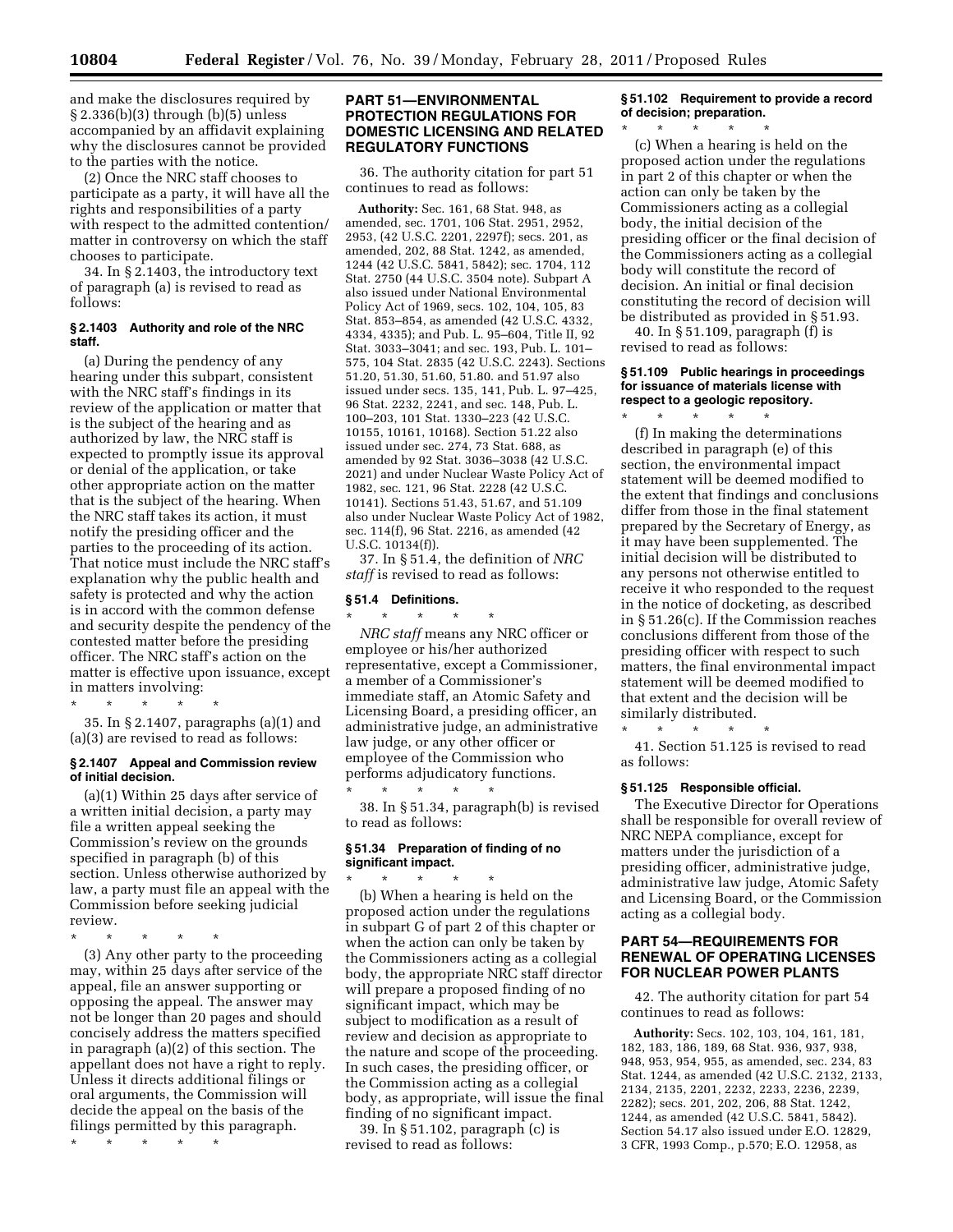and make the disclosures required by § 2.336(b)(3) through (b)(5) unless accompanied by an affidavit explaining why the disclosures cannot be provided to the parties with the notice.

(2) Once the NRC staff chooses to participate as a party, it will have all the rights and responsibilities of a party with respect to the admitted contention/matter in controversy on which the staff chooses to participate.

34. In § 2.1403, the introductory text of paragraph (a) is revised to read as follows:

**§ 2.1403 Authority and role of the NRC staff.**

(a) During the pendency of any hearing under this subpart, consistent with the NRC staff's findings in its review of the application or matter that is the subject of the hearing and as authorized by law, the NRC staff is expected to promptly issue its approval or denial of the application, or take other appropriate action on the matter that is the subject of the hearing. When the NRC staff takes its action, it must notify the presiding officer and the parties to the proceeding of its action. That notice must include the NRC staff's explanation why the public health and safety is protected and why the action is in accord with the common defense and security despite the pendency of the contested matter before the presiding officer. The NRC staff's action on the matter is effective upon issuance, except in matters involving:

\* \* \* \* \*

35. In § 2.1407, paragraphs (a)(1) and (a)(3) are revised to read as follows:

**§ 2.1407 Appeal and Commission review of initial decision.**

(a)(1) Within 25 days after service of a written initial decision, a party may file a written appeal seeking the Commission's review on the grounds specified in paragraph (b) of this section. Unless otherwise authorized by law, a party must file an appeal with the Commission before seeking judicial review.

\* \* \* \* \*

(3) Any other party to the proceeding may, within 25 days after service of the appeal, file an answer supporting or opposing the appeal. The answer may not be longer than 20 pages and should concisely address the matters specified in paragraph (a)(2) of this section. The appellant does not have a right to reply. Unless it directs additional filings or oral arguments, the Commission will decide the appeal on the basis of the filings permitted by this paragraph.

\* \* \* \* \*

## PART 51—ENVIRONMENTAL PROTECTION REGULATIONS FOR DOMESTIC LICENSING AND RELATED REGULATORY FUNCTIONS

36. The authority citation for part 51 continues to read as follows:

**Authority:** Sec. 161, 68 Stat. 948, as amended, sec. 1701, 106 Stat. 2951, 2952, 2953, (42 U.S.C. 2201, 2297f); secs. 201, as amended, 202, 88 Stat. 1242, as amended, 1244 (42 U.S.C. 5841, 5842); sec. 1704, 112 Stat. 2750 (44 U.S.C. 3504 note). Subpart A also issued under National Environmental Policy Act of 1969, secs. 102, 104, 105, 83 Stat. 853–854, as amended (42 U.S.C. 4332, 4334, 4335); and Pub. L. 95–604, Title II, 92 Stat. 3033–3041; and sec. 193, Pub. L. 101–575, 104 Stat. 2835 (42 U.S.C. 2243). Sections 51.20, 51.30, 51.60, 51.80. and 51.97 also issued under secs. 135, 141, Pub. L. 97–425, 96 Stat. 2232, 2241, and sec. 148, Pub. L. 100–203, 101 Stat. 1330–223 (42 U.S.C. 10155, 10161, 10168). Section 51.22 also issued under sec. 274, 73 Stat. 688, as amended by 92 Stat. 3036–3038 (42 U.S.C. 2021) and under Nuclear Waste Policy Act of 1982, sec. 121, 96 Stat. 2228 (42 U.S.C. 10141). Sections 51.43, 51.67, and 51.109 also under Nuclear Waste Policy Act of 1982, sec. 114(f), 96 Stat. 2216, as amended (42 U.S.C. 10134(f)).

37. In § 51.4, the definition of *NRC staff* is revised to read as follows:

**§ 51.4 Definitions.**

\* \* \* \* \*

*NRC staff* means any NRC officer or employee or his/her authorized representative, except a Commissioner, a member of a Commissioner's immediate staff, an Atomic Safety and Licensing Board, a presiding officer, an administrative judge, an administrative law judge, or any other officer or employee of the Commission who performs adjudicatory functions.

\* \* \* \* \*

38. In § 51.34, paragraph(b) is revised to read as follows:

**§ 51.34 Preparation of finding of no significant impact.**

\* \* \* \* \*

(b) When a hearing is held on the proposed action under the regulations in subpart G of part 2 of this chapter or when the action can only be taken by the Commissioners acting as a collegial body, the appropriate NRC staff director will prepare a proposed finding of no significant impact, which may be subject to modification as a result of review and decision as appropriate to the nature and scope of the proceeding. In such cases, the presiding officer, or the Commission acting as a collegial body, as appropriate, will issue the final finding of no significant impact.

39. In § 51.102, paragraph (c) is revised to read as follows:

**§ 51.102 Requirement to provide a record of decision; preparation.**

\* \* \* \* \*

(c) When a hearing is held on the proposed action under the regulations in part 2 of this chapter or when the action can only be taken by the Commissioners acting as a collegial body, the initial decision of the presiding officer or the final decision of the Commissioners acting as a collegial body will constitute the record of decision. An initial or final decision constituting the record of decision will be distributed as provided in § 51.93.

40. In § 51.109, paragraph (f) is revised to read as follows:

**§ 51.109 Public hearings in proceedings for issuance of materials license with respect to a geologic repository.**

\* \* \* \* \*

(f) In making the determinations described in paragraph (e) of this section, the environmental impact statement will be deemed modified to the extent that findings and conclusions differ from those in the final statement prepared by the Secretary of Energy, as it may have been supplemented. The initial decision will be distributed to any persons not otherwise entitled to receive it who responded to the request in the notice of docketing, as described in § 51.26(c). If the Commission reaches conclusions different from those of the presiding officer with respect to such matters, the final environmental impact statement will be deemed modified to that extent and the decision will be similarly distributed.

\* \* \* \* \*

41. Section 51.125 is revised to read as follows:

**§ 51.125 Responsible official.**

The Executive Director for Operations shall be responsible for overall review of NRC NEPA compliance, except for matters under the jurisdiction of a presiding officer, administrative judge, administrative law judge, Atomic Safety and Licensing Board, or the Commission acting as a collegial body.

## PART 54—REQUIREMENTS FOR RENEWAL OF OPERATING LICENSES FOR NUCLEAR POWER PLANTS

42. The authority citation for part 54 continues to read as follows:

**Authority:** Secs. 102, 103, 104, 161, 181, 182, 183, 186, 189, 68 Stat. 936, 937, 938, 948, 953, 954, 955, as amended, sec. 234, 83 Stat. 1244, as amended (42 U.S.C. 2132, 2133, 2134, 2135, 2201, 2232, 2233, 2236, 2239, 2282); secs. 201, 202, 206, 88 Stat. 1242, 1244, as amended (42 U.S.C. 5841, 5842). Section 54.17 also issued under E.O. 12829, 3 CFR, 1993 Comp., p.570; E.O. 12958, as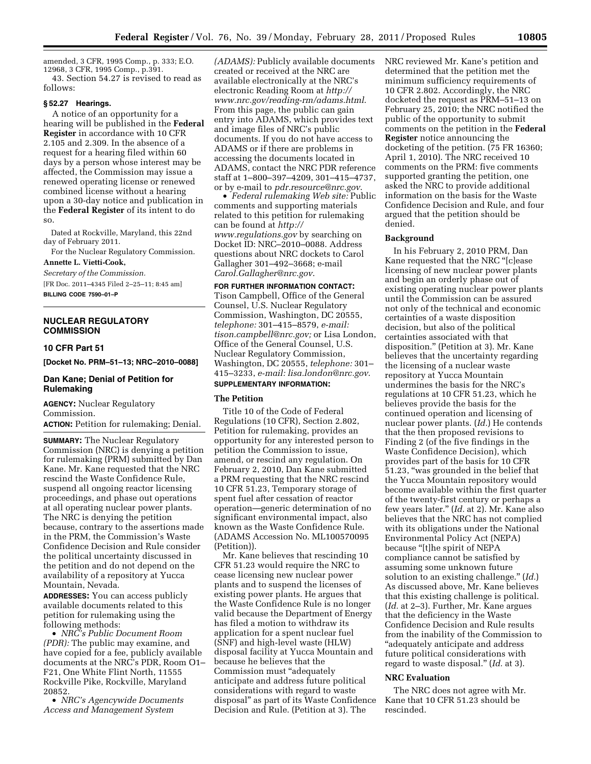amended, 3 CFR, 1995 Comp., p. 333; E.O. 12968, 3 CFR, 1995 Comp., p.391.

43. Section 54.27 is revised to read as follows:

**§ 52.27 Hearings.**

A notice of an opportunity for a hearing will be published in the **Federal Register** in accordance with 10 CFR 2.105 and 2.309. In the absence of a request for a hearing filed within 60 days by a person whose interest may be affected, the Commission may issue a renewed operating license or renewed combined license without a hearing upon a 30-day notice and publication in the **Federal Register** of its intent to do so.

Dated at Rockville, Maryland, this 22nd day of February 2011.

For the Nuclear Regulatory Commission.

**Annette L. Vietti-Cook,**

*Secretary of the Commission.*

[FR Doc. 2011–4345 Filed 2–25–11; 8:45 am]

**BILLING CODE 7590–01–P**

## NUCLEAR REGULATORY COMMISSION

### 10 CFR Part 51

**[Docket No. PRM–51–13; NRC–2010–0088]**

### Dan Kane; Denial of Petition for Rulemaking

**AGENCY:** Nuclear Regulatory Commission.

**ACTION:** Petition for rulemaking; Denial.

**SUMMARY:** The Nuclear Regulatory Commission (NRC) is denying a petition for rulemaking (PRM) submitted by Dan Kane. Mr. Kane requested that the NRC rescind the Waste Confidence Rule, suspend all ongoing reactor licensing proceedings, and phase out operations at all operating nuclear power plants. The NRC is denying the petition because, contrary to the assertions made in the PRM, the Commission's Waste Confidence Decision and Rule consider the political uncertainty discussed in the petition and do not depend on the availability of a repository at Yucca Mountain, Nevada.

**ADDRESSES:** You can access publicly available documents related to this petition for rulemaking using the following methods:

- *NRC's Public Document Room (PDR):* The public may examine, and have copied for a fee, publicly available documents at the NRC's PDR, Room O1–F21, One White Flint North, 11555 Rockville Pike, Rockville, Maryland 20852.
- *NRC's Agencywide Documents Access and Management System (ADAMS):* Publicly available documents created or received at the NRC are available electronically at the NRC's electronic Reading Room at *http://www.nrc.gov/reading-rm/adams.html*. From this page, the public can gain entry into ADAMS, which provides text and image files of NRC's public documents. If you do not have access to ADAMS or if there are problems in accessing the documents located in ADAMS, contact the NRC PDR reference staff at 1–800–397–4209, 301–415–4737, or by e-mail to *pdr.resource@nrc.gov*.
- *Federal rulemaking Web site:* Public comments and supporting materials related to this petition for rulemaking can be found at *http://www.regulations.gov* by searching on Docket ID: NRC–2010–0088. Address questions about NRC dockets to Carol Gallagher 301–492–3668; e-mail *Carol.Gallagher@nrc.gov*.

**FOR FURTHER INFORMATION CONTACT:** Tison Campbell, Office of the General Counsel, U.S. Nuclear Regulatory Commission, Washington, DC 20555, *telephone:* 301–415–8579, *e-mail: tison.campbell@nrc.gov;* or Lisa London, Office of the General Counsel, U.S. Nuclear Regulatory Commission, Washington, DC 20555, *telephone:* 301–415–3233, *e-mail: lisa.london@nrc.gov*.

**SUPPLEMENTARY INFORMATION:**

#### The Petition

Title 10 of the Code of Federal Regulations (10 CFR), Section 2.802, Petition for rulemaking, provides an opportunity for any interested person to petition the Commission to issue, amend, or rescind any regulation. On February 2, 2010, Dan Kane submitted a PRM requesting that the NRC rescind 10 CFR 51.23, Temporary storage of spent fuel after cessation of reactor operation—generic determination of no significant environmental impact, also known as the Waste Confidence Rule. (ADAMS Accession No. ML100570095 (Petition)).

Mr. Kane believes that rescinding 10 CFR 51.23 would require the NRC to cease licensing new nuclear power plants and to suspend the licenses of existing power plants. He argues that the Waste Confidence Rule is no longer valid because the Department of Energy has filed a motion to withdraw its application for a spent nuclear fuel (SNF) and high-level waste (HLW) disposal facility at Yucca Mountain and because he believes that the Commission must "adequately anticipate and address future political considerations with regard to waste disposal" as part of its Waste Confidence Decision and Rule. (Petition at 3). The NRC reviewed Mr. Kane's petition and determined that the petition met the minimum sufficiency requirements of 10 CFR 2.802. Accordingly, the NRC docketed the request as PRM–51–13 on February 25, 2010; the NRC notified the public of the opportunity to submit comments on the petition in the **Federal Register** notice announcing the docketing of the petition. (75 FR 16360; April 1, 2010). The NRC received 10 comments on the PRM: five comments supported granting the petition, one asked the NRC to provide additional information on the basis for the Waste Confidence Decision and Rule, and four argued that the petition should be denied.

#### Background

In his February 2, 2010 PRM, Dan Kane requested that the NRC "[c]ease licensing of new nuclear power plants and begin an orderly phase out of existing operating nuclear power plants until the Commission can be assured not only of the technical and economic certainties of a waste disposition decision, but also of the political certainties associated with that disposition." (Petition at 3). Mr. Kane believes that the uncertainty regarding the licensing of a nuclear waste repository at Yucca Mountain undermines the basis for the NRC's regulations at 10 CFR 51.23, which he believes provide the basis for the continued operation and licensing of nuclear power plants. (*Id.*) He contends that the then proposed revisions to Finding 2 (of the five findings in the Waste Confidence Decision), which provides part of the basis for 10 CFR 51.23, "was grounded in the belief that the Yucca Mountain repository would become available within the first quarter of the twenty-first century or perhaps a few years later." (*Id.* at 2). Mr. Kane also believes that the NRC has not complied with its obligations under the National Environmental Policy Act (NEPA) because "[t]he spirit of NEPA compliance cannot be satisfied by assuming some unknown future solution to an existing challenge." (*Id.*) As discussed above, Mr. Kane believes that this existing challenge is political. (*Id.* at 2–3). Further, Mr. Kane argues that the deficiency in the Waste Confidence Decision and Rule results from the inability of the Commission to "adequately anticipate and address future political considerations with regard to waste disposal." (*Id.* at 3).

#### NRC Evaluation

The NRC does not agree with Mr. Kane that 10 CFR 51.23 should be rescinded.